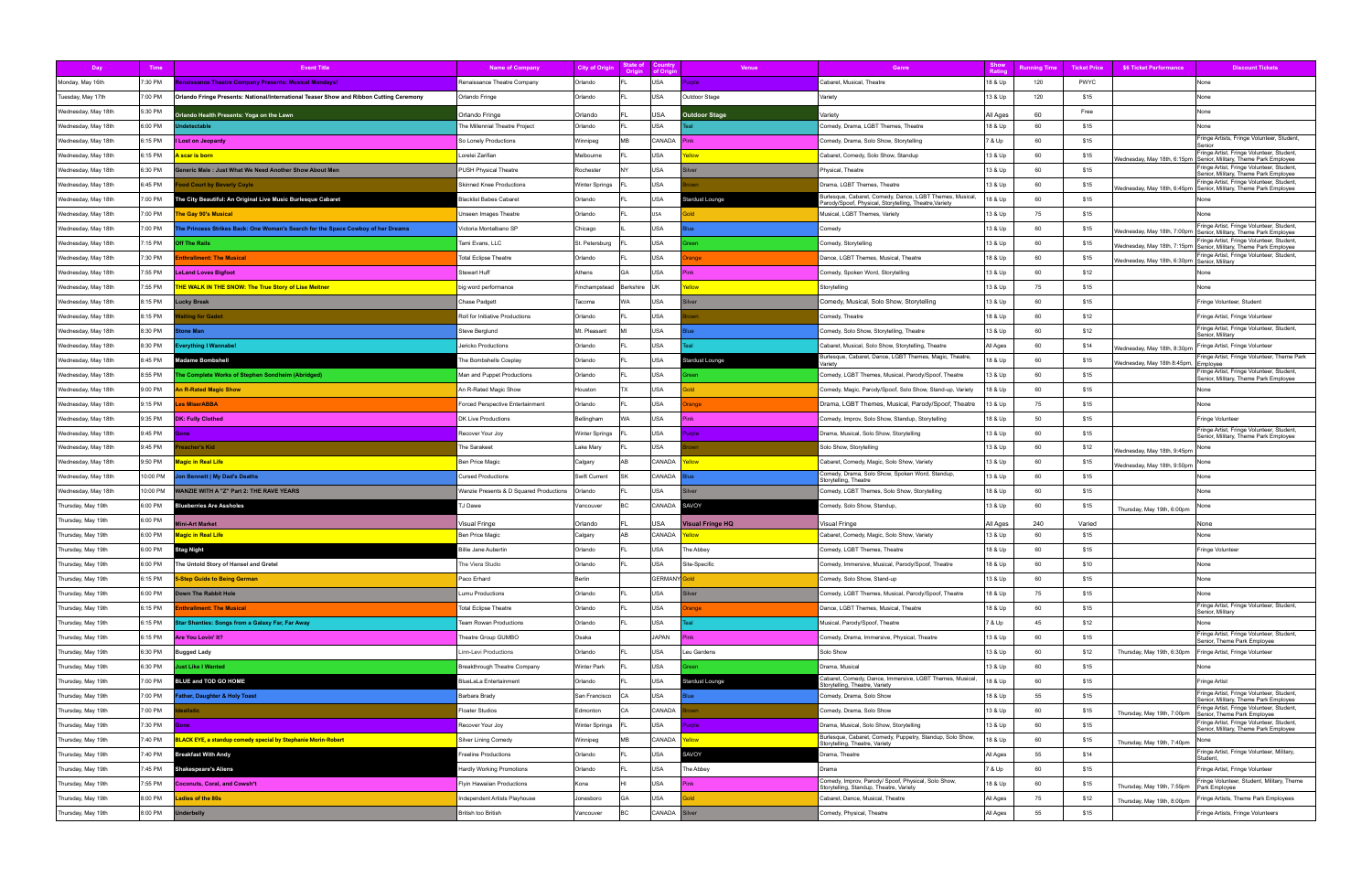| Day | Time | Event Title | Name of Company | City of Origin | State of Origin | Country of Origin | Venue | Genre | Show Rating | Running Time | Ticket Price | $6 Ticket Performance | Discount Tickets |
|---|---|---|---|---|---|---|---|---|---|---|---|---|---|
| Monday, May 16th | 7:30 PM | Renaissance Theatre Company Presents: Musical Mondays! | Renaissance Theatre Company | Orlando | FL | USA | Purple | Cabaret, Musical, Theatre | 18 & Up | 120 | PWYC | | None |
| Tuesday, May 17th | 7:00 PM | Orlando Fringe Presents: National/International Teaser Show and Ribbon Cutting Ceremony | Orlando Fringe | Orlando | FL | USA | Outdoor Stage | Variety | 13 & Up | 120 | $15 | | None |
| Wednesday, May 18th | 5:30 PM | Orlando Health Presents: Yoga on the Lawn | Orlando Fringe | Orlando | FL | USA | Outdoor Stage | Variety | All Ages | 60 | Free | | None |
| Wednesday, May 18th | 6:00 PM | Undetectable | The Millennial Theatre Project | Orlando | FL | USA | Teal | Comedy, Drama, LGBT Themes, Theatre | 18 & Up | 60 | $15 | | None |
| Wednesday, May 18th | 6:15 PM | I Lost on Jeopardy | So Lonely Productions | Winnipeg | MB | CANADA | Pink | Comedy, Drama, Solo Show, Storytelling | 7 & Up | 60 | $15 | | Fringe Artists, Fringe Volunteer, Student, Senior |
| Wednesday, May 18th | 6:15 PM | A scar is born | Lorelei Zerillan | Melbourne | FL | USA | Yellow | Comedy, Cabaret, Comedy, Solo Show, Standup | 13 & Up | 60 | $15 | Wednesday, May 18th, 6:15pm | Fringe Artist, Fringe Volunteer, Student, Senior, Military, Theme Park Employee |
| Wednesday, May 18th | 6:30 PM | Generic Male : Just What We Need Another Show About Men | PUSH Physical Theatre | Rochester | NY | USA | Silver | Physical, Theatre | 13 & Up | 60 | $15 | | Fringe Artist, Fringe Volunteer, Student, Senior, Military, Theme Park Employee |
| Wednesday, May 18th | 6:45 PM | Food Court by Beverly Coyle | Skinned Knee Productions | Winter Springs | FL | USA | Brown | Drama, LGBT Themes, Theatre | 13 & Up | 60 | $15 | Wednesday, May 18th, 6:45pm | Fringe Artist, Fringe Volunteer, Student, Senior, Military, Theme Park Employee |
| Wednesday, May 18th | 7:00 PM | The City Beautiful: An Original Live Music Burlesque Cabaret | Blacklist Babes Cabaret | Orlando | FL | USA | Stardust Lounge | Burlesque, Cabaret, Comedy, Dance, LGBT Themes, Musical, Parody/Spoof, Physical, Storytelling, Theatre,Variety | 18 & Up | 60 | $15 | | None |
| Wednesday, May 18th | 7:00 PM | The Gay 90's Musical | Unseen Images Theatre | Orlando | FL | USA | Gold | Musical, LGBT Themes, Variety | 13 & Up | 75 | $15 | | None |
| Wednesday, May 18th | 7:00 PM | The Princess Strikes Back: One Woman's Search for the Space Cowboy of her Dreams | Victoria Montalbano SP | Chicago | IL | USA | Blue | Comedy | 13 & Up | 60 | $15 | Wednesday, May 18th, 7:00pm | Fringe Artist, Fringe Volunteer, Student, Senior, Military, Theme Park Employee |
| Wednesday, May 18th | 7:15 PM | Off The Rails | Tami Evans, LLC | St. Petersburg | FL | USA | Green | Comedy, Storytelling | 13 & Up | 60 | $15 | Wednesday, May 18th, 7:15pm | Fringe Artist, Fringe Volunteer, Student, Senior, Military, Theme Park Employee |
| Wednesday, May 18th | 7:30 PM | Enthrallment: The Musical | Total Eclipse Theatre | Orlando | FL | USA | Orange | Dance, LGBT Themes, Musical, Theatre | 18 & Up | 60 | $15 | Wednesday, May 18th, 6:30pm | Fringe Artist, Fringe Volunteer, Student, Senior, Military |
| Wednesday, May 18th | 7:55 PM | LeLand Loves Bigfoot | Stewart Huff | Athens | GA | USA | Pink | Comedy, Spoken Word, Storytelling | 13 & Up | 60 | $12 | | None |
| Wednesday, May 18th | 7:55 PM | THE WALK IN THE SNOW: The True Story of Lise Meitner | big word performance | Finchampstead | Berkshire | UK | Yellow | Storytelling | 13 & Up | 75 | $15 | | None |
| Wednesday, May 18th | 8:15 PM | Lucky Break | Chase Padgett | Tacoma | WA | USA | Silver | Comedy, Musical, Solo Show, Storytelling | 13 & Up | 60 | $15 | | Fringe Volunteer, Student |
| Wednesday, May 18th | 8:15 PM | Waiting for Gadot | Roll for Initiative Productions | Orlando | FL | USA | Brown | Comedy, Theatre | 18 & Up | 60 | $12 | | Fringe Artist, Fringe Volunteer |
| Wednesday, May 18th | 8:30 PM | Stone Man | Steve Berglund | Mt. Pleasant | MI | USA | Blue | Comedy, Solo Show, Storytelling, Theatre | 13 & Up | 60 | $12 | | Fringe Artist, Fringe Volunteer, Student, Senior, Military |
| Wednesday, May 18th | 8:30 PM | Everything I Wannabe! | Jericko Productions | Orlando | FL | USA | Teal | Cabaret, Musical, Solo Show, Storytelling, Theatre | All Ages | 60 | $14 | Wednesday, May 18th, 8:30pm | Fringe Artist, Fringe Volunteer |
| Wednesday, May 18th | 8:45 PM | Madame Bombshell | The Bombshells Cosplay | Orlando | FL | USA | Stardust Lounge | Burlesque, Cabaret, Dance, LGBT Themes, Musical, Theatre, Variety | 18 & Up | 60 | $15 | Wednesday, May 18th 8:45pm | Fringe Artist, Fringe Volunteer, Theme Park Employee |
| Wednesday, May 18th | 8:55 PM | The Complete Works of Stephen Sondheim (Abridged) | Man and Puppet Productions | Orlando | FL | USA | Green | Comedy, LGBT Themes, Musical, Parody/Spoof, Theatre | 13 & Up | 60 | $15 | | Fringe Artist, Fringe Volunteer, Student, Senior, Military, Theme Park Employee |
| Wednesday, May 18th | 9:00 PM | An R-Rated Magic Show | An R-Rated Magic Show | Houston | TX | USA | Gold | Comedy, Magic, Parody/Spoof, Solo Show, Stand-up, Variety | 18 & Up | 60 | $15 | | None |
| Wednesday, May 18th | 9:15 PM | Les MiserABBA | Forced Perspective Entertainment | Orlando | FL | USA | Orange | Drama, LGBT Themes, Musical, Parody/Spoof, Theatre | 13 & Up | 75 | $15 | | None |
| Wednesday, May 18th | 9:35 PM | DK: Fully Clothed | DK Live Productions | Bellingham | WA | USA | Pink | Comedy, Improv, Solo Show, Standup, Storytelling | 18 & Up | 50 | $15 | | Fringe Volunteer |
| Wednesday, May 18th | 9:45 PM | Gone | Recover Your Joy | Winter Springs | FL | USA | Purple | Drama, Musical, Solo Show, Storytelling | 13 & Up | 60 | $15 | | Fringe Artist, Fringe Volunteer, Student, Senior, Military, Theme Park Employee |
| Wednesday, May 18th | 9:45 PM | Preacher's Kid | The Sarakeet | Lake Mary | FL | USA | Brown | Solo Show, Storytelling | 13 & Up | 60 | $12 | Wednesday, May 18th, 9:45pm | None |
| Wednesday, May 18th | 9:50 PM | Magic in Real Life | Ben Price Magic | Calgary | AB | CANADA | Yellow | Cabaret, Comedy, Magic, Solo Show, Variety | 13 & Up | 60 | $15 | Wednesday, May 18th, 9:50pm | None |
| Wednesday, May 18th | 10:00 PM | Jon Bennett \| My Dad's Deaths | Cursed Productions | Swift Current | SK | CANADA | Blue | Comedy, Drama, Solo Show, Spoken Word, Standup, Storytelling, Theatre | 13 & Up | 60 | $15 | | None |
| Wednesday, May 18th | 10:00 PM | WANZIE WITH A "Z" Part 2: THE RAVE YEARS | Wanzie Presents & D Squared Productions | Orlando | FL | USA | Silver | Comedy, LGBT Themes, Solo Show, Storytelling | 18 & Up | 60 | $15 | | None |
| Thursday, May 19th | 6:00 PM | Blueberries Are Assholes | TJ Dawe | Vancouver | BC | CANADA | SAVOY | Comedy, Solo Show, Standup, | 13 & Up | 60 | $15 | Thursday, May 19th, 6:00pm | None |
| Thursday, May 19th | 6:00 PM | Mini-Art Market | Visual Fringe | Orlando | FL | USA | Visual Fringe HQ | Visual Fringe | All Ages | 240 | Varied | | None |
| Thursday, May 19th | 6:00 PM | Magic in Real Life | Ben Price Magic | Calgary | AB | CANADA | Yellow | Cabaret, Comedy, Magic, Solo Show, Variety | 13 & Up | 60 | $15 | | None |
| Thursday, May 19th | 6:00 PM | Stag Night | Billie Jane Aubertin | Orlando | FL | USA | The Abbey | Comedy, LGBT Themes, Theatre | 18 & Up | 60 | $15 | | Fringe Volunteer |
| Thursday, May 19th | 6:00 PM | The Untold Story of Hansel and Gretel | The Viera Studio | Orlando | FL | USA | Site-Specific | Comedy, Immersive, Musical, Parody/Spoof, Theatre | 18 & Up | 60 | $10 | | None |
| Thursday, May 19th | 6:15 PM | 5-Step Guide to Being German | Paco Erhard | Berlin | | GERMANY | Gold | Comedy, Solo Show, Stand-up | 13 & Up | 60 | $15 | | None |
| Thursday, May 19th | 6:00 PM | Down The Rabbit Hole | Lumu Productions | Orlando | FL | USA | Silver | Comedy, LGBT Themes, Musical, Parody/Spoof, Theatre | 18 & Up | 75 | $15 | | None |
| Thursday, May 19th | 6:15 PM | Enthrallment: The Musical | Total Eclipse Theatre | Orlando | FL | USA | Orange | Dance, LGBT Themes, Musical, Theatre | 18 & Up | 60 | $15 | | Fringe Artist, Fringe Volunteer, Student, Senior, Military |
| Thursday, May 19th | 6:15 PM | Star Shanties: Songs from a Galaxy Far, Far Away | Team Rowan Productions | Orlando | FL | USA | Teal | Musical, Parody/Spoof, Theatre | 7 & Up | 45 | $12 | | None |
| Thursday, May 19th | 6:15 PM | Are You Lovin' It? | Theatre Group GUMBO | Osaka | | JAPAN | Pink | Comedy, Drama, Immersive, Physical, Theatre | 13 & Up | 60 | $15 | | Fringe Artist, Fringe Volunteer, Student, Senior, Theme Park Employee |
| Thursday, May 19th | 6:30 PM | Bugged Lady | Linn-Levi Productions | Orlando | FL | USA | Leu Gardens | Solo Show | 13 & Up | 60 | $12 | Thursday, May 19th, 6:30pm | Fringe Artist, Fringe Volunteer |
| Thursday, May 19th | 6:30 PM | Just Like I Wanted | Breakthrough Theatre Company | Winter Park | FL | USA | Green | Drama, Musical | 13 & Up | 60 | $15 | | None |
| Thursday, May 19th | 7:00 PM | BLUE and TOD GO HOME | BlueLaLa Entertainment | Orlando | FL | USA | Stardust Lounge | Cabaret, Comedy, Dance, Immersive, LGBT Themes, Musical, Storytelling, Theatre, Variety | 18 & Up | 60 | $15 | | Fringe Artist |
| Thursday, May 19th | 7:00 PM | Father, Daughter & Holy Toast | Barbara Brady | San Francisco | CA | USA | Blue | Comedy, Drama, Solo Show | 18 & Up | 55 | $15 | | Fringe Artist, Fringe Volunteer, Student, Senior, Military, Theme Park Employee |
| Thursday, May 19th | 7:00 PM | Idealistic | Floater Studios | Edmonton | CA | CANADA | Brown | Comedy, Drama, Solo Show | 13 & Up | 60 | $15 | Thursday, May 19th, 7:00pm | Fringe Artist, Fringe Volunteer, Student, Senior, Theme Park Employee |
| Thursday, May 19th | 7:30 PM | Gone | Recover Your Joy | Winter Springs | FL | USA | Purple | Drama, Musical, Solo Show, Storytelling | 13 & Up | 60 | $15 | | Fringe Artist, Fringe Volunteer, Student, Senior, Military, Theme Park Employee |
| Thursday, May 19th | 7:40 PM | BLACK EYE, a standup comedy special by Stephanie Morin-Robert | Silver Lining Comedy | Winnipeg | MB | CANADA | Yellow | Burlesque, Cabaret, Comedy, Puppetry, Standup, Solo Show, Storytelling, Theatre, Variety | 18 & Up | 60 | $15 | Thursday, May 19th, 7:40pm | None |
| Thursday, May 19th | 7:40 PM | Breakfast With Andy | Freeline Productions | Orlando | FL | USA | SAVOY | Drama, Theatre | All Ages | 55 | $14 | | Fringe Artist, Fringe Volunteer, Military, Student, |
| Thursday, May 19th | 7:45 PM | Shakespeare's Aliens | Hardly Working Promotions | Orlando | FL | USA | The Abbey | Drama | 7 & Up | 60 | $15 | | Fringe Artist, Fringe Volunteer |
| Thursday, May 19th | 7:55 PM | Coconuts, Coral, and Cowsh\*t | Flyin Hawaiian Productions | Kona | HI | USA | Pink | Comedy, Improv, Parody/ Spoof, Physical, Solo Show, Storytelling, Standup, Theatre, Variety | 18 & Up | 60 | $15 | Thursday, May 19th, 7:55pm | Fringe Volunteer, Student, Military, Theme Park Employee |
| Thursday, May 19th | 8:00 PM | Ladies of the 80s | Independent Artists Playhouse | Jonesboro | GA | USA | Gold | Cabaret, Dance, Musical, Theatre | All Ages | 75 | $12 | Thursday, May 19th, 8:00pm | Fringe Artists, Theme Park Employees |
| Thursday, May 19th | 8:00 PM | Underbelly | British too British | Vancouver | BC | CANADA | Silver | Comedy, Physical, Theatre | All Ages | 55 | $15 | | Fringe Artists, Fringe Volunteers |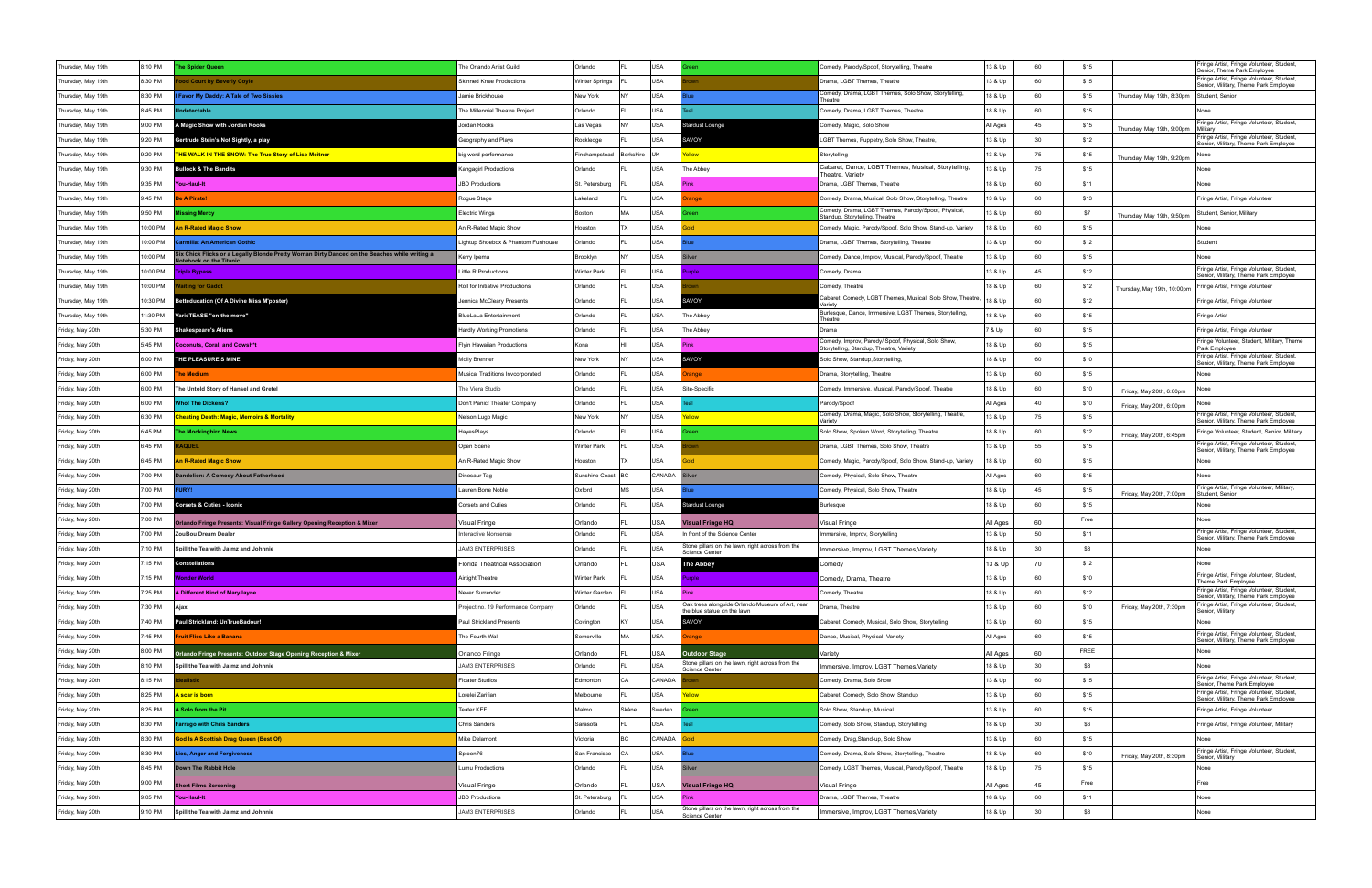| | | | | | | | | | | | | |
|---|---|---|---|---|---|---|---|---|---|---|---|---|
| Thursday, May 19th | 8:10 PM | The Spider Queen | The Orlando Artist Guild | Orlando | FL | USA | Green | Comedy, Parody/Spoof, Storytelling, Theatre | 13 & Up | 60 | $15 | | Fringe Artist, Fringe Volunteer, Student, Senior, Theme Park Employee |
| Thursday, May 19th | 8:30 PM | Food Court by Beverly Coyle | Skinned Knee Productions | Winter Springs | FL | USA | Brown | Drama, LGBT Themes, Theatre | 13 & Up | 60 | $15 | | Fringe Artist, Fringe Volunteer, Student, Senior, Military, Theme Park Employees |
| Thursday, May 19th | 8:30 PM | I Favor My Daddy: A Tale of Two Sissies | Jamie Brickhouse | New York | NY | USA | Blue | Comedy, Drama, LGBT Themes, Solo Show, Storytelling, Theatre | 18 & Up | 60 | $15 | Thursday, May 19th, 8:30pm | Student, Senior |
| Thursday, May 19th | 8:45 PM | Undetectable | The Millennial Theatre Project | Orlando | FL | USA | Teal | Comedy, Drama, LGBT Themes, Theatre | 18 & Up | 60 | $15 | | None |
| Thursday, May 19th | 9:00 PM | A Magic Show with Jordan Rooks | Jordan Rooks | Las Vegas | NV | USA | Stardust Lounge | Comedy, Magic, Solo Show | All Ages | 45 | $15 | Thursday, May 19th, 9:00pm | Fringe Artist, Fringe Volunteer, Student, Military |
| Thursday, May 19th | 9:20 PM | Gertrude Stein's Not Sightly, a play | Geography and Plays | Rockledge | FL | USA | SAVOY | LGBT Themes, Puppetry, Solo Show, Theatre, | 13 & Up | 30 | $12 | | Fringe Artist, Fringe Volunteer, Student, Senior, Military, Theme Park Employees |
| Thursday, May 19th | 9:20 PM | THE WALK IN THE SNOW: The True Story of Lise Meitner | big word performance | Finchampstead | Berkshire | UK | Yellow | Storytelling | 13 & Up | 75 | $15 | Thursday, May 19th, 9:20pm | None |
| Thursday, May 19th | 9:30 PM | Bullock & The Bandits | Kangagirl Productions | Orlando | FL | USA | The Abbey | Cabaret, Dance, LGBT Themes, Musical, Storytelling, Theatre, Variety | 13 & Up | 75 | $15 | | None |
| Thursday, May 19th | 9:35 PM | You-Haul-It | JBD Productions | St. Petersburg | FL | USA | Pink | Drama, LGBT Themes, Theatre | 18 & Up | 60 | $11 | | None |
| Thursday, May 19th | 9:45 PM | Be A Pirate! | Rogue Stage | Lakeland | FL | USA | Orange | Comedy, Drama, Musical, Solo Show, Storytelling, Theatre | 13 & Up | 60 | $13 | | Fringe Artist, Fringe Volunteer |
| Thursday, May 19th | 9:50 PM | Missing Mercy | Electric Wings | Boston | MA | USA | Green | Comedy, Drama, LGBT Themes, Parody/Spoof, Physical, Standup, Storytelling, Theatre | 13 & Up | 60 | $7 | Thursday, May 19th, 9:50pm | Student, Senior, Military |
| Thursday, May 19th | 10:00 PM | An R-Rated Magic Show | An R-Rated Magic Show | Houston | TX | USA | Gold | Comedy, Magic, Parody/Spoof, Solo Show, Stand-up, Variety | 18 & Up | 60 | $15 | | None |
| Thursday, May 19th | 10:00 PM | Carmilla: An American Gothic | Lightup Shoebox & Phantom Funhouse | Orlando | FL | USA | Blue | Drama, LGBT Themes, Storytelling, Theatre | 13 & Up | 60 | $12 | | Student |
| Thursday, May 19th | 10:00 PM | Six Chick Flicks or a Legally Blonde Pretty Woman Dirty Danced on the Beaches while writing a Notebook on the Titanic | Kerry Ipema | Brooklyn | NY | USA | Silver | Comedy, Dance, Improv, Musical, Parody/Spoof, Theatre | 13 & Up | 60 | $15 | | None |
| Thursday, May 19th | 10:00 PM | Triple Bypass | Little R Productions | Winter Park | FL | USA | Purple | Comedy, Drama | 13 & Up | 45 | $12 | | Fringe Artist, Fringe Volunteer, Student, Senior, Military, Theme Park Employees |
| Thursday, May 19th | 10:00 PM | Waiting for Gadot | Roll for Initiative Productions | Orlando | FL | USA | Brown | Comedy, Theatre | 18 & Up | 60 | $12 | Thursday, May 19th, 10:00pm | Fringe Artist, Fringe Volunteer |
| Thursday, May 19th | 10:30 PM | Betteducation (Of A Divine Miss M'poster) | Jannica McCleary Presents | Orlando | FL | USA | SAVOY | Cabaret, Comedy, LGBT Themes, Musical, Solo Show, Theatre, Variety | 18 & Up | 60 | $12 | | Fringe Artist, Fringe Volunteer |
| Thursday, May 19th | 11:30 PM | VarieTEASE "on the move" | BlueLaLa Entertainment | Orlando | FL | USA | The Abbey | Burlesque, Dance, Immersive, LGBT Themes, Storytelling, Theatre | 18 & Up | 60 | $15 | | Fringe Artist |
| Friday, May 20th | 5:30 PM | Shakespeare's Aliens | Hardly Working Promotions | Orlando | FL | USA | The Abbey | Drama | 7 & Up | 60 | $15 | | Fringe Artist, Fringe Volunteer |
| Friday, May 20th | 5:45 PM | Coconuts, Coral, and Cowsh*t | Flyin Hawaiian Productions | Kona | HI | USA | Pink | Comedy, Improv, Parody/ Spoof, Physical, Solo Show, Storytelling, Standup, Theatre, Variety | 18 & Up | 60 | $15 | | Fringe Volunteer, Student, Military, Theme Park Employee |
| Friday, May 20th | 6:00 PM | THE PLEASURE'S MINE | Molly Brenner | New York | NY | USA | SAVOY | Solo Show, Standup,Storytelling, | 18 & Up | 60 | $10 | | Fringe Artist, Fringe Volunteer, Student, Senior, Military, Theme Park Employees |
| Friday, May 20th | 6:00 PM | The Medium | Musical Traditions Invcorporated | Orlando | FL | USA | Orange | Drama, Storytelling, Theatre | 13 & Up | 60 | $15 | | None |
| Friday, May 20th | 6:00 PM | The Untold Story of Hansel and Gretel | The Viera Studio | Orlando | FL | USA | Site-Specific | Comedy, Immersive, Musical, Parody/Spoof, Theatre | 18 & Up | 60 | $10 | Friday, May 20th, 6:00pm | None |
| Friday, May 20th | 6:00 PM | Who! The Dickens? | Don't Panic! Theater Company | Orlando | FL | USA | Teal | Parody/Spoof | All Ages | 40 | $10 | Friday, May 20th, 6:00pm | None |
| Friday, May 20th | 6:30 PM | Cheating Death: Magic, Memoirs & Mortality | Nelson Lugo Magic | New York | NY | USA | Yellow | Comedy, Drama, Magic, Solo Show, Storytelling, Theatre, Variety | 13 & Up | 75 | $15 | | Fringe Artist, Fringe Volunteer, Student, Senior, Military, Theme Park Employees |
| Friday, May 20th | 6:45 PM | The Mockingbird News | HayesPlays | Orlando | FL | USA | Green | Solo Show, Spoken Word, Storytelling, Theatre | 18 & Up | 60 | $12 | Friday, May 20th, 6:45pm | Fringe Volunteer, Student, Senior, Military |
| Friday, May 20th | 6:45 PM | RAQUEL | Open Scene | Winter Park | FL | USA | Brown | Drama, LGBT Themes, Solo Show, Theatre | 13 & Up | 55 | $15 | | Fringe Artist, Fringe Volunteer, Student, Senior, Military, Theme Park Employees |
| Friday, May 20th | 6:45 PM | An R-Rated Magic Show | An R-Rated Magic Show | Houston | TX | USA | Gold | Comedy, Magic, Parody/Spoof, Solo Show, Stand-up, Variety | 18 & Up | 60 | $15 | | None |
| Friday, May 20th | 7:00 PM | Dandelion: A Comedy About Fatherhood | Dinosaur Tag | Sunshine Coast | BC | CANADA | Silver | Comedy, Physical, Solo Show, Theatre | All Ages | 60 | $15 | | None |
| Friday, May 20th | 7:00 PM | FURY! | Lauren Bone Noble | Oxford | MS | USA | Blue | Comedy, Physical, Solo Show, Theatre | 18 & Up | 45 | $15 | Friday, May 20th, 7:00pm | Fringe Artist, Fringe Volunteer, Military, Student, Senior |
| Friday, May 20th | 7:00 PM | Corsets & Cuties - Iconic | Corsets and Cuties | Orlando | FL | USA | Stardust Lounge | Burlesque | 18 & Up | 60 | $15 | | None |
| Friday, May 20th | 7:00 PM | Orlando Fringe Presents: Visual Fringe Gallery Opening Reception & Mixer | Visual Fringe | Orlando | FL | USA | Visual Fringe HQ | Visual Fringe | All Ages | 60 | Free | | None |
| Friday, May 20th | 7:00 PM | ZouBou Dream Dealer | Interactive Nonsense | Orlando | FL | USA | In front of the Science Center | Immersive, Improv, Storytelling | 13 & Up | 50 | $11 | | Fringe Artist, Fringe Volunteer, Student, Senior, Military, Theme Park Employees |
| Friday, May 20th | 7:10 PM | Spill the Tea with Jaimz and Johnnie | JAMS ENTERPRISES | Orlando | FL | USA | Stone pillars on the lawn, right across from the Science Center | Immersive, Improv, LGBT Themes,Variety | 18 & Up | 30 | $8 | | None |
| Friday, May 20th | 7:15 PM | Constellations | Florida Theatrical Association | Orlando | FL | USA | The Abbey | Comedy | 13 & Up | 70 | $12 | | None |
| Friday, May 20th | 7:15 PM | Wonder World | Airtight Theatre | Winter Park | FL | USA | Purple | Comedy, Drama, Theatre | 13 & Up | 60 | $10 | | Fringe Artist, Fringe Volunteer, Student, Theme Park Employee |
| Friday, May 20th | 7:25 PM | A Different Kind of MaryJayne | Never Surrender | Winter Garden | FL | USA | Pink | Comedy, Theatre | 18 & Up | 60 | $12 | | Fringe Artist, Fringe Volunteer, Student, Senior, Military, Theme Park Employees |
| Friday, May 20th | 7:30 PM | Ajax | Project no. 19 Performance Company | Orlando | FL | USA | Oak trees alongside Orlando Museum of Art, near the blue statue on the lawn | Drama, Theatre | 13 & Up | 60 | $10 | Friday, May 20th, 7:30pm | Fringe Artist, Fringe Volunteer, Student, Senior, Military |
| Friday, May 20th | 7:40 PM | Paul Strickland: UnTrueBadour! | Paul Strickland Presents | Covington | KY | USA | SAVOY | Cabaret, Comedy, Musical, Solo Show, Storytelling | 13 & Up | 60 | $15 | | None |
| Friday, May 20th | 7:45 PM | Fruit Flies Like a Banana | The Fourth Wall | Somerville | MA | USA | Orange | Dance, Musical, Physical, Variety | All Ages | 60 | $15 | | Fringe Artist, Fringe Volunteer, Student, Senior, Military, Theme Park Employees |
| Friday, May 20th | 8:00 PM | Orlando Fringe Presents: Outdoor Stage Opening Reception & Mixer | Orlando Fringe | Orlando | FL | USA | Outdoor Stage | Variety | All Ages | 60 | FREE | | None |
| Friday, May 20th | 8:10 PM | Spill the Tea with Jaimz and Johnnie | JAMS ENTERPRISES | Orlando | FL | USA | Stone pillars on the lawn, right across from the Science Center | Immersive, Improv, LGBT Themes,Variety | 18 & Up | 30 | $8 | | None |
| Friday, May 20th | 8:15 PM | Idealistic | Floater Studios | Edmonton | CA | CANADA | Brown | Comedy, Drama, Solo Show | 13 & Up | 60 | $15 | | Fringe Artist, Fringe Volunteer, Student, Senior, Theme Park Employee |
| Friday, May 20th | 8:25 PM | A scar is born | Lorelei Zarillan | Melbourne | FL | USA | Yellow | Cabaret, Comedy, Solo Show, Standup | 13 & Up | 60 | $15 | | Fringe Artist, Fringe Volunteer, Student, Senior, Military, Theme Park Employee |
| Friday, May 20th | 8:25 PM | A Solo from the Pit | Teater KEF | Malmo | Skåne | Sweden | Green | Solo Show, Standup, Musical | 13 & Up | 60 | $15 | | Fringe Artist, Fringe Volunteer |
| Friday, May 20th | 8:30 PM | Farrago with Chris Sanders | Chris Sanders | Sarasota | FL | USA | Teal | Comedy, Solo Show, Standup, Storytelling | 18 & Up | 30 | $6 | | Fringe Artist, Fringe Volunteer, Military |
| Friday, May 20th | 8:30 PM | God Is A Scottish Drag Queen (Best Of) | Mike Delamont | Victoria | BC | CANADA | Gold | Comedy, Drag,Stand-up, Solo Show | 13 & Up | 60 | $15 | | None |
| Friday, May 20th | 8:30 PM | Lies, Anger and Forgiveness | Spleen76 | San Francisco | CA | USA | Blue | Comedy, Drama, Solo Show, Storytelling, Theatre | 18 & Up | 60 | $10 | Friday, May 20th, 8:30pm | Fringe Artist, Fringe Volunteer, Student, Senior, Military |
| Friday, May 20th | 8:45 PM | Down The Rabbit Hole | Lumu Productions | Orlando | FL | USA | Silver | Comedy, LGBT Themes, Musical, Parody/Spoof, Theatre | 18 & Up | 75 | $15 | | None |
| Friday, May 20th | 9:00 PM | Short Films Screening | Visual Fringe | Orlando | FL | USA | Visual Fringe HQ | Visual Fringe | All Ages | 45 | Free | | Free |
| Friday, May 20th | 9:05 PM | You-Haul-It | JBD Productions | St. Petersburg | FL | USA | Pink | Drama, LGBT Themes, Theatre | 18 & Up | 60 | $11 | | None |
| Friday, May 20th | 9:10 PM | Spill the Tea with Jaimz and Johnnie | JAMS ENTERPRISES | Orlando | FL | USA | Stone pillars on the lawn, right across from the Science Center | Immersive, Improv, LGBT Themes,Variety | 18 & Up | 30 | $8 | | None |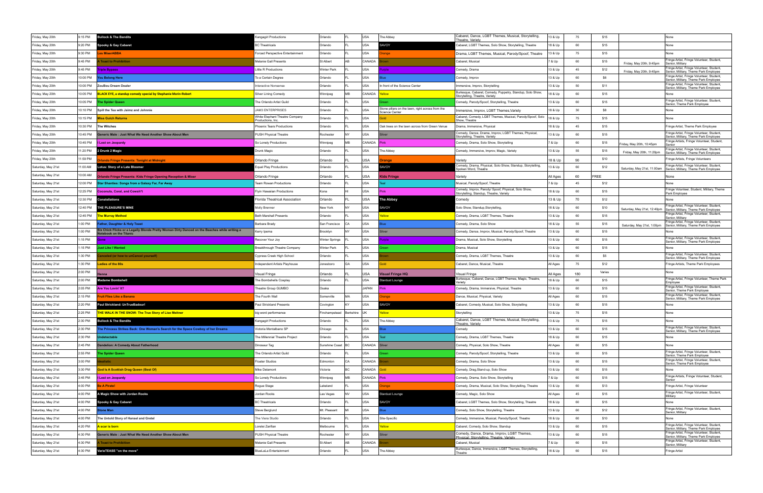| | | | | | | | | | | | | | |
|---|---|---|---|---|---|---|---|---|---|---|---|---|---|
| Friday, May 20th | 9:15 PM | **Bullock & The Bandits** | Kangagirl Productions | Orlando | FL | USA | The Abbey | Cabaret, Dance, LGBT Themes, Musical, Storytelling, Theatre, Variety | 13 & Up | 75 | $15 | | None |
| Friday, May 20th | 9:20 PM | **Spooky & Gay Cabaret** | BC Theatricals | Orlando | FL | USA | SAVOY | Cabaret, LGBT Themes, Solo Show, Storytelling, Theatre | 18 & Up | 60 | $15 | | None |
| Friday, May 20th | 9:30 PM | **Les MiserABBA** | Forced Perspective Entertainment | Orlando | FL | USA | Orange | Drama, LGBT Themes, Musical, Parody/Spoof, Theatre | 13 & Up | 75 | $15 | | None |
| Friday, May 20th | 9:45 PM | **A Toast to Prohibition** | Melanie Gall Presents | St Albert | AB | CANADA | Brown | Cabaret, Musical | 7 & Up | 60 | $15 | Friday, May 20th, 9:45pm | Fringe Artist, Fringe Volunteer, Student, Senior, Military |
| Friday, May 20th | 9:45 PM | **Triple Bypass** | Little R Productions | Winter Park | FL | USA | Purple | Comedy, Drama | 13 & Up | 45 | $12 | Friday, May 20th, 9:45pm | Fringe Artist, Fringe Volunteer, Student, Senior, Military, Theme Park Employee |
| Friday, May 20th | 10:00 PM | **You Belong Here** | To a Certain Degree | Orlando | FL | USA | Blue | Comedy, Improv | 13 & Up | 60 | $6 | | Fringe Artist, Fringe Volunteer, Student, Senior, Military, Theme Park Employee |
| Friday, May 20th | 10:00 PM | **ZouBou Dream Dealer** | Interactive Nonsense | Orlando | FL | USA | In front of the Science Center | Immersive, Improv, Storytelling | 13 & Up | 50 | $11 | | Fringe Artist, Fringe Volunteer, Student, Senior, Military, Theme Park Employee |
| Friday, May 20th | 10:05 PM | **BLACK EYE, a standup comedy special by Stephanie Morin-Robert** | Silver Lining Comedy | Winnipeg | MB | CANADA | Yellow | Burlesque, Cabaret, Comedy, Puppetry, Standup, Solo Show, Storytelling, Theatre, Variety | 18 & Up | 60 | $15 | | None |
| Friday, May 20th | 10:05 PM | **The Spider Queen** | The Orlando Artist Guild | Orlando | FL | USA | Green | Comedy, Parody/Spoof, Storytelling, Theatre | 13 & Up | 60 | $15 | | Fringe Artist, Fringe Volunteer, Student, Senior, Theme Park Employee |
| Friday, May 20th | 10:10 PM | **Spill the Tea with Jaimz and Johnnie** | JAMS ENTERPRISES | Orlando | FL | USA | Stone pillars on the lawn, right across from the Science Center | Immersive, Improv, LGBT Themes, Variety | 18 & Up | 30 | $8 | | None |
| Friday, May 20th | 10:15 PM | **Miss Gulch Returns** | White Elephant Theatre Company Productions, Inc. | Orlando | FL | USA | Gold | Cabaret, Comedy, LGBT Themes, Musical, Parody/Spoof, Solo Show, Theatre | 18 & Up | 75 | $15 | | None |
| Friday, May 20th | 10:30 PM | **The Witches** | Phoenix Tears Productions | Orlando | FL | USA | Oak trees on the lawn across from Green Venue | Drama, Immersive, Physical | 18 & Up | 45 | $15 | | Fringe Artist, Theme Park Employee |
| Friday, May 20th | 10:45 PM | **Generic Male : Just What We Need Another Show About Men** | PUSH Physical Theatre | Rochester | NY | USA | Silver | Comedy, Dance, Drama, Improv, LGBT Themes, Physical, Storytelling, Theatre, Variety | 13 & Up | 60 | $15 | | Fringe Artist, Fringe Volunteer, Student, Senior, Military, Theme Park Employee |
| Friday, May 20th | 10:45 PM | **I Lost on Jeopardy** | So Lonely Productions | Winnipeg | MB | CANADA | Pink | Comedy, Drama, Solo Show, Storytelling | 7 & Up | 60 | $15 | Friday, May 20th, 10:45pm | Fringe Artists, Fringe Volunteer, Student, Senior |
| Friday, May 20th | 11:20 PM | **2 Drunk 2 Magic** | Drunk Magic | Orlando | FL | USA | The Abbey | Comedy, Immersive, Improv, Magic, Variety | 13 & Up | 55 | $15 | Friday, May 20th, 11:20pm | Fringe Artist, Fringe Volunteer, Student, Senior, Military, Theme Park Employee |
| Friday, May 20th | 11:59 PM | **Orlando Fringe Presents: Tonight at Midnight** | Orlando Fringe | Orlando | FL | USA | **Orange** | Variety | 18 & Up | 90 | $10 | | Fringe Artists, Fringe Volunteers |
| Saturday, May 21st | 11:00 AM | **Lotus: Story of a Late Bloomer** | Equal Play Productions | Orlando | FL | USA | SAVOY | Comedy, Drama, Physical, Solo Show, Standup, Storytelling, Spoken Word, Theatre | 13 & Up | 60 | $12 | Saturday, May 21st, 11:00am | Fringe Artist, Fringe Volunteer, Student, Senior, Military, Theme Park Employee |
| Saturday, May 21st | 10:00 AM | **Orlando Fringe Presents: Kids Fringe Opening Reception & Mixer** | Orlando Fringe | Orlando | FL | USA | **Kids Fringe** | Variety | All Ages | 60 | FREE | | None |
| Saturday, May 21st | 12:00 PM | **Star Shanties: Songs from a Galaxy Far, Far Away** | Team Rowan Productions | Orlando | FL | USA | Teal | Musical, Parody/Spoof, Theatre | 7 & Up | 45 | $12 | | None |
| Saturday, May 21st | 12:25 PM | **Coconuts, Coral, and Cows!#*t** | Flyin Hawaiian Productions | Kona | HI | USA | Pink | Comedy, Improv, Parody/ Spoof, Physical, Solo Show, Storytelling, Standup, Theatre, Variety | 18 & Up | 60 | $15 | | Fringe Volunteer, Student, Military, Theme Park Employee |
| Saturday, May 21st | 12:30 PM | **Constellations** | Florida Theatrical Association | Orlando | FL | USA | **The Abbey** | Comedy | 13 & Up | 70 | $12 | | None |
| Saturday, May 21st | 12:40 PM | **THE PLEASURE'S MINE** | Molly Brenner | New York | NY | USA | SAVOY | Solo Show, Standup,Storytelling, | 18 & Up | 60 | $10 | Saturday, May 21st, 12:40pm | Fringe Artist, Fringe Volunteer, Student, Senior, Military, Theme Park Employee |
| Saturday, May 21st | 12:45 PM | **The Murray Method** | Beth Marshall Presents | Orlando | FL | USA | Yellow | Comedy, Drama, LGBT Themes, Theatre | 13 & Up | 60 | $15 | | Fringe Artist, Fringe Volunteer, Student, Senior, Military |
| Saturday, May 21st | 1:00 PM | **Father, Daughter & Holy Toast** | Barbara Brady | San Francisco | CA | USA | Blue | Comedy, Drama, Solo Show | 18 & Up | 55 | $15 | Saturday, May 21st, 1:00pm | Fringe Artist, Fringe Volunteer, Student, Senior, Military, Theme Park Employee |
| Saturday, May 21st | 1:00 PM | **Six Chick Flicks or a Legally Blonde Pretty Woman Dirty Danced on the Beaches while writing a Notebook on the Titanic** | Kerry Ipema | Brooklyn | NY | USA | Silver | Comedy, Dance, Improv, Musical, Parody/Spoof, Theatre | 13 & Up | 60 | $15 | | None |
| Saturday, May 21st | 1:15 PM | **Snow** | Recover Your Joy | Winter Springs | FL | USA | Purple | Drama, Musical, Solo Show, Storytelling | 13 & Up | 60 | $15 | | Fringe Artist, Fringe Volunteer, Student, Senior, Military, Theme Park Employee |
| Saturday, May 21st | 1:15 PM | **Just Like I Wanted** | Breakthrough Theatre Company | Winter Park | FL | USA | Green | Drama, Musical | 13 & Up | 60 | $15 | | None |
| Saturday, May 21st | 1:30 PM | **Canceled (or how to unCancel yourself)** | Cypress Creek High School | Orlando | FL | USA | Brown | Comedy, Drama, LGBT Themes, Theatre | 13 & Up | 60 | $5 | | Fringe Artist, Fringe Volunteer, Student, Senior, Military, Theme Park Employee |
| Saturday, May 21st | 1:30 PM | **Ladies of the 80s** | Independent Artists Playhouse | Jonesboro | GA | USA | Gold | Cabaret, Dance, Musical, Theatre | All Ages | 75 | $12 | | Fringe Artists, Theme Park Employees |
| Saturday, May 21st | 2:00 PM | **Henna** | Visual Fringe | Orlando | FL | USA | **Visual Fringe HQ** | Visual Fringe | All Ages | 180 | Varies | | None |
| Saturday, May 21st | 2:00 PM | **Madame Bombshell** | The Bombshells Cosplay | Orlando | FL | USA | Stardust Lounge | Burlesque, Cabaret, Dance, LGBT Themes, Magic, Theatre, Variety | 18 & Up | 60 | $15 | | Fringe Artist, Fringe Volunteer, Theme Park Employee |
| Saturday, May 21st | 2:05 PM | **Are You Lovin' It?** | Theatre Group GUMBO | Osaka | | JAPAN | Pink | Comedy, Drama, Immersive, Physical, Theatre | 13 & Up | 60 | $15 | | Fringe Artist, Fringe Volunteer, Student, Senior, Theme Park Employee |
| Saturday, May 21st | 2:15 PM | **Fruit Flies Like a Banana** | The Fourth Wall | Somerville | MA | USA | Orange | Dance, Musical, Physical, Variety | All Ages | 60 | $15 | | Fringe Artist, Fringe Volunteer, Student, Senior, Military, Theme Park Employee |
| Saturday, May 21st | 2:20 PM | **Paul Strickland: UnTrueBadour!** | Paul Strickland Presents | Covington | KY | USA | SAVOY | Cabaret, Comedy, Musical, Solo Show, Storytelling | 13 & Up | 60 | $15 | | None |
| Saturday, May 21st | 2:25 PM | **THE WALK IN THE SNOW: The True Story of Lise Meitner** | big word performance | Finchampstead | Berkshire | UK | Yellow | Storytelling | 13 & Up | 75 | $15 | | None |
| Saturday, May 21st | 2:30 PM | **Bullock & The Bandits** | Kangagirl Productions | Orlando | FL | USA | The Abbey | Cabaret, Dance, LGBT Themes, Musical, Storytelling, Theatre, Variety | 13 & Up | 75 | $15 | | None |
| Saturday, May 21st | 2:30 PM | **The Princess Strikes Back: One Woman's Search for the Space Cowboy of her Dreams** | Victoria Montalbano SP | Chicago | IL | USA | Blue | Comedy | 13 & Up | 60 | $15 | | Fringe Artist, Fringe Volunteer, Student, Senior, Military, Theme Park Employee |
| Saturday, May 21st | 2:30 PM | **Undetectable** | The Millennial Theatre Project | Orlando | FL | USA | Teal | Comedy, Drama, LGBT Themes, Theatre | 18 & Up | 60 | $15 | | None |
| Saturday, May 21st | 2:45 PM | **Dandelion: A Comedy About Fatherhood** | Dinosaur Tag | Sunshine Coast | BC | CANADA | Silver | Comedy, Physical, Solo Show, Theatre | All Ages | 60 | $15 | | None |
| Saturday, May 21st | 2:55 PM | **The Spider Queen** | The Orlando Artist Guild | Orlando | FL | USA | Green | Comedy, Parody/Spoof, Storytelling, Theatre | 13 & Up | 60 | $15 | | Fringe Artist, Fringe Volunteer, Student, Senior, Theme Park Employee |
| Saturday, May 21st | 3:00 PM | **Idealistic** | Floater Studios | Edmonton | CA | CANADA | Brown | Comedy, Drama, Solo Show | 13 & Up | 60 | $15 | | Fringe Artist, Fringe Volunteer, Student, Senior, Theme Park Employee |
| Saturday, May 21st | 3:30 PM | **God Is A Scottish Drag Queen (Best Of)** | Mike Delamont | Victoria | BC | CANADA | Gold | Comedy, Drag,Stand-up, Solo Show | 13 & Up | 60 | $15 | | None |
| Saturday, May 21st | 3:45 PM | **I Lost on Jeopardy** | So Lonely Productions | Winnipeg | MB | CANADA | Pink | Comedy, Drama, Solo Show, Storytelling | 7 & Up | 60 | $15 | | Fringe Artists, Fringe Volunteer, Student, Senior |
| Saturday, May 21st | 4:00 PM | **Be A Pirate!** | Rogue Stage | Lakeland | FL | USA | Orange | Comedy, Drama, Musical, Solo Show, Storytelling, Theatre | 13 & Up | 60 | $13 | | Fringe Artist, Fringe Volunteer |
| Saturday, May 21st | 4:00 PM | **A Magic Show with Jordan Rooks** | Jordan Rooks | Las Vegas | NV | USA | Stardust Lounge | Comedy, Magic, Solo Show | All Ages | 45 | $15 | | Fringe Artist, Fringe Volunteer, Student, Military |
| Saturday, May 21st | 4:00 PM | **Spooky & Gay Cabaret** | BC Theatricals | Orlando | FL | USA | SAVOY | Cabaret, LGBT Themes, Solo Show, Storytelling, Theatre | 18 & Up | 60 | $15 | | None |
| Saturday, May 21st | 4:00 PM | **Stone Man** | Steve Berglund | Mt. Pleasant | MI | USA | Blue | Comedy, Solo Show, Storytelling, Theatre | 13 & Up | 60 | $12 | | Fringe Artist, Fringe Volunteer, Student, Senior, Military |
| Saturday, May 21st | 4:00 PM | **The Untold Story of Hansel and Gretel** | The Viera Studio | Orlando | FL | USA | Site-Specific | Comedy, Immersive, Musical, Parody/Spoof, Theatre | 18 & Up | 60 | $10 | | None |
| Saturday, May 21st | 4:20 PM | **A scar is born** | Lorelei Zeriflan | Melbourne | FL | USA | Yellow | Cabaret, Comedy, Solo Show, Standup | 13 & Up | 60 | $15 | | Fringe Artist, Fringe Volunteer, Student, Senior, Military, Theme Park Employee |
| Saturday, May 21st | 4:30 PM | **Generic Male : Just What We Need Another Show About Men** | PUSH Physical Theatre | Rochester | NY | USA | Silver | Comedy, Dance, Drama, Improv, LGBT Themes, Physical, Storytelling, Theatre, Variety | 13 & Up | 60 | $15 | | Fringe Artist, Fringe Volunteer, Student, Senior, Military, Theme Park Employee |
| Saturday, May 21st | 4:30 PM | **A Toast to Prohibition** | Melanie Gall Presents | St Albert | AB | CANADA | Brown | Cabaret, Musical | 7 & Up | 60 | $15 | | Fringe Artist, Fringe Volunteer, Student, Senior, Military |
| Saturday, May 21st | 4:30 PM | **VarieTEASE "on the move"** | BlueLaLa Entertainment | Orlando | FL | USA | The Abbey | Burlesque, Dance, Immersive, LGBT Themes, Storytelling, Theatre | 18 & Up | 60 | $15 | | Fringe Artist |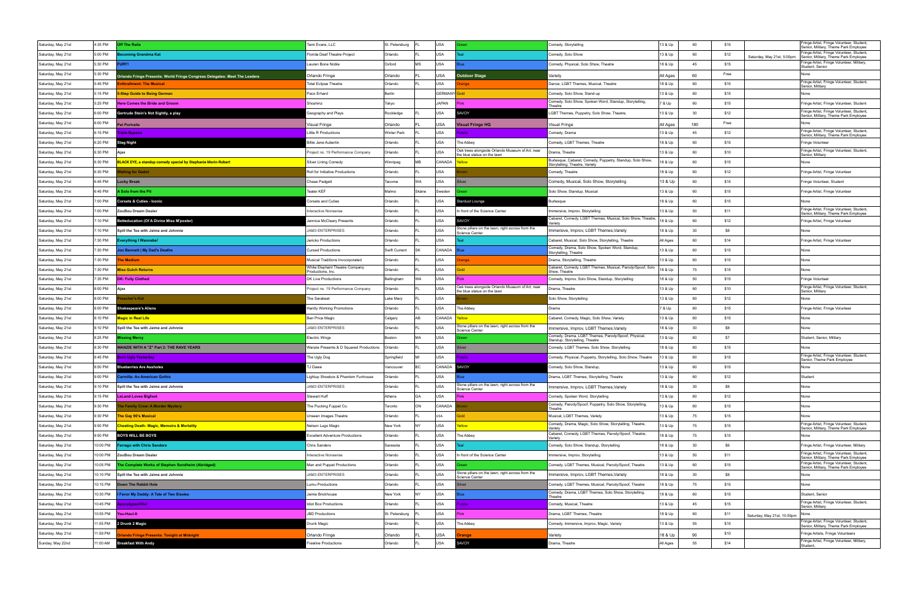| | | | | | | | | | | | | | |
|---|---|---|---|---|---|---|---|---|---|---|---|---|---|
| Saturday, May 21st | 4:35 PM | Off The Rails | Tami Evans, LLC | St. Petersburg | FL | USA | Green | Comedy, Storytelling | 13 & Up | 60 | $15 | | Fringe Artist, Fringe Volunteer, Student, Senior, Military, Theme Park Employees |
| Saturday, May 21st | 5:00 PM | Becoming Grandma Kat | Florida Deaf Theatre Project | Orlando | FL | USA | Teal | Comedy, Solo Show | 13 & Up | 60 | $12 | Saturday, May 21st, 5:00pm | Fringe Artist, Fringe Volunteer, Student, Senior, Military, Theme Park Employee |
| Saturday, May 21st | 5:30 PM | FURY! | Lauren Bone Noble | Oxford | MS | USA | Blue | Comedy, Physical, Solo Show, Theatre | 18 & Up | 45 | $15 | | Fringe Artist, Fringe Volunteer, Military, Student, Senior |
| Saturday, May 21st | 5:30 PM | Orlando Fringe Presents: World Fringe Congress Delegates: Meet The Leaders | Orlando Fringe | Orlando | FL | USA | Outdoor Stage | Variety | All Ages | 60 | Free | | None |
| Saturday, May 21st | 5:45 PM | Enthrallment: The Musical | Total Eclipse Theatre | Orlando | FL | USA | Orange | Dance, LGBT Themes, Musical, Theatre | 18 & Up | 60 | $15 | | Fringe Artist, Fringe Volunteer, Student, Senior, Military |
| Saturday, May 21st | 5:15 PM | 5-Step Guide to Being German | Paco Erhard | Berlin | | GERMANY | Gold | Comedy, Solo Show, Stand-up | 13 & Up | 60 | $15 | | None |
| Saturday, May 21st | 5:25 PM | Here Comes the Bride and Groom | Shoshinz | Tokyo | | JAPAN | Pink | Comedy, Solo Show, Spoken Word, Standup, Storytelling, Theatre | 7 & Up | 60 | $15 | | Fringe Artist, Fringe Volunteer, Student |
| Saturday, May 21st | 6:00 PM | Gertrude Stein's Not Sightly, a play | Geography and Plays | Rockledge | FL | USA | SAVOY | LGBT Themes, Puppetry, Solo Show, Theatre, | 13 & Up | 30 | $12 | | Fringe Artist, Fringe Volunteer, Student, Senior, Military, Theme Park Employees |
| Saturday, May 21st | 6:00 PM | Pet Portraits | Visual Fringe | Orlando | FL | USA | Visual Fringe HQ | Visual Fringe | All Ages | 180 | Free | | None |
| Saturday, May 21st | 6:15 PM | Triple Bypass | Little R Productions | Winter Park | FL | USA | Purple | Comedy, Drama | 13 & Up | 45 | $12 | | Fringe Artist, Fringe Volunteer, Student, Senior, Military, Theme Park Employees |
| Saturday, May 21st | 6:20 PM | Stag Night | Billie Jane Aubertin | Orlando | FL | USA | The Abbey | Comedy, LGBT Themes, Theatre | 18 & Up | 60 | $15 | | Fringe Volunteer |
| Saturday, May 21st | 6:30 PM | Ajax | Project no. 19 Performance Company | Orlando | FL | USA | Oak trees alongside Orlando Museum of Art, near the blue statue on the lawn | Drama, Theatre | 13 & Up | 60 | $10 | | Fringe Artist, Fringe Volunteer, Student, Senior, Military |
| Saturday, May 21st | 6:30 PM | BLACK EYE, a standup comedy special by Stephanie Morin-Robert | Silver Lining Comedy | Winnipeg | MB | CANADA | Yellow | Burlesque, Cabaret, Comedy, Puppetry, Standup, Solo Show, Storytelling, Theatre, Variety | 18 & Up | 60 | $15 | | None |
| Saturday, May 21st | 6:30 PM | Waiting for Gadot | Roll for Initiative Productions | Orlando | FL | USA | Brown | Comedy, Theatre | 18 & Up | 60 | $12 | | Fringe Artist, Fringe Volunteer |
| Saturday, May 21st | 6:45 PM | Lucky Break | Chase Padgett | Tacoma | WA | USA | Silver | Comedy, Musical, Solo Show, Storytelling | 13 & Up | 60 | $15 | | Fringe Volunteer, Student |
| Saturday, May 21st | 6:45 PM | A Solo from the Pit | Teater KEF | Malmo | Skåne | Sweden | Green | Solo Show, Standup, Musical | 13 & Up | 60 | $15 | | Fringe Artist, Fringe Volunteer |
| Saturday, May 21st | 7:00 PM | Corsets & Cuties - Iconic | Corsets and Cuties | Orlando | FL | USA | Stardust Lounge | Burlesque | 18 & Up | 60 | $15 | | None |
| Saturday, May 21st | 7:00 PM | ZouBou Dream Dealer | Interactive Nonsense | Orlando | FL | USA | In front of the Science Center | Immersive, Improv, Storytelling | 13 & Up | 50 | $11 | | Fringe Artist, Fringe Volunteer, Student, Senior, Military, Theme Park Employees |
| Saturday, May 21st | 7:10 PM | Betteducation (Of A Divine Miss M'poster) | Jennica McCleary Presents | Orlando | FL | USA | SAVOY | Cabaret, Comedy, LGBT Themes, Musical, Solo Show, Theatre, Variety | 18 & Up | 60 | $12 | | Fringe Artist, Fringe Volunteer |
| Saturday, May 21st | 7:10 PM | Spill the Tea with Jaimz and Johnnie | JAM3 ENTERPRISES | Orlando | FL | USA | Stone pillars on the lawn, right across from the Science Center | Immersive, Improv, LGBT Themes,Variety | 18 & Up | 30 | $8 | | None |
| Saturday, May 21st | 7:30 PM | Everything I Wannabe! | Jericko Productions | Orlando | FL | USA | Teal | Cabaret, Musical, Solo Show, Storytelling, Theatre | All Ages | 60 | $14 | | Fringe Artist, Fringe Volunteer |
| Saturday, May 21st | 7:30 PM | Jon Bennett \| My Dad's Deaths | Cursed Productions | Swift Current | SK | CANADA | Blue | Comedy, Drama, Solo Show, Spoken Word, Standup, Storytelling, Theatre | 13 & Up | 60 | $15 | | None |
| Saturday, May 21st | 7:30 PM | The Medium | Musical Traditions Invcorporated | Orlando | FL | USA | Orange | Drama, Storytelling, Theatre | 13 & Up | 60 | $15 | | None |
| Saturday, May 21st | 7:30 PM | Miss Gulch Returns | White Elephant Theatre Company Productions, Inc. | Orlando | FL | USA | Gold | Cabaret, Comedy, LGBT Themes, Musical, Parody/Spoof, Solo Show, Theatre | 18 & Up | 75 | $15 | | None |
| Saturday, May 21st | 7:35 PM | DK: Fully Clothed | DK Live Productions | Bellingham | WA | USA | Pink | Comedy, Improv, Solo Show, Standup, Storytelling | 18 & Up | 50 | $15 | | Fringe Volunteer |
| Saturday, May 21st | 8:00 PM | Ajax | Project no. 19 Performance Company | Orlando | FL | USA | Oak trees alongside Orlando Museum of Art, near the blue statue on the lawn | Drama, Theatre | 13 & Up | 60 | $10 | | Fringe Artist, Fringe Volunteer, Student, Senior, Military |
| Saturday, May 21st | 8:00 PM | Preacher's Kid | The Sarakeet | Lake Mary | FL | USA | Brown | Solo Show, Storytelling | 13 & Up | 60 | $12 | | None |
| Saturday, May 21st | 8:00 PM | Shakespeare's Aliens | Hardly Working Promotions | Orlando | FL | USA | The Abbey | Drama | 7 & Up | 60 | $15 | | Fringe Artist, Fringe Volunteer |
| Saturday, May 21st | 8:10 PM | Magic in Real Life | Ben Price Magic | Calgary | AB | CANADA | Yellow | Cabaret, Comedy, Magic, Solo Show, Variety | 13 & Up | 60 | $15 | | None |
| Saturday, May 21st | 8:10 PM | Spill the Tea with Jaimz and Johnnie | JAM3 ENTERPRISES | Orlando | FL | USA | Stone pillars on the lawn, right across from the Science Center | Immersive, Improv, LGBT Themes,Variety | 18 & Up | 30 | $8 | | None |
| Saturday, May 21st | 8:25 PM | Missing Mercy | Electric Wings | Boston | MA | USA | Green | Comedy, Drama, LGBT Themes, Parody/Spoof, Physical, Standup, Storytelling, Theatre | 13 & Up | 60 | $7 | | Student, Senior, Military |
| Saturday, May 21st | 8:30 PM | WANZIE WITH A "Z" Part 2: THE RAVE YEARS | Wanzie Presents & D Squared Productions | Orlando | FL | USA | Silver | Comedy, LGBT Themes, Solo Show, Storytelling | 18 & Up | 60 | $15 | | None |
| Saturday, May 21st | 8:45 PM | Born Ugly Yesterday | The Ugly Dog | Springfield | MI | USA | Purple | Comedy, Physical, Puppetry, Storytelling, Solo Show, Theatre | 13 & Up | 60 | $15 | | Fringe Artist, Fringe Volunteer, Student, Senior, Theme Park Employee |
| Saturday, May 21st | 8:50 PM | Blueberries Are Assholes | TJ Dawe | Vancouver | BC | CANADA | SAVOY | Comedy, Solo Show, Standup, | 13 & Up | 60 | $15 | | None |
| Saturday, May 21st | 9:00 PM | Carmilla: An American Gothic | Lightup Shoebox & Phantom Funhouse | Orlando | FL | USA | Blue | Drama, LGBT Themes, Storytelling, Theatre | 13 & Up | 60 | $12 | | Student |
| Saturday, May 21st | 9:10 PM | Spill the Tea with Jaimz and Johnnie | JAM3 ENTERPRISES | Orlando | FL | USA | Stone pillars on the lawn, right across from the Science Center | Immersive, Improv, LGBT Themes,Variety | 18 & Up | 30 | $8 | | None |
| Saturday, May 21st | 9:15 PM | LeLand Loves Bigfoot | Stewart Huff | Athens | GA | USA | Pink | Comedy, Spoken Word, Storytelling | 13 & Up | 60 | $12 | | None |
| Saturday, May 21st | 9:30 PM | The Family Crow: A Murder Mystery | The Pucking Puppet Co. | Toronto | ON | CANADA | Brown | Comedy, Parody/Spoof, Puppetry, Solo Show, Storytelling, Theatre | 13 & Up | 60 | $15 | | None |
| Saturday, May 21st | 9:30 PM | The Gay 90's Musical | Unseen Images Theatre | Orlando | FL | USA | Gold | Musical, LGBT Themes, Variety | 13 & Up | 75 | $15 | | None |
| Saturday, May 21st | 9:50 PM | Cheating Death: Magic, Memoirs & Mortality | Nelson Lugo Magic | New York | NY | USA | Yellow | Comedy, Drama, Magic, Solo Show, Storytelling, Theatre, Variety | 13 & Up | 75 | $15 | | Fringe Artist, Fringe Volunteer, Student, Senior, Military, Theme Park Employees |
| Saturday, May 21st | 9:50 PM | BOYS WILL BE BOYS | Excellent Adventure Productions | Orlando | FL | USA | The Abbey | Cabaret, Comedy, LGBT Themes, Parody/Spoof, Theatre, Variety | 18 & Up | 75 | $15 | | None |
| Saturday, May 21st | 10:00 PM | Farrago with Chris Sanders | Chris Sanders | Sarasota | FL | USA | Teal | Comedy, Solo Show, Standup, Storytelling | 18 & Up | 30 | $6 | | Fringe Artist, Fringe Volunteer, Military |
| Saturday, May 21st | 10:00 PM | ZouBou Dream Dealer | Interactive Nonsense | Orlando | FL | USA | In front of the Science Center | Immersive, Improv, Storytelling | 13 & Up | 50 | $11 | | Fringe Artist, Fringe Volunteer, Student, Senior, Military, Theme Park Employees |
| Saturday, May 21st | 10:05 PM | The Complete Works of Stephen Sondheim (Abridged) | Man and Puppet Productions | Orlando | FL | USA | Green | Comedy, LGBT Themes, Musical, Parody/Spoof, Theatre | 13 & Up | 60 | $15 | | Fringe Artist, Fringe Volunteer, Student, Senior, Military, Theme Park Employees |
| Saturday, May 21st | 10:10 PM | Spill the Tea with Jaimz and Johnnie | JAM3 ENTERPRISES | Orlando | FL | USA | Stone pillars on the lawn, right across from the Science Center | Immersive, Improv, LGBT Themes,Variety | 18 & Up | 30 | $8 | | None |
| Saturday, May 21st | 10:15 PM | Down The Rabbit Hole | Lumu Productions | Orlando | FL | USA | Silver | Comedy, LGBT Themes, Musical, Parody/Spoof, Theatre | 18 & Up | 75 | $15 | | None |
| Saturday, May 21st | 10:30 PM | I Favor My Daddy: A Tale of Two Sissies | Jamie Brickhouse | New York | NY | USA | Blue | Comedy, Drama, LGBT Themes, Solo Show, Storytelling, Theatre | 18 & Up | 60 | $15 | | Student, Senior |
| Saturday, May 21st | 10:45 PM | ApocalypseVille! | Idiot Box Productions | Orlando | FL | USA | Purple | Comedy, Musical, Theatre | 13 & Up | 45 | $15 | | Fringe Artist, Fringe Volunteer, Student, Senior, Military |
| Saturday, May 21st | 10:55 PM | You-Haul-It | JBD Productions | St. Petersburg | FL | USA | Pink | Drama, LGBT Themes, Theatre | 18 & Up | 60 | $11 | Saturday, May 21st, 10:55pm | None |
| Saturday, May 21st | 11:55 PM | 2 Drunk 2 Magic | Drunk Magic | Orlando | FL | USA | The Abbey | Comedy, Immersive, Improv, Magic, Variety | 13 & Up | 55 | $15 | | Fringe Artist, Fringe Volunteer, Student, Senior, Military, Theme Park Employees |
| Saturday, May 21st | 11:59 PM | Orlando Fringe Presents: Tonight at Midnight | Orlando Fringe | Orlando | FL | USA | Orange | Variety | 18 & Up | 90 | $10 | | Fringe Artists, Fringe Volunteers |
| Sunday, May 22nd | 11:00 AM | Breakfast With Andy | Freeline Productions | Orlando | FL | USA | SAVOY | Drama, Theatre | All Ages | 55 | $14 | | Fringe Artist, Fringe Volunteer, Military, Student, |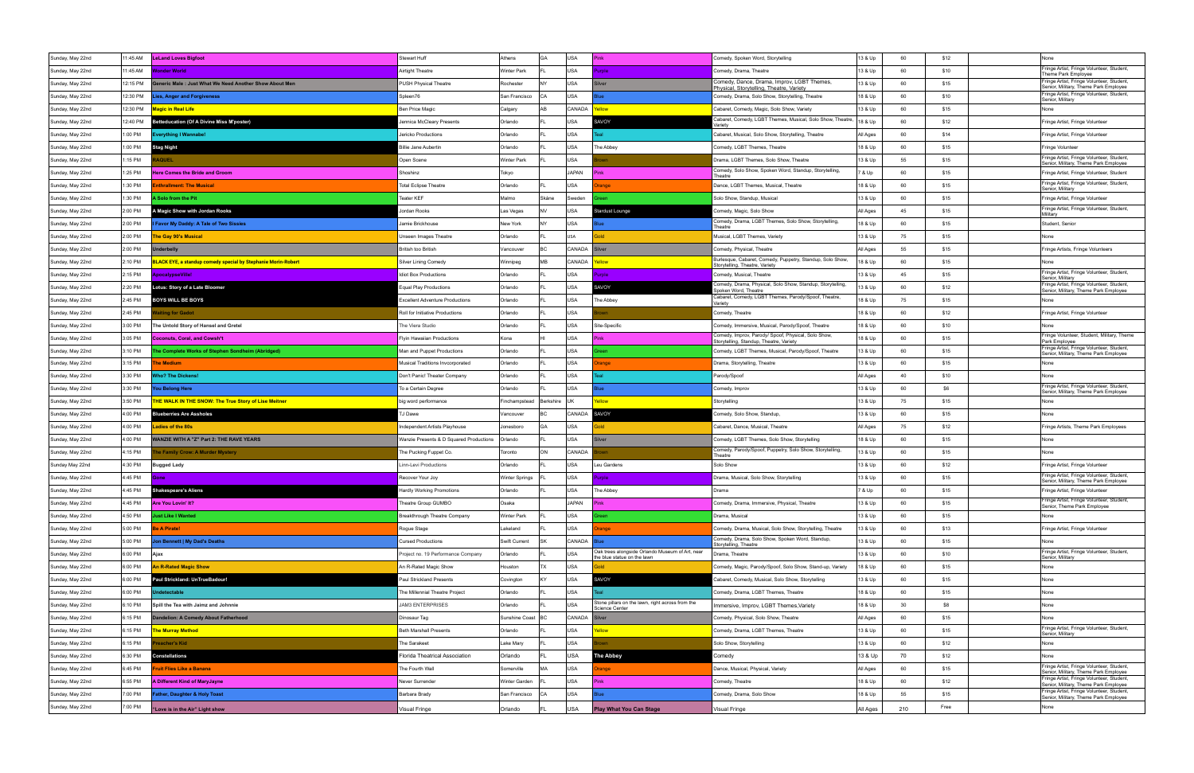| | | | | | | | | | | | | | |
|---|---|---|---|---|---|---|---|---|---|---|---|---|---|
| Sunday, May 22nd | 11:45 AM | LeLand Loves Bigfoot | Stewart Huff | Athens | GA | USA | Pink | Comedy, Spoken Word, Storytelling | 13 & Up | 60 | $12 | | None |
| Sunday, May 22nd | 11:45 AM | Wonder World | Airtight Theatre | Winter Park | FL | USA | Purple | Comedy, Drama, Theatre | 13 & Up | 60 | $10 | | Fringe Artist, Fringe Volunteer, Student, Theme Park Employee |
| Sunday, May 22nd | 12:15 PM | Generic Male : Just What We Need Another Show About Men | PUSH Physical Theatre | Rochester | NY | USA | Silver | Comedy, Dance, Drama, Improv, LGBT Themes, Physical, Storytelling, Theatre, Variety | 13 & Up | 60 | $15 | | Fringe Artist, Fringe Volunteer, Student, Senior, Military, Theme Park Employee |
| Sunday, May 22nd | 12:30 PM | Lies, Anger and Forgiveness | Spleen76 | San Francisco | CA | USA | Blue | Comedy, Drama, Solo Show, Storytelling, Theatre | 18 & Up | 60 | $10 | | Fringe Artist, Fringe Volunteer, Student, Senior, Military |
| Sunday, May 22nd | 12:30 PM | Magic in Real Life | Ben Price Magic | Calgary | AB | CANADA | Yellow | Cabaret, Comedy, Magic, Solo Show, Variety | 13 & Up | 60 | $15 | | None |
| Sunday, May 22nd | 12:40 PM | Betteducation (Of A Divine Miss M'poster) | Jennica McCleary Presents | Orlando | FL | USA | SAVOY | Cabaret, Comedy, LGBT Themes, Musical, Solo Show, Theatre, Variety | 18 & Up | 60 | $12 | | Fringe Artist, Fringe Volunteer |
| Sunday, May 22nd | 1:00 PM | Everything I Wannabe! | Jericho Productions | Orlando | FL | USA | Teal | Cabaret, Musical, Solo Show, Storytelling, Theatre | All Ages | 60 | $14 | | Fringe Artist, Fringe Volunteer |
| Sunday, May 22nd | 1:00 PM | Stag Night | Billie Jane Aubertin | Orlando | FL | USA | The Abbey | Comedy, LGBT Themes, Theatre | 18 & Up | 60 | $15 | | Fringe Volunteer |
| Sunday, May 22nd | 1:15 PM | RAQUEL | Open Scene | Winter Park | FL | USA | Brown | Drama, LGBT Themes, Solo Show, Theatre | 13 & Up | 55 | $15 | | Fringe Artist, Fringe Volunteer, Student, Senior, Military, Theme Park Employee |
| Sunday, May 22nd | 1:25 PM | Here Comes the Bride and Groom | Shoshinz | Tokyo | | JAPAN | Pink | Comedy, Solo Show, Spoken Word, Standup, Storytelling, Theatre | 7 & Up | 60 | $15 | | Fringe Artist, Fringe Volunteer, Student |
| Sunday, May 22nd | 1:30 PM | Enthrallment: The Musical | Total Eclipse Theatre | Orlando | FL | USA | Orange | Dance, LGBT Themes, Musical, Theatre | 18 & Up | 60 | $15 | | Fringe Artist, Fringe Volunteer, Student, Senior, Military |
| Sunday, May 22nd | 1:30 PM | A Solo from the Pit | Teater KEF | Malmo | Skåne | Sweden | Green | Solo Show, Standup, Musical | 13 & Up | 60 | $15 | | Fringe Artist, Fringe Volunteer |
| Sunday, May 22nd | 2:00 PM | A Magic Show with Jordan Rooks | Jordan Rooks | Las Vegas | NV | USA | Stardust Lounge | Comedy, Magic, Solo Show | All Ages | 45 | $15 | | Fringe Artist, Fringe Volunteer, Student, Military |
| Sunday, May 22nd | 2:00 PM | I Favor My Daddy: A Tale of Two Sissies | Jamie Brickhouse | New York | NY | USA | Blue | Comedy, Drama, LGBT Themes, Solo Show, Storytelling, Theatre | 18 & Up | 60 | $15 | | Student, Senior |
| Sunday, May 22nd | 2:00 PM | The Gay 90's Musical | Unseen Images Theatre | Orlando | FL | USA | Gold | Musical, LGBT Themes, Variety | 13 & Up | 75 | $15 | | None |
| Sunday, May 22nd | 2:00 PM | Underbelly | British too British | Vancouver | BC | CANADA | Silver | Comedy, Physical, Theatre | All Ages | 55 | $15 | | Fringe Artists, Fringe Volunteers |
| Sunday, May 22nd | 2:10 PM | BLACK EYE, a standup comedy special by Stephanie Morin-Robert | Silver Lining Comedy | Winnipeg | MB | CANADA | Yellow | Burlesque, Cabaret, Comedy, Puppetry, Standup, Solo Show, Storytelling, Theatre, Variety | 18 & Up | 60 | $15 | | None |
| Sunday, May 22nd | 2:15 PM | ApocalypseVille! | Idiot Box Productions | Orlando | FL | USA | Purple | Comedy, Musical, Theatre | 13 & Up | 45 | $15 | | Fringe Artist, Fringe Volunteer, Student, Senior, Military |
| Sunday, May 22nd | 2:20 PM | Lotus: Story of a Late Bloomer | Equal Play Productions | Orlando | FL | USA | SAVOY | Comedy, Drama, Physical, Solo Show, Standup, Storytelling, Spoken Word, Theatre | 13 & Up | 60 | $12 | | Fringe Artist, Fringe Volunteer, Student, Senior, Military, Theme Park Employee |
| Sunday, May 22nd | 2:45 PM | BOYS WILL BE BOYS | Excellent Adventure Productions | Orlando | FL | USA | The Abbey | Cabaret, Comedy, LGBT Themes, Parody/Spoof, Theatre, Variety | 18 & Up | 75 | $15 | | None |
| Sunday, May 22nd | 2:45 PM | Waiting for Godot | Roll for Initiative Productions | Orlando | FL | USA | Brown | Comedy, Theatre | 18 & Up | 60 | $12 | | Fringe Artist, Fringe Volunteer |
| Sunday, May 22nd | 3:00 PM | The Untold Story of Hansel and Gretel | The Viera Studio | Orlando | FL | USA | Site-Specific | Comedy, Immersive, Musical, Parody/Spoof, Theatre | 18 & Up | 60 | $10 | | None |
| Sunday, May 22nd | 3:05 PM | Coconuts, Coral, and Cowsh*t | Flyin Hawaiian Productions | Kona | HI | USA | Pink | Comedy, Improv, Parody/ Spoof, Physical, Solo Show, Storytelling, Standup, Theatre, Variety | 18 & Up | 60 | $15 | | Fringe Volunteer, Student, Military, Theme Park Employee |
| Sunday, May 22nd | 3:10 PM | The Complete Works of Stephen Sondheim (Abridged) | Man and Puppet Productions | Orlando | FL | USA | Green | Comedy, LGBT Themes, Musical, Parody/Spoof, Theatre | 13 & Up | 60 | $15 | | Fringe Artist, Fringe Volunteer, Student, Senior, Military, Theme Park Employee |
| Sunday, May 22nd | 3:15 PM | The Medium | Musical Traditions Invcorporated | Orlando | FL | USA | Orange | Drama, Storytelling, Theatre | 13 & Up | 60 | $15 | | None |
| Sunday, May 22nd | 3:30 PM | Who? The Dickens! | Don't Panic! Theater Company | Orlando | FL | USA | Teal | Parody/Spoof | All Ages | 40 | $10 | | None |
| Sunday, May 22nd | 3:30 PM | You Belong Here | To a Certain Degree | Orlando | FL | USA | Blue | Comedy, Improv | 13 & Up | 60 | $6 | | Fringe Artist, Fringe Volunteer, Student, Senior, Military, Theme Park Employee |
| Sunday, May 22nd | 3:50 PM | THE WALK IN THE SNOW: The True Story of Lise Meitner | big word performance | Finchampstead | Berkshire | UK | Yellow | Storytelling | 13 & Up | 75 | $15 | | None |
| Sunday, May 22nd | 4:00 PM | Blueberries Are Assholes | TJ Dawe | Vancouver | BC | CANADA | SAVOY | Comedy, Solo Show, Standup, | 13 & Up | 60 | $15 | | None |
| Sunday, May 22nd | 4:00 PM | Ladies of the 80s | Independent Artists Playhouse | Jonesboro | GA | USA | Gold | Cabaret, Dance, Musical, Theatre | All Ages | 75 | $12 | | Fringe Artists, Theme Park Employees |
| Sunday, May 22nd | 4:00 PM | WANZIE WITH A "Z" Part 2: THE RAVE YEARS | Wanzie Presents & D Squared Productions | Orlando | FL | USA | Silver | Comedy, LGBT Themes, Solo Show, Storytelling | 18 & Up | 60 | $15 | | None |
| Sunday, May 22nd | 4:15 PM | The Family Crow: A Murder Mystery | The Pucking Puppet Co. | Toronto | ON | CANADA | Brown | Comedy, Parody/Spoof, Puppetry, Solo Show, Storytelling, Theatre | 13 & Up | 60 | $15 | | None |
| Sunday May 22nd | 4:30 PM | Bugged Lady | Linn-Levi Productions | Orlando | FL | USA | Leu Gardens | Solo Show | 13 & Up | 60 | $12 | | Fringe Artist, Fringe Volunteer |
| Sunday, May 22nd | 4:45 PM | Gone | Recover Your Joy | Winter Springs | FL | USA | Purple | Drama, Musical, Solo Show, Storytelling | 13 & Up | 60 | $15 | | Fringe Artist, Fringe Volunteer, Student, Senior, Military, Theme Park Employee |
| Sunday, May 22nd | 4:45 PM | Shakespeare's Aliens | Hardly Working Promotions | Orlando | FL | USA | The Abbey | Drama | 7 & Up | 60 | $15 | | Fringe Artist, Fringe Volunteer |
| Sunday, May 22nd | 4:45 PM | Are You Lovin' It? | Theatre Group GUMBO | Osaka | | JAPAN | Pink | Comedy, Drama, Immersive, Physical, Theatre | 13 & Up | 60 | $15 | | Fringe Artist, Fringe Volunteer, Student, Senior, Theme Park Employee |
| Sunday, May 22nd | 4:50 PM | Just Like I Wanted | Breakthrough Theatre Company | Winter Park | FL | USA | Green | Drama, Musical | 13 & Up | 60 | $15 | | None |
| Sunday, May 22nd | 5:00 PM | Be A Pirate! | Rogue Stage | Lakeland | FL | USA | Orange | Comedy, Drama, Musical, Solo Show, Storytelling, Theatre | 13 & Up | 60 | $13 | | Fringe Artist, Fringe Volunteer |
| Sunday, May 22nd | 5:00 PM | Jon Bennett \| My Dad's Deaths | Cursed Productions | Swift Current | SK | CANADA | Blue | Comedy, Drama, Solo Show, Spoken Word, Standup, Storytelling, Theatre | 13 & Up | 60 | $15 | | None |
| Sunday, May 22nd | 6:00 PM | Ajax | Project no. 19 Performance Company | Orlando | FL | USA | Oak trees alongside Orlando Museum of Art, near the blue statue on the lawn | Drama, Theatre | 13 & Up | 60 | $10 | | Fringe Artist, Fringe Volunteer, Student, Senior, Military |
| Sunday, May 22nd | 6:00 PM | An R-Rated Magic Show | An R-Rated Magic Show | Houston | TX | USA | Gold | Comedy, Magic, Parody/Spoof, Solo Show, Stand-up, Variety | 18 & Up | 60 | $15 | | None |
| Sunday, May 22nd | 6:00 PM | Paul Strickland: UnTrueBadour! | Paul Strickland Presents | Covington | KY | USA | SAVOY | Cabaret, Comedy, Musical, Solo Show, Storytelling | 13 & Up | 60 | $15 | | None |
| Sunday, May 22nd | 6:00 PM | Undetectable | The Millennial Theatre Project | Orlando | FL | USA | Teal | Comedy, Drama, LGBT Themes, Theatre | 18 & Up | 60 | $15 | | None |
| Sunday, May 22nd | 6:10 PM | Spill the Tea with Jaimz and Johnnie | JAM3 ENTERPRISES | Orlando | FL | USA | Stone pillars on the lawn, right across from the Science Center | Immersive, Improv, LGBT Themes,Variety | 18 & Up | 30 | $8 | | None |
| Sunday, May 22nd | 6:15 PM | Dandelion: A Comedy About Fatherhood | Dinosaur Tag | Sunshine Coast | BC | CANADA | Silver | Comedy, Physical, Solo Show, Theatre | All Ages | 60 | $15 | | None |
| Sunday, May 22nd | 6:15 PM | The Murray Method | Beth Marshall Presents | Orlando | FL | USA | Yellow | Comedy, Drama, LGBT Themes, Theatre | 13 & Up | 60 | $15 | | Fringe Artist, Fringe Volunteer, Student, Senior, Military |
| Sunday, May 22nd | 6:15 PM | Preacher's Kid | The Sarakeet | Lake Mary | FL | USA | Brown | Solo Show, Storytelling | 13 & Up | 60 | $12 | | None |
| Sunday, May 22nd | 6:30 PM | Constellations | Florida Theatrical Association | Orlando | FL | USA | The Abbey | Comedy | 13 & Up | 70 | $12 | | None |
| Sunday, May 22nd | 6:45 PM | Fruit Flies Like a Banana | The Fourth Wall | Somerville | MA | USA | Orange | Dance, Musical, Physical, Variety | All Ages | 60 | $15 | | Fringe Artist, Fringe Volunteer, Student, Senior, Military, Theme Park Employee |
| Sunday, May 22nd | 6:55 PM | A Different Kind of MaryJayne | Never Surrender | Winter Garden | FL | USA | Pink | Comedy, Theatre | 18 & Up | 60 | $12 | | Fringe Artist, Fringe Volunteer, Student, Senior, Military, Theme Park Employee |
| Sunday, May 22nd | 7:00 PM | Father, Daughter & Holy Toast | Barbara Brady | San Francisco | CA | USA | Blue | Comedy, Drama, Solo Show | 18 & Up | 55 | $15 | | Fringe Artist, Fringe Volunteer, Student, Senior, Military, Theme Park Employee |
| Sunday, May 22nd | 7:00 PM | "Love is in the Air" Light show | Visual Fringe | Orlando | FL | USA | Play What You Can Stage | Visual Fringe | All Ages | 210 | Free | | None |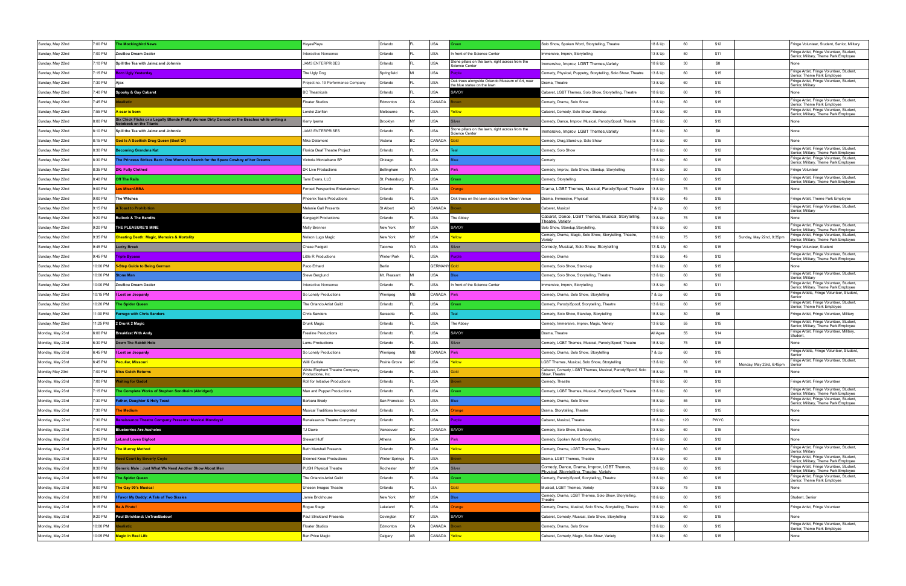| | | | | | | | | | | | | | |
|---|---|---|---|---|---|---|---|---|---|---|---|---|---|
| Sunday, May 22nd | 7:00 PM | The Mockingbird News | HayesPlays | Orlando | FL | USA | Green | Solo Show, Spoken Word, Storytelling, Theatre | 18 & Up | 60 | $12 | | Fringe Volunteer, Student, Senior, Military |
| Sunday, May 22nd | 7:00 PM | ZouBou Dream Dealer | Interactive Nonsense | Orlando | FL | USA | In front of the Science Center | Immersive, Improv, Storytelling | 13 & Up | 50 | $11 | | Fringe Artist, Fringe Volunteer, Student, Senior, Military, Theme Park Employees |
| Sunday, May 22nd | 7:10 PM | Spill the Tea with Jaimz and Johnnie | JAMS ENTERPRISES | Orlando | FL | USA | Stone pillars on the lawn, right across from the Science Center | Immersive, Improv, LGBT Themes,Variety | 18 & Up | 30 | $8 | | None |
| Sunday, May 22nd | 7:15 PM | Born Ugly Yesterday | The Ugly Dog | Springfield | MI | USA | Purple | Comedy, Physical, Puppetry, Storytelling, Solo Show, Theatre | 13 & Up | 60 | $15 | | Fringe Artist, Fringe Volunteer, Student, Senior, Theme Park Employee |
| Sunday, May 22nd | 7:30 PM | Ajax | Project no. 19 Performance Company | Orlando | FL | USA | Oak trees alongside Orlando Museum of Art, near the blue statue on the lawn | Drama, Theatre | 13 & Up | 60 | $10 | | Fringe Artist, Fringe Volunteer, Student, Senior, Military |
| Sunday, May 22nd | 7:40 PM | Spooky & Gay Cabaret | BC Theatricals | Orlando | FL | USA | SAVOY | Cabaret, LGBT Themes, Solo Show, Storytelling, Theatre | 18 & Up | 60 | $15 | | None |
| Sunday, May 22nd | 7:45 PM | Idealistic | Floater Studios | Edmonton | CA | CANADA | Brown | Comedy, Drama, Solo Show | 13 & Up | 60 | $15 | | Fringe Artist, Fringe Volunteer, Student, Senior, Theme Park Employee |
| Sunday, May 22nd | 7:55 PM | A scar is born | Lorelei Zarillan | Melbourne | FL | USA | Yellow | Cabaret, Comedy, Solo Show, Standup | 13 & Up | 60 | $15 | | Fringe Artist, Fringe Volunteer, Student, Senior, Military, Theme Park Employees |
| Sunday, May 22nd | 8:00 PM | Six Chick Flicks or a Legally Blonde Pretty Woman Dirty Danced on the Beaches while writing a Notebook on the Titanic | Kerry Ipema | Brooklyn | NY | USA | Silver | Comedy, Dance, Improv, Musical, Parody/Spoof, Theatre | 13 & Up | 60 | $15 | | None |
| Sunday, May 22nd | 8:10 PM | Spill the Tea with Jaimz and Johnnie | JAMS ENTERPRISES | Orlando | FL | USA | Stone pillars on the lawn, right across from the Science Center | Immersive, Improv, LGBT Themes,Variety | 18 & Up | 30 | $8 | | None |
| Sunday, May 22nd | 8:15 PM | God Is A Scottish Drag Queen (Best Of) | Mike Delamont | Victoria | BC | CANADA | Gold | Comedy, Drag,Stand-up, Solo Show | 13 & Up | 60 | $15 | | None |
| Sunday, May 22nd | 8:30 PM | Becoming Grandma Kat | Florida Deaf Theatre Project | Orlando | FL | USA | Teal | Comedy, Solo Show | 13 & Up | 60 | $12 | | Fringe Artist, Fringe Volunteer, Student, Senior, Military, Theme Park Employees |
| Sunday, May 22nd | 8:30 PM | The Princess Strikes Back: One Woman's Search for the Space Cowboy of her Dreams | Victoria Montalbano SP | Chicago | IL | USA | Blue | Comedy | 13 & Up | 60 | $15 | | Fringe Artist, Fringe Volunteer, Student, Senior, Military, Theme Park Employees |
| Sunday, May 22nd | 8:35 PM | DK: Fully Clothed | DK Live Productions | Bellingham | WA | USA | Pink | Comedy, Improv, Solo Show, Standup, Storytelling | 18 & Up | 50 | $15 | | Fringe Volunteer |
| Sunday, May 22nd | 8:40 PM | Off The Rails | Tami Evans, LLC | St. Petersburg | FL | USA | Green | Comedy, Storytelling | 13 & Up | 60 | $15 | | Fringe Artist, Fringe Volunteer, Student, Senior, Military, Theme Park Employees |
| Sunday, May 22nd | 9:00 PM | Les MiserABBA | Forced Perspective Entertainment | Orlando | FL | USA | Orange | Drama, LGBT Themes, Musical, Parody/Spoof, Theatre | 13 & Up | 75 | $15 | | None |
| Sunday, May 22nd | 9:00 PM | The Witches | Phoenix Tears Productions | Orlando | FL | USA | Oak trees on the lawn across from Green Venue | Drama, Immersive, Physical | 18 & Up | 45 | $15 | | Fringe Artist, Theme Park Employee |
| Sunday, May 22nd | 9:15 PM | A Toast to Prohibition | Melanie Gall Presents | St Albert | AB | CANADA | Brown | Cabaret, Musical | 7 & Up | 60 | $15 | | Fringe Artist, Fringe Volunteer, Student, Senior, Military |
| Sunday, May 22nd | 9:20 PM | Bullock & The Bandits | Kangagirl Productions | Orlando | FL | USA | The Abbey | Cabaret, Dance, LGBT Themes, Musical, Storytelling, Theatre, Variety | 13 & Up | 75 | $15 | | None |
| Sunday, May 22nd | 9:20 PM | THE PLEASURE'S MINE | Molly Brenner | New York | NY | USA | SAVOY | Solo Show, Standup,Storytelling, | 18 & Up | 60 | $10 | | Fringe Artist, Fringe Volunteer, Student, Senior, Military, Theme Park Employees |
| Sunday, May 22nd | 9:35 PM | Cheating Death: Magic, Memoirs & Mortality | Nelson Lugo Magic | New York | NY | USA | Yellow | Comedy, Drama, Magic, Solo Show, Storytelling, Theatre, Variety | 13 & Up | 75 | $15 | Sunday, May 22nd, 9:35pm | Fringe Artist, Fringe Volunteer, Student, Senior, Military, Theme Park Employees |
| Sunday, May 22nd | 9:45 PM | Lucky Break | Chase Padgett | Tacoma | WA | USA | Silver | Comedy, Musical, Solo Show, Storytelling | 13 & Up | 60 | $15 | | Fringe Volunteer, Student |
| Sunday, May 22nd | 9:45 PM | Triple Bypass | Little R Productions | Winter Park | FL | USA | Purple | Comedy, Drama | 13 & Up | 45 | $12 | | Fringe Artist, Fringe Volunteer, Student, Senior, Military, Theme Park Employees |
| Sunday, May 22nd | 10:00 PM | 5-Step Guide to Being German | Paco Erhard | Berlin | | GERMANY | Gold | Comedy, Solo Show, Stand-up | 13 & Up | 60 | $15 | | None |
| Sunday, May 22nd | 10:00 PM | Stone Man | Steve Berglund | Mt. Pleasant | MI | USA | Blue | Comedy, Solo Show, Storytelling, Theatre | 13 & Up | 60 | $12 | | Fringe Artist, Fringe Volunteer, Student, Senior, Military |
| Sunday, May 22nd | 10:00 PM | ZouBou Dream Dealer | Interactive Nonsense | Orlando | FL | USA | In front of the Science Center | Immersive, Improv, Storytelling | 13 & Up | 50 | $11 | | Fringe Artist, Fringe Volunteer, Student, Senior, Military, Theme Park Employees |
| Sunday, May 22nd | 10:15 PM | I Lost on Jeopardy | So Lonely Productions | Winnipeg | MB | CANADA | Pink | Comedy, Drama, Solo Show, Storytelling | 7 & Up | 60 | $15 | | Fringe Artists, Fringe Volunteer, Student, Senior |
| Sunday, May 22nd | 10:20 PM | The Spider Queen | The Orlando Artist Guild | Orlando | FL | USA | Green | Comedy, Parody/Spoof, Storytelling, Theatre | 13 & Up | 60 | $15 | | Fringe Artist, Fringe Volunteer, Student, Senior, Theme Park Employee |
| Sunday, May 22nd | 11:00 PM | Farrago with Chris Sanders | Chris Sanders | Sarasota | FL | USA | Teal | Comedy, Solo Show, Standup, Storytelling | 18 & Up | 30 | $6 | | Fringe Artist, Fringe Volunteer, Military |
| Sunday, May 22nd | 11:25 PM | 2 Drunk 2 Magic | Drunk Magic | Orlando | FL | USA | The Abbey | Comedy, Immersive, Improv, Magic, Variety | 13 & Up | 55 | $15 | | Fringe Artist, Fringe Volunteer, Student, Senior, Military, Theme Park Employees |
| Monday, May 23rd | 6:00 PM | Breakfast With Andy | Freeline Productions | Orlando | FL | USA | SAVOY | Drama, Theatre | All Ages | 55 | $14 | | Fringe Artist, Fringe Volunteer, Military, Student, |
| Monday, May 23rd | 6:30 PM | Down The Rabbit Hole | Lumu Productions | Orlando | FL | USA | Silver | Comedy, LGBT Themes, Musical, Parody/Spoof, Theatre | 18 & Up | 75 | $15 | | None |
| Monday, May 23rd | 6:45 PM | I Lost on Jeopardy | So Lonely Productions | Winnipeg | MB | CANADA | Pink | Comedy, Drama, Solo Show, Storytelling | 7 & Up | 60 | $15 | | Fringe Artists, Fringe Volunteer, Student, Senior |
| Monday, May 23rd | 6:45 PM | Peculiar, Missouri | Willi Carlisle | Prairie Grove | AK | USA | Yellow | LGBT Themes, Musical, Solo Show, Storytelling | 13 & Up | 60 | $15 | Monday, May 23rd, 6:45pm | Fringe Artist, Fringe Volunteer, Student, Senior |
| Monday May 23rd | 7:00 PM | Miss Gulch Returns | White Elephant Theatre Company Productions, Inc. | Orlando | FL | USA | Gold | Cabaret, Comedy, LGBT Themes, Musical, Parody/Spoof, Solo Show, Theatre | 18 & Up | 75 | $15 | | None |
| Monday, May 23rd | 7:00 PM | Waiting for Godot | Roll for Initiative Productions | Orlando | FL | USA | Brown | Comedy, Theatre | 18 & Up | 60 | $12 | | Fringe Artist, Fringe Volunteer |
| Monday, May 23rd | 7:15 PM | The Complete Works of Stephen Sondheim (Abridged) | Man and Puppet Productions | Orlando | FL | USA | Green | Comedy, LGBT Themes, Musical, Parody/Spoof, Theatre | 13 & Up | 60 | $15 | | Fringe Artist, Fringe Volunteer, Student, Senior, Military, Theme Park Employees |
| Monday, May 23rd | 7:30 PM | Father, Daughter & Holy Toast | Barbara Brady | San Francisco | CA | USA | Blue | Comedy, Drama, Solo Show | 18 & Up | 55 | $15 | | Fringe Artist, Fringe Volunteer, Student, Senior, Military, Theme Park Employees |
| Monday, May 23rd | 7:30 PM | The Medium | Musical Traditions Invcorporated | Orlando | FL | USA | Orange | Drama, Storytelling, Theatre | 13 & Up | 60 | $15 | | None |
| Monday, May 22nd | 7:30 PM | Renaissance Theatre Company Presents: Musical Mondays! | Renaissance Theatre Company | Orlando | FL | USA | Purple | Cabaret, Musical, Theatre | 18 & Up | 120 | PWYC | | None |
| Monday, May 23rd | 7:40 PM | Blueberries Are Assholes | TJ Dawe | Vancouver | BC | CANADA | SAVOY | Comedy, Solo Show, Standup, | 13 & Up | 60 | $15 | | None |
| Monday, May 23rd | 8:25 PM | LeLand Loves Bigfoot | Stewart Huff | Athens | GA | USA | Pink | Comedy, Spoken Word, Storytelling | 13 & Up | 60 | $12 | | None |
| Monday, May 23rd | 8:25 PM | The Murray Method | Beth Marshall Presents | Orlando | FL | USA | Yellow | Comedy, Drama, LGBT Themes, Theatre | 13 & Up | 60 | $15 | | Fringe Artist, Fringe Volunteer, Student, Senior, Military |
| Monday, May 23rd | 8:30 PM | Food Court by Beverly Coyle | Skinned Knee Productions | Winter Springs | FL | USA | Brown | Drama, LGBT Themes, Theatre | 13 & Up | 60 | $15 | | Fringe Artist, Fringe Volunteer, Student, Senior, Military, Theme Park Employees |
| Monday, May 23rd | 8:30 PM | Generic Male : Just What We Need Another Show About Men | PUSH Physical Theatre | Rochester | NY | USA | Silver | Comedy, Dance, Drama, Improv, LGBT Themes, Physical, Storytelling, Theatre, Variety | 13 & Up | 60 | $15 | | Fringe Artist, Fringe Volunteer, Student, Senior, Military, Theme Park Employees |
| Monday, May 23rd | 8:55 PM | The Spider Queen | The Orlando Artist Guild | Orlando | FL | USA | Green | Comedy, Parody/Spoof, Storytelling, Theatre | 13 & Up | 60 | $15 | | Fringe Artist, Fringe Volunteer, Student, Senior, Theme Park Employee |
| Monday, May 23rd | 9:00 PM | The Gay 90's Musical | Unseen Images Theatre | Orlando | FL | USA | Gold | Musical, LGBT Themes, Variety | 13 & Up | 75 | $15 | | None |
| Monday, May 23rd | 9:00 PM | I Favor My Daddy: A Tale of Two Sissies | Jamie Brickhouse | New York | NY | USA | Blue | Comedy, Drama, LGBT Themes, Solo Show, Storytelling, Theatre | 18 & Up | 60 | $15 | | Student, Senior |
| Monday, May 23rd | 9:15 PM | Be A Pirate! | Rogue Stage | Lakeland | FL | USA | Orange | Comedy, Drama, Musical, Solo Show, Storytelling, Theatre | 13 & Up | 60 | $13 | | Fringe Artist, Fringe Volunteer |
| Monday, May 23rd | 9:20 PM | Paul Strickland: UnTrueBadour! | Paul Strickland Presents | Covington | KY | USA | SAVOY | Cabaret, Comedy, Musical, Solo Show, Storytelling | 13 & Up | 60 | $15 | | None |
| Monday, May 23rd | 10:00 PM | Idealistic | Floater Studios | Edmonton | CA | CANADA | Brown | Comedy, Drama, Solo Show | 13 & Up | 60 | $15 | | Fringe Artist, Fringe Volunteer, Student, Senior, Theme Park Employee |
| Monday, May 23rd | 10:05 PM | Magic in Real Life | Ben Price Magic | Calgary | AB | CANADA | Yellow | Cabaret, Comedy, Magic, Solo Show, Variety | 13 & Up | 60 | $15 | | None |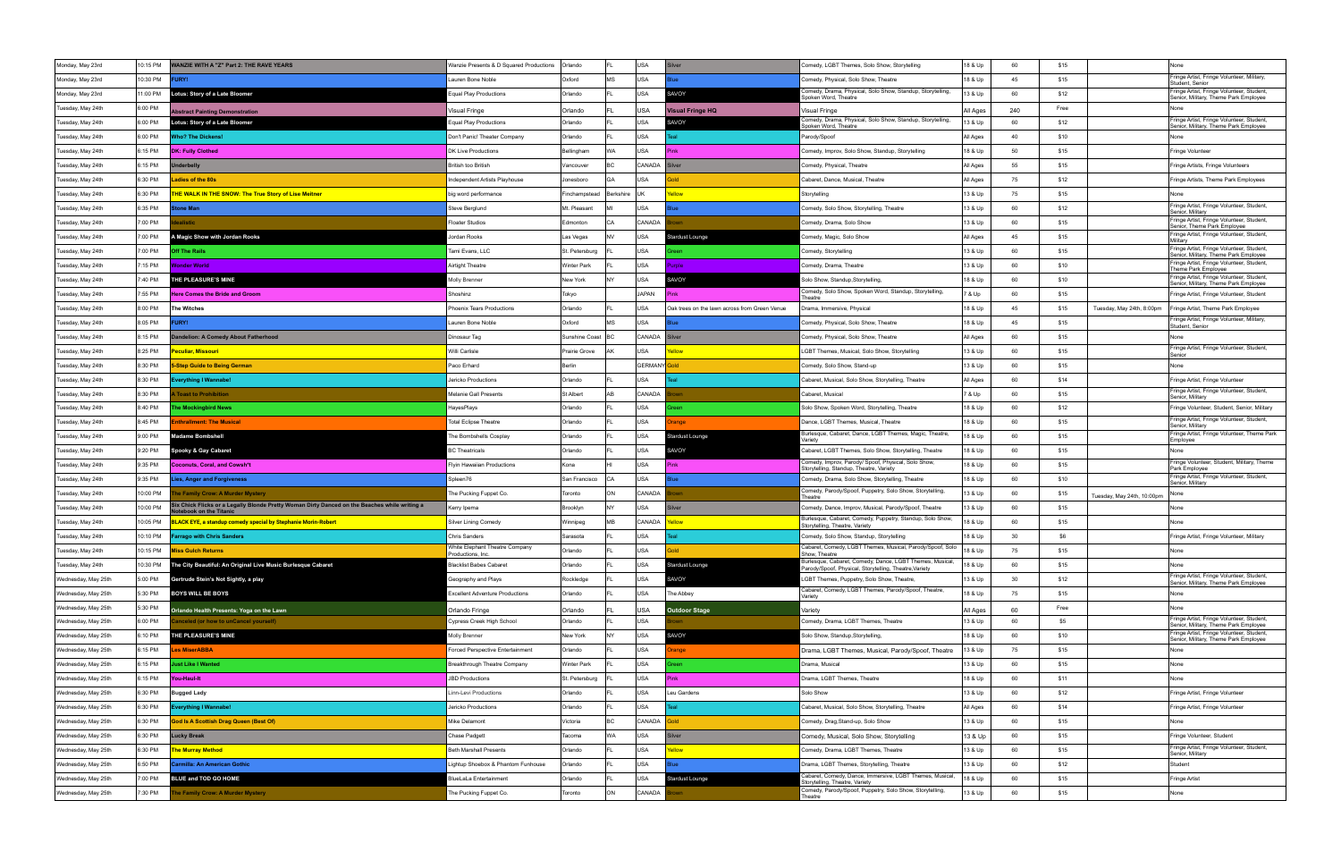| | | | | | | | | | | | | |
|---|---|---|---|---|---|---|---|---|---|---|---|---|
| Monday, May 23rd | 10:15 PM | **WANZIE WITH A "Z" Part 2: THE RAVE YEARS** | Wanzie Presents & D Squared Productions | Orlando | FL | USA | Silver | Comedy, LGBT Themes, Solo Show, Storytelling | 18 & Up | 60 | $15 | | None |
| Monday, May 23rd | 10:30 PM | **FURY!** | Lauren Bone Noble | Oxford | MS | USA | Blue | Comedy, Physical, Solo Show, Theatre | 18 & Up | 45 | $15 | | Fringe Artist, Fringe Volunteer, Military, Student, Senior |
| Monday, May 23rd | 11:00 PM | **Lotus: Story of a Late Bloomer** | Equal Play Productions | Orlando | FL | USA | SAVOY | Comedy, Drama, Physical, Solo Show, Standup, Storytelling, Spoken Word, Theatre | 13 & Up | 60 | $12 | | Fringe Artist, Fringe Volunteer, Student, Senior, Military, Theme Park Employee |
| Tuesday, May 24th | 6:00 PM | **Abstract Painting Demonstration** | Visual Fringe | Orlando | FL | USA | Visual Fringe HQ | Visual Fringe | All Ages | 240 | Free | | None |
| Tuesday, May 24th | 6:00 PM | **Lotus: Story of a Late Bloomer** | Equal Play Productions | Orlando | FL | USA | SAVOY | Comedy, Drama, Physical, Solo Show, Standup, Storytelling, Spoken Word, Theatre | 13 & Up | 60 | $12 | | Fringe Artist, Fringe Volunteer, Student, Senior, Military, Theme Park Employee |
| Tuesday, May 24th | 6:00 PM | **Who? The Dickens!** | Don't Panic! Theater Company | Orlando | FL | USA | Teal | Parody/Spoof | All Ages | 40 | $10 | | None |
| Tuesday, May 24th | 6:15 PM | **DK: Fully Clothed** | DK Live Productions | Bellingham | WA | USA | Pink | Comedy, Improv, Solo Show, Standup, Storytelling | 18 & Up | 50 | $15 | | Fringe Volunteer |
| Tuesday, May 24th | 6:15 PM | **Underbelly** | British too British | Vancouver | BC | CANADA | Silver | Comedy, Physical, Theatre | All Ages | 55 | $15 | | Fringe Artists, Fringe Volunteers |
| Tuesday, May 24th | 6:30 PM | **Ladies of the 80s** | Independent Artists Playhouse | Jonesboro | GA | USA | Gold | Cabaret, Dance, Musical, Theatre | All Ages | 75 | $12 | | Fringe Artists, Theme Park Employees |
| Tuesday, May 24th | 6:30 PM | **THE WALK IN THE SNOW: The True Story of Lise Meitner** | big word performance | Finchampstead | Berkshire | UK | Yellow | Storytelling | 13 & Up | 75 | $15 | | None |
| Tuesday, May 24th | 6:35 PM | **Stone Man** | Steve Berglund | Mt. Pleasant | MI | USA | Blue | Comedy, Solo Show, Storytelling, Theatre | 13 & Up | 60 | $12 | | Fringe Artist, Fringe Volunteer, Student, Senior, Military |
| Tuesday, May 24th | 7:00 PM | **Idealistic** | Floater Studios | Edmonton | CA | CANADA | Brown | Comedy, Drama, Solo Show | 13 & Up | 60 | $15 | | Fringe Artist, Fringe Volunteer, Student, Senior, Theme Park Employee |
| Tuesday, May 24th | 7:00 PM | **A Magic Show with Jordan Rooks** | Jordan Rooks | Las Vegas | NV | USA | Stardust Lounge | Comedy, Magic, Solo Show | All Ages | 45 | $15 | | Fringe Artist, Fringe Volunteer, Student, Military |
| Tuesday, May 24th | 7:00 PM | **Off The Rails** | Tami Evans, LLC | St. Petersburg | FL | USA | Green | Comedy, Storytelling | 13 & Up | 60 | $15 | | Fringe Artist, Fringe Volunteer, Student, Senior, Military, Theme Park Employee |
| Tuesday, May 24th | 7:15 PM | **Wonder World** | Airtight Theatre | Winter Park | FL | USA | Purple | Comedy, Drama, Theatre | 13 & Up | 60 | $10 | | Fringe Artist, Fringe Volunteer, Student, Theme Park Employee |
| Tuesday, May 24th | 7:40 PM | **THE PLEASURE'S MINE** | Molly Brenner | New York | NY | USA | SAVOY | Solo Show, Standup,Storytelling, | 18 & Up | 60 | $10 | | Fringe Artist, Fringe Volunteer, Student, Senior, Military, Theme Park Employee |
| Tuesday, May 24th | 7:55 PM | **Here Comes the Bride and Groom** | Shoshinz | Tokyo | | JAPAN | Pink | Comedy, Solo Show, Spoken Word, Standup, Storytelling, Theatre | 7 & Up | 60 | $15 | | Fringe Artist, Fringe Volunteer, Student |
| Tuesday, May 24th | 8:00 PM | **The Witches** | Phoenix Tears Productions | Orlando | FL | USA | Oak trees on the lawn across from Green Venue | Drama, Immersive, Physical | 18 & Up | 45 | $15 | Tuesday, May 24th, 8:00pm | Fringe Artist, Theme Park Employee |
| Tuesday, May 24th | 8:05 PM | **FURY!** | Lauren Bone Noble | Oxford | MS | USA | Blue | Comedy, Physical, Solo Show, Theatre | 18 & Up | 45 | $15 | | Fringe Artist, Fringe Volunteer, Military, Student, Senior |
| Tuesday, May 24th | 8:15 PM | **Dandelion: A Comedy About Fatherhood** | Dinosaur Tag | Sunshine Coast | BC | CANADA | Silver | Comedy, Physical, Solo Show, Theatre | All Ages | 60 | $15 | | None |
| Tuesday, May 24th | 8:25 PM | **Peculiar, Missouri** | Willi Carlisle | Prairie Grove | AK | USA | Yellow | LGBT Themes, Musical, Solo Show, Storytelling | 13 & Up | 60 | $15 | | Fringe Artist, Fringe Volunteer, Student, Senior |
| Tuesday, May 24th | 8:30 PM | **5-Step Guide to Being German** | Paco Erhard | Berlin | | GERMANY | Gold | Comedy, Solo Show, Stand-up | 13 & Up | 60 | $15 | | None |
| Tuesday, May 24th | 8:30 PM | **Everything I Wannabe!** | Jericko Productions | Orlando | FL | USA | Teal | Cabaret, Musical, Solo Show, Storytelling, Theatre | All Ages | 60 | $14 | | Fringe Artist, Fringe Volunteer |
| Tuesday, May 24th | 8:30 PM | **A Toast to Prohibition** | Melanie Gall Presents | St Albert | AB | CANADA | Brown | Cabaret, Musical | 7 & Up | 60 | $15 | | Fringe Artist, Fringe Volunteer, Student, Senior, Military |
| Tuesday, May 24th | 8:40 PM | **The Mockingbird News** | HayesPlays | Orlando | FL | USA | Green | Solo Show, Spoken Word, Storytelling, Theatre | 18 & Up | 60 | $12 | | Fringe Volunteer, Student, Senior, Military |
| Tuesday, May 24th | 8:45 PM | **Enthrallment: The Musical** | Total Eclipse Theatre | Orlando | FL | USA | Orange | Dance, LGBT Themes, Musical, Theatre | 18 & Up | 60 | $15 | | Fringe Artist, Fringe Volunteer, Student, Senior, Military |
| Tuesday, May 24th | 9:00 PM | **Madame Bombshell** | The Bombshells Cosplay | Orlando | FL | USA | Stardust Lounge | Burlesque, Cabaret, Dance, LGBT Themes, Magic, Theatre, Variety | 18 & Up | 60 | $15 | | Fringe Artist, Fringe Volunteer, Theme Park Employee |
| Tuesday, May 24th | 9:20 PM | **Spooky & Gay Cabaret** | BC Theatricals | Orlando | FL | USA | SAVOY | Cabaret, LGBT Themes, Solo Show, Storytelling, Theatre | 18 & Up | 60 | $15 | | None |
| Tuesday, May 24th | 9:35 PM | **Coconuts, Coral, and Cowsh*t** | Flyin Hawaiian Productions | Kona | HI | USA | Pink | Comedy, Improv, Parody/ Spoof, Physical, Solo Show, Storytelling, Standup, Theatre, Variety | 18 & Up | 60 | $15 | | Fringe Volunteer, Student, Military, Theme Park Employee |
| Tuesday, May 24th | 9:35 PM | **Lies, Anger and Forgiveness** | Spleen76 | San Francisco | CA | USA | Blue | Comedy, Drama, Solo Show, Storytelling, Theatre | 18 & Up | 60 | $10 | | Fringe Artist, Fringe Volunteer, Student, Senior, Military |
| Tuesday, May 24th | 10:00 PM | **The Family Crow: A Murder Mystery** | The Pucking Puppet Co. | Toronto | ON | CANADA | Brown | Comedy, Parody/Spoof, Puppetry, Solo Show, Storytelling, Theatre | 13 & Up | 60 | $15 | Tuesday, May 24th, 10:00pm | None |
| Tuesday, May 24th | 10:00 PM | **Six Chick Flicks or a Legally Blonde Pretty Woman Dirty Danced on the Beaches while writing a Notebook on the Titanic** | Kerry Ipema | Brooklyn | NY | USA | Silver | Comedy, Dance, Improv, Musical, Parody/Spoof, Theatre | 13 & Up | 60 | $15 | | None |
| Tuesday, May 24th | 10:05 PM | **BLACK EYE, a standup comedy special by Stephanie Morin-Robert** | Silver Lining Comedy | Winnipeg | MB | CANADA | Yellow | Burlesque, Cabaret, Comedy, Puppetry, Standup, Solo Show, Storytelling, Theatre, Variety | 18 & Up | 60 | $15 | | None |
| Tuesday, May 24th | 10:10 PM | **Farrago with Chris Sanders** | Chris Sanders | Sarasota | FL | USA | Teal | Comedy, Solo Show, Standup, Storytelling | 18 & Up | 30 | $6 | | Fringe Artist, Fringe Volunteer, Military |
| Tuesday, May 24th | 10:15 PM | **Miss Gulch Returns** | White Elephant Theatre Company Productions, Inc. | Orlando | FL | USA | Gold | Cabaret, Comedy, LGBT Themes, Musical, Parody/Spoof, Solo Show, Theatre | 18 & Up | 60 | $15 | | None |
| Tuesday, May 24th | 10:30 PM | **The City Beautiful: An Original Live Music Burlesque Cabaret** | Blacklist Babes Cabaret | Orlando | FL | USA | Stardust Lounge | Burlesque, Cabaret, Comedy, Dance, LGBT Themes, Musical, Parody/Spoof, Physical, Storytelling, Theatre,Variety | 18 & Up | 60 | $15 | | None |
| Wednesday, May 25th | 5:00 PM | **Gertrude Stein's Not Sightly, a play** | Geography and Plays | Rockledge | FL | USA | SAVOY | LGBT Themes, Puppetry, Solo Show, Theatre, | 13 & Up | 30 | $12 | | Fringe Artist, Fringe Volunteer, Student, Senior, Military, Theme Park Employee |
| Wednesday, May 25th | 5:30 PM | **BOYS WILL BE BOYS** | Excellent Adventure Productions | Orlando | FL | USA | The Abbey | Cabaret, Comedy, LGBT Themes, Parody/Spoof, Theatre, Variety | 18 & Up | 75 | $15 | | None |
| Wednesday, May 25th | 5:30 PM | **Orlando Health Presents: Yoga on the Lawn** | Orlando Fringe | Orlando | FL | USA | Outdoor Stage | Variety | All Ages | 60 | Free | | None |
| Wednesday, May 25th | 6:00 PM | **Canceled (or how to unCancel yourself)** | Cypress Creek High School | Orlando | FL | USA | Brown | Comedy, Drama, LGBT Themes, Theatre | 13 & Up | 60 | $5 | | Fringe Artist, Fringe Volunteer, Student, Senior, Military, Theme Park Employee |
| Wednesday, May 25th | 6:10 PM | **THE PLEASURE'S MINE** | Molly Brenner | New York | NY | USA | SAVOY | Solo Show, Standup,Storytelling, | 18 & Up | 60 | $10 | | Fringe Artist, Fringe Volunteer, Student, Senior, Military, Theme Park Employee |
| Wednesday, May 25th | 6:15 PM | **Les MiserABBA** | Forced Perspective Entertainment | Orlando | FL | USA | Orange | Drama, LGBT Themes, Musical, Parody/Spoof, Theatre | 13 & Up | 75 | $15 | | None |
| Wednesday, May 25th | 6:15 PM | **Just Like I Wanted** | Breakthrough Theatre Company | Winter Park | FL | USA | Green | Drama, Musical | 13 & Up | 60 | $15 | | None |
| Wednesday, May 25th | 6:15 PM | **You-Haul-It** | JBD Productions | St. Petersburg | FL | USA | Pink | Drama, LGBT Themes, Theatre | 18 & Up | 60 | $11 | | None |
| Wednesday, May 25th | 6:30 PM | **Bugged Lady** | Linn-Levi Productions | Orlando | FL | USA | Leu Gardens | Solo Show | 13 & Up | 60 | $12 | | Fringe Artist, Fringe Volunteer |
| Wednesday, May 25th | 6:30 PM | **Everything I Wannabe!** | Jericko Productions | Orlando | FL | USA | Teal | Cabaret, Musical, Solo Show, Storytelling, Theatre | All Ages | 60 | $14 | | Fringe Artist, Fringe Volunteer |
| Wednesday, May 25th | 6:30 PM | **God Is A Scottish Drag Queen (Best Of)** | Mike Delamont | Victoria | BC | CANADA | Gold | Comedy, Drag,Stand-up, Solo Show | 13 & Up | 60 | $15 | | None |
| Wednesday, May 25th | 6:30 PM | **Lucky Break** | Chase Padgett | Tacoma | WA | USA | Silver | Comedy, Musical, Solo Show, Storytelling | 13 & Up | 60 | $15 | | Fringe Volunteer, Student |
| Wednesday, May 25th | 6:30 PM | **The Murray Method** | Beth Marshall Presents | Orlando | FL | USA | Yellow | Comedy, Drama, LGBT Themes, Theatre | 13 & Up | 60 | $15 | | Fringe Artist, Fringe Volunteer, Student, Senior, Military |
| Wednesday, May 25th | 6:50 PM | **Carmilla: An American Gothic** | Lightup Shoebox & Phantom Funhouse | Orlando | FL | USA | Blue | Drama, LGBT Themes, Storytelling, Theatre | 13 & Up | 60 | $12 | | Student |
| Wednesday, May 25th | 7:00 PM | **BLUE and TOD GO HOME** | BlueLaLa Entertainment | Orlando | FL | USA | Stardust Lounge | Cabaret, Comedy, Dance, Immersive, LGBT Themes, Musical, Storytelling, Theatre, Variety | 18 & Up | 60 | $15 | | Fringe Artist |
| Wednesday, May 25th | 7:30 PM | **The Family Crow: A Murder Mystery** | The Pucking Puppet Co. | Toronto | ON | CANADA | Brown | Comedy, Parody/Spoof, Puppetry, Solo Show, Storytelling, Theatre | 13 & Up | 60 | $15 | | None |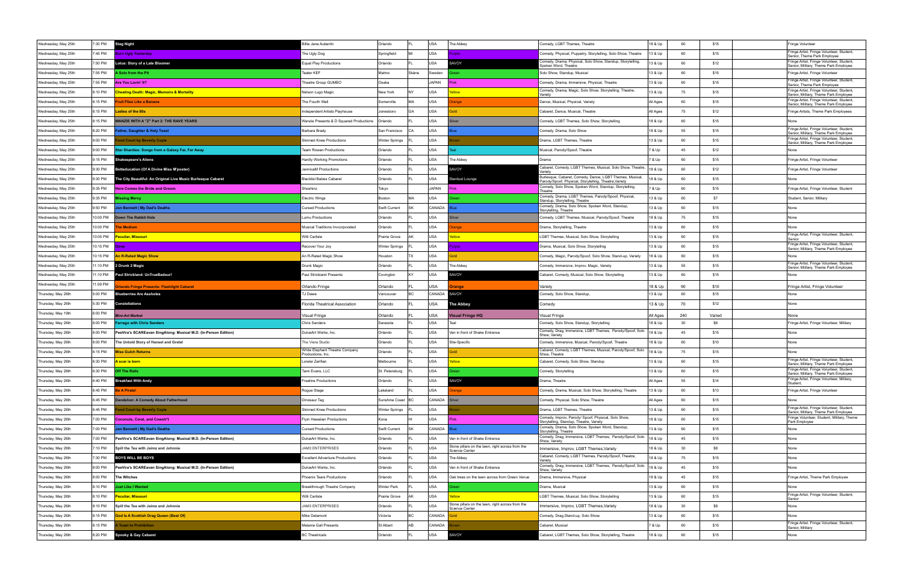| Wednesday, May 25th | 7:30 PM | **Stag Night** | Billie Jane Aubertin | Orlando | FL | USA | The Abbey | Comedy, LGBT Themes, Theatre | 18 & Up | 60 | $15 | | Fringe Volunteer |
|---|---|---|---|---|---|---|---|---|---|---|---|---|---|
| Wednesday, May 25th | 7:45 PM | **Born Ugly Yesterday** | The Ugly Dog | Springfield | MI | USA | Purple | Comedy, Physical, Puppetry, Storytelling, Solo Show, Theatre | 13 & Up | 60 | $15 | | Fringe Artist, Fringe Volunteer, Student, Senior, Theme Park Employee |
| Wednesday, May 25th | 7:50 PM | **Lotus: Story of a Late Bloomer** | Equal Play Productions | Orlando | FL | USA | SAVOY | Comedy, Drama, Physical, Solo Show, Standup, Storytelling, Spoken Word, Theatre | 13 & Up | 60 | $12 | | Fringe Artist, Fringe Volunteer, Student, Senior, Military, Theme Park Employees |
| Wednesday, May 25th | 7:55 PM | **A Solo from the Pit** | Teater KEF | Malmo | Skåne | Sweden | Green | Solo Show, Standup, Musical | 13 & Up | 60 | $15 | | Fringe Artist, Fringe Volunteer |
| Wednesday, May 25th | 7:55 PM | **Are You Lovin' It?** | Theatre Group GUMBO | Osaka | | JAPAN | Pink | Comedy, Drama, Immersive, Physical, Theatre | 13 & Up | 60 | $15 | | Fringe Artist, Fringe Volunteer, Student, Senior, Theme Park Employee |
| Wednesday, May 25th | 8:10 PM | **Cheating Death: Magic, Memoirs & Mortality** | Nelson Lugo Magic | New York | NY | USA | Yellow | Comedy, Drama, Magic, Solo Show, Storytelling, Theatre, Variety | 13 & Up | 75 | $15 | | Fringe Artist, Fringe Volunteer, Student, Senior, Military, Theme Park Employees |
| Wednesday, May 25th | 8:15 PM | **Fruit Flies Like a Banana** | The Fourth Wall | Somerville | MA | USA | Orange | Dance, Musical, Physical, Variety | All Ages | 60 | $15 | | Fringe Artist, Fringe Volunteer, Student, Senior, Military, Theme Park Employees |
| Wednesday, May 25th | 8:15 PM | **Ladies of the 80s** | Independent Artists Playhouse | Jonesboro | GA | USA | Gold | Cabaret, Dance, Musical, Theatre | All Ages | 75 | $12 | | Fringe Artists, Theme Park Employees |
| Wednesday, May 25th | 8:15 PM | **WANZIE WITH A "Z" Part 2: THE RAVE YEARS** | Wanzie Presents & D Squared Productions | Orlando | FL | USA | Silver | Comedy, LGBT Themes, Solo Show, Storytelling | 18 & Up | 60 | $15 | | None |
| Wednesday, May 25th | 8:20 PM | **Father, Daughter & Holy Toast** | Barbara Brady | San Francisco | CA | USA | Blue | Comedy, Drama, Solo Show | 18 & Up | 55 | $15 | | Fringe Artist, Fringe Volunteer, Student, Senior, Military, Theme Park Employees |
| Wednesday, May 25th | 9:00 PM | **Food Court by Beverly Coyle** | Skinned Knee Productions | Winter Springs | FL | USA | Brown | Drama, LGBT Themes, Theatre | 13 & Up | 60 | $15 | | Fringe Artist, Fringe Volunteer, Student, Senior, Military, Theme Park Employees |
| Wednesday, May 25th | 9:00 PM | **Star Shanties: Songs from a Galaxy Far, Far Away** | Team Rowan Productions | Orlando | FL | USA | Teal | Musical, Parody/Spoof, Theatre | 7 & Up | 45 | $12 | | None |
| Wednesday, May 25th | 9:15 PM | **Shakespeare's Aliens** | Hardly Working Promotions | Orlando | FL | USA | The Abbey | Drama | 7 & Up | 60 | $15 | | Fringe Artist, Fringe Volunteer |
| Wednesday, May 25th | 9:30 PM | **Betteducation (Of A Divine Miss M'poster)** | JennicaM Productions | Orlando | FL | USA | SAVOY | Cabaret, Comedy, LGBT Themes, Musical, Solo Show, Theatre, Variety | 18 & Up | 60 | $12 | | Fringe Artist, Fringe Volunteer |
| Wednesday, May 25th | 9:30 PM | **The City Beautiful: An Original Live Music Burlesque Cabaret** | Blacklist Babes Cabaret | Orlando | FL | USA | Stardust Lounge | Burlesque, Cabaret, Comedy, Dance, LGBT Themes, Musical, Parody/Spoof, Physical, Storytelling, Theatre,Variety | 18 & Up | 60 | $15 | | None |
| Wednesday, May 25th | 9:35 PM | **Here Comes the Bride and Groom** | Shoshinz | Tokyo | | JAPAN | Pink | Comedy, Solo Show, Spoken Word, Standup, Storytelling, Theatre | 7 & Up | 60 | $15 | | Fringe Artist, Fringe Volunteer, Student |
| Wednesday, May 25th | 9:35 PM | **Missing Mercy** | Electric Wings | Boston | MA | USA | Green | Comedy, Drama, LGBT Themes, Parody/Spoof, Physical, Standup, Storytelling, Theatre | 13 & Up | 60 | $7 | | Student, Senior, Military |
| Wednesday, May 25th | 9:50 PM | **Jon Bennett \| My Dad's Deaths** | Cursed Productions | Swift Current | SK | CANADA | Blue | Comedy, Drama, Solo Show, Spoken Word, Standup, Storytelling, Theatre | 13 & Up | 60 | $15 | | None |
| Wednesday, May 25th | 10:00 PM | **Down The Rabbit Hole** | Lumu Productions | Orlando | FL | USA | Silver | Comedy, LGBT Themes, Musical, Parody/Spoof, Theatre | 18 & Up | 75 | $15 | | None |
| Wednesday, May 25th | 10:00 PM | **The Medium** | Musical Traditions Invcorporated | Orlando | FL | USA | Orange | Drama, Storytelling, Theatre | 13 & Up | 60 | $15 | | None |
| Wednesday, May 25th | 10:05 PM | **Peculiar, Missouri** | Willi Carlisle | Prairie Grove | AK | USA | Yellow | LGBT Themes, Musical, Solo Show, Storytelling | 13 & Up | 60 | $15 | | Fringe Artist, Fringe Volunteer, Student, Senior |
| Wednesday, May 25th | 10:15 PM | **Done** | Recover Your Joy | Winter Springs | FL | USA | Purple | Drama, Musical, Solo Show, Storytelling | 13 & Up | 60 | $15 | | Fringe Artist, Fringe Volunteer, Student, Senior, Military, Theme Park Employees |
| Wednesday, May 25th | 10:15 PM | **An R-Rated Magic Show** | An R-Rated Magic Show | Houston | TX | USA | Gold | Comedy, Magic, Parody/Spoof, Solo Show, Stand-up, Variety | 18 & Up | 60 | $15 | | None |
| Wednesday, May 25th | 11:10 PM | **2 Drunk 2 Magic** | Drunk Magic | Orlando | FL | USA | The Abbey | Comedy, Immersive, Improv, Magic, Variety | 13 & Up | 55 | $15 | | Fringe Artist, Fringe Volunteer, Student, Senior, Military, Theme Park Employees |
| Wednesday, May 25th | 11:10 PM | **Paul Strickland: UnTrueBadour!** | Paul Strickland Presents | Covington | KY | USA | SAVOY | Cabaret, Comedy, Musical, Solo Show, Storytelling | 13 & Up | 60 | $15 | | None |
| Wednesday, May 25th | 11:59 PM | **Orlando Fringe Presents: Flashlight Cabaret** | Orlando Fringe | Orlando | FL | USA | Orange | Variety | 18 & Up | 90 | $10 | | Fringe Artist, Fringe Volunteer |
| Thursday, May 26th | 5:00 PM | **Blueberries Are Assholes** | TJ Dawe | Vancouver | BC | CANADA | SAVOY | Comedy, Solo Show, Standup, | 13 & Up | 60 | $15 | | None |
| Thursday, May 26th | 5:30 PM | **Constellations** | Florida Theatrical Association | Orlando | FL | USA | The Abbey | Comedy | 13 & Up | 70 | $12 | | None |
| Thursday, May 19th | 6:00 PM | **Mini-Art Market** | Visual Fringe | Orlando | FL | USA | Visual Fringe HQ | Visual Fringe | All Ages | 240 | Varied | | None |
| Thursday, May 26th | 6:00 PM | **Farrago with Chris Sanders** | Chris Sanders | Sarasota | FL | USA | Teal | Comedy, Solo Show, Standup, Storytelling | 18 & Up | 30 | $6 | | Fringe Artist, Fringe Volunteer, Military |
| Thursday, May 26th | 6:00 PM | **PeeVira's SCAREavan SingAlong: Musical M.D. (In-Person Edition)** | DulceArt Works, Inc. | Orlando | FL | USA | Van in front of Shake Entrance | Comedy, Drag, Immersive, LGBT Themes, Parody/Spoof, Solo Show, Variety | 18 & Up | 45 | $15 | | None |
| Thursday, May 26th | 6:00 PM | **The Untold Story of Hansel and Gretel** | The Viera Studio | Orlando | FL | USA | Site-Specific | Comedy, Immersive, Musical, Parody/Spoof, Theatre | 18 & Up | 60 | $10 | | None |
| Thursday, May 26th | 6:15 PM | **Miss Gulch Returns** | White Elephant Theatre Company Productions, Inc. | Orlando | FL | USA | Gold | Cabaret, Comedy, LGBT Themes, Musical, Parody/Spoof, Solo Show, Theatre | 18 & Up | 75 | $15 | | None |
| Thursday, May 26th | 6:30 PM | **A scar is born** | Lorelei Zarifian | Melbourne | FL | USA | Yellow | Cabaret, Comedy, Solo Show, Standup | 13 & Up | 60 | $15 | | Fringe Artist, Fringe Volunteer, Student, Senior, Military, Theme Park Employees |
| Thursday, May 26th | 6:30 PM | **Off The Rails** | Tami Evans, LLC | St. Petersburg | FL | USA | Green | Comedy, Storytelling | 13 & Up | 60 | $15 | | Fringe Artist, Fringe Volunteer, Student, Senior, Military, Theme Park Employees |
| Thursday, May 26th | 6:40 PM | **Breakfast With Andy** | Freeline Productions | Orlando | FL | USA | SAVOY | Drama, Theatre | All Ages | 55 | $14 | | Fringe Artist, Fringe Volunteer, Military, Student, |
| Thursday, May 26th | 6:45 PM | **Be A Pirate!** | Rogue Stage | Lakeland | FL | USA | Orange | Comedy, Drama, Musical, Solo Show, Storytelling, Theatre | 13 & Up | 60 | $13 | | Fringe Artist, Fringe Volunteer |
| Thursday, May 26th | 6:45 PM | **Dandelion: A Comedy About Fatherhood** | Dinosaur Tag | Sunshine Coast | BC | CANADA | Silver | Comedy, Physical, Solo Show, Theatre | All Ages | 60 | $15 | | None |
| Thursday, May 26th | 6:45 PM | **Food Court by Beverly Coyle** | Skinned Knee Productions | Winter Springs | FL | USA | Brown | Drama, LGBT Themes, Theatre | 13 & Up | 60 | $15 | | Fringe Artist, Fringe Volunteer, Student, Senior, Military, Theme Park Employees |
| Thursday, May 26th | 7:00 PM | **Coconuts, Coral, and Cowsh*t** | Flyin Hawaiian Productions | Kona | HI | USA | Pink | Comedy, Improv, Parody/ Spoof, Physical, Solo Show, Storytelling, Standup, Theatre, Variety | 18 & Up | 60 | $15 | | Fringe Volunteer, Student, Military, Theme Park Employee |
| Thursday, May 26th | 7:00 PM | **Jon Bennett \| My Dad's Deaths** | Cursed Productions | Swift Current | SK | CANADA | Blue | Comedy, Drama, Solo Show, Spoken Word, Standup, Storytelling, Theatre | 13 & Up | 60 | $15 | | None |
| Thursday, May 26th | 7:00 PM | **PeeVira's SCAREavan SingAlong: Musical M.D. (In-Person Edition)** | DulceArt Works, Inc. | Orlando | FL | USA | Van in front of Shake Entrance | Comedy, Drag, Immersive, LGBT Themes, Parody/Spoof, Solo Show, Variety | 18 & Up | 45 | $15 | | None |
| Thursday, May 26th | 7:10 PM | **Spill the Tea with Jaimz and Johnnie** | JAM3 ENTERPRISES | Orlando | FL | USA | Stone pillars on the lawn, right across from the Science Center | Immersive, Improv, LGBT Themes,Variety | 18 & Up | 30 | $8 | | None |
| Thursday, May 26th | 7:30 PM | **BOYS WILL BE BOYS** | Excellent Adventure Productions | Orlando | FL | USA | The Abbey | Cabaret, Comedy, LGBT Themes, Parody/Spoof, Theatre, Variety | 18 & Up | 75 | $15 | | None |
| Thursday, May 26th | 8:00 PM | **PeeVira's SCAREavan SingAlong: Musical M.D. (In-Person Edition)** | DulceArt Works, Inc. | Orlando | FL | USA | Van in front of Shake Entrance | Comedy, Drag, Immersive, LGBT Themes, Parody/Spoof, Solo Show, Variety | 18 & Up | 45 | $15 | | None |
| Thursday, May 26th | 8:00 PM | **The Witches** | Phoenix Tears Productions | Orlando | FL | USA | Oak trees on the lawn across from Green Venue | Drama, Immersive, Physical | 18 & Up | 45 | $15 | | Fringe Artist, Theme Park Employee |
| Thursday, May 26th | 8:10 PM | **Just Like I Wanted** | Breakthrough Theatre Company | Winter Park | FL | USA | Green | Drama, Musical | 13 & Up | 60 | $15 | | None |
| Thursday, May 26th | 8:10 PM | **Peculiar, Missouri** | Willi Carlisle | Prairie Grove | AK | USA | Yellow | LGBT Themes, Musical, Solo Show, Storytelling | 13 & Up | 60 | $15 | | Fringe Artist, Fringe Volunteer, Student, Senior |
| Thursday, May 26th | 8:10 PM | **Spill the Tea with Jaimz and Johnnie** | JAM3 ENTERPRISES | Orlando | FL | USA | Stone pillars on the lawn, right across from the Science Center | Immersive, Improv, LGBT Themes,Variety | 18 & Up | 30 | $8 | | None |
| Thursday, May 26th | 8:15 PM | **God Is A Scottish Drag Queen (Best Of)** | Mike Delamont | Victoria | BC | CANADA | Gold | Comedy, Drag,Stand-up, Solo Show | 13 & Up | 60 | $15 | | None |
| Thursday, May 26th | 8:15 PM | **A Toast to Prohibition** | Melanie Gall Presents | St Albert | AB | CANADA | Brown | Cabaret, Musical | 7 & Up | 60 | $15 | | Fringe Artist, Fringe Volunteer, Student, Senior, Military |
| Thursday, May 26th | 8:20 PM | **Spooky & Gay Cabaret** | BC Theatricals | Orlando | FL | USA | SAVOY | Cabaret, LGBT Themes, Solo Show, Storytelling, Theatre | 18 & Up | 60 | $15 | | None |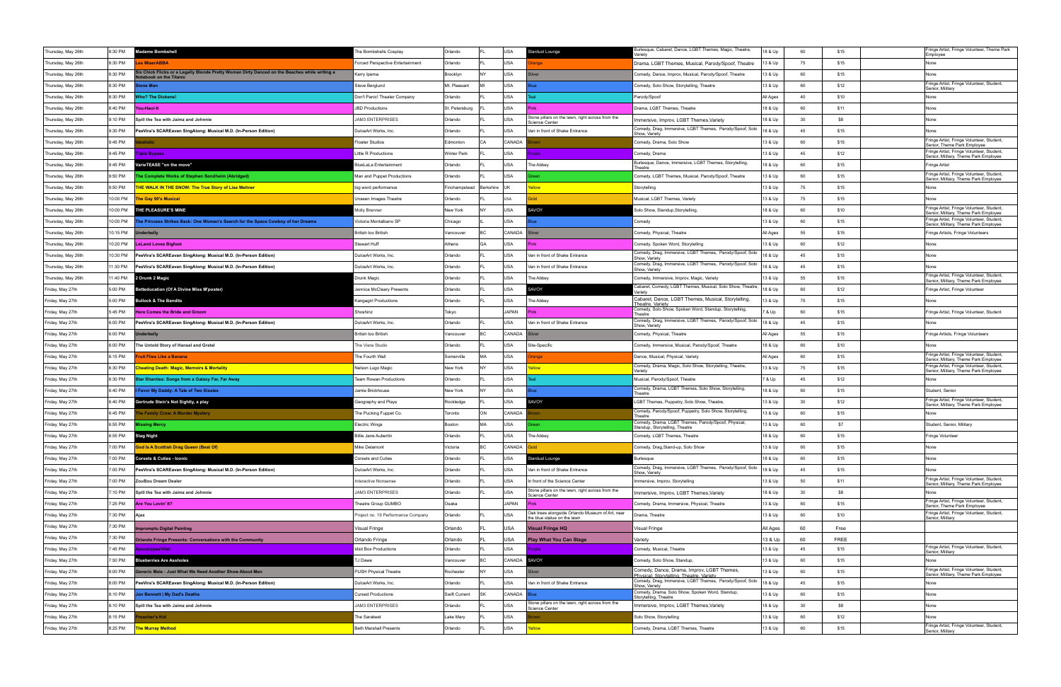| | | | | | | | | | | | | | |
|---|---|---|---|---|---|---|---|---|---|---|---|---|---|
| Thursday, May 26th | 8:30 PM | Madame Bombshell | The Bombshells Cosplay | Orlando | FL | USA | Stardust Lounge | Burlesque, Cabaret, Dance, LGBT Themes, Magic, Theatre, Variety | 18 & Up | 60 | $15 | | Fringe Artist, Fringe Volunteer, Theme Park Employee |
| Thursday, May 26th | 8:30 PM | Les MiserABBA | Forced Perspective Entertainment | Orlando | FL | USA | Orange | Drama, LGBT Themes, Musical, Parody/Spoof, Theatre | 13 & Up | 75 | $15 | | None |
| Thursday, May 26th | 8:30 PM | Six Chick Flicks or a Legally Blonde Pretty Woman Dirty Danced on the Beaches while writing a Notebook on the Titanic | Kerry Ipema | Brooklyn | NY | USA | Silver | Comedy, Dance, Improv, Musical, Parody/Spoof, Theatre | 13 & Up | 60 | $15 | | None |
| Thursday, May 26th | 8:30 PM | Stone Man | Steve Berglund | Mt. Pleasant | MI | USA | Blue | Comedy, Solo Show, Storytelling, Theatre | 13 & Up | 60 | $12 | | Fringe Artist, Fringe Volunteer, Student, Senior, Military |
| Thursday, May 26th | 8:30 PM | Who? The Dickens! | Don't Panic! Theater Company | Orlando | FL | USA | Teal | Parody/Spoof | All Ages | 40 | $10 | | None |
| Thursday, May 26th | 8:40 PM | You-Haul-It | JBD Productions | St. Petersburg | FL | USA | Pink | Drama, LGBT Themes, Theatre | 18 & Up | 60 | $11 | | None |
| Thursday, May 26th | 9:10 PM | Spill the Tea with Jaimz and Johnnie | JAM3 ENTERPRISES | Orlando | FL | USA | Stone pillars on the lawn, right across from the Science Center | Immersive, Improv, LGBT Themes,Variety | 18 & Up | 30 | $8 | | None |
| Thursday, May 26th | 9:30 PM | PeeVira's SCAREavan SingAlong: Musical M.D. (In-Person Edition) | DulceArt Works, Inc. | Orlando | FL | USA | Van in front of Shake Entrance | Comedy, Drag, Immersive, LGBT Themes, Parody/Spoof, Solo Show, Variety | 18 & Up | 45 | $15 | | None |
| Thursday, May 26th | 9:45 PM | Idealistic | Floater Studios | Edmonton | CA | CANADA | Brown | Comedy, Drama, Solo Show | 13 & Up | 60 | $15 | | Fringe Artist, Fringe Volunteer, Student, Senior, Theme Park Employee |
| Thursday, May 26th | 9:45 PM | Triple Bypass | Little R Productions | Winter Park | FL | USA | Purple | Comedy, Drama | 13 & Up | 45 | $12 | | Fringe Artist, Fringe Volunteer, Student, Senior, Military, Theme Park Employees |
| Thursday, May 26th | 9:45 PM | VarieTEASE "on the move" | BlueLaLa Entertainment | Orlando | FL | USA | The Abbey | Burlesque, Dance, Immersive, LGBT Themes, Storytelling, Theatre | 18 & Up | 60 | $15 | | Fringe Artist |
| Thursday, May 26th | 9:50 PM | The Complete Works of Stephen Sondheim (Abridged) | Man and Puppet Productions | Orlando | FL | USA | Green | Comedy, LGBT Themes, Musical, Parody/Spoof, Theatre | 13 & Up | 60 | $15 | | Fringe Artist, Fringe Volunteer, Student, Senior, Military, Theme Park Employees |
| Thursday, May 26th | 9:50 PM | THE WALK IN THE SNOW: The True Story of Lise Meitner | big word performance | Finchampstead | Berkshire | UK | Yellow | Storytelling | 13 & Up | 75 | $15 | | None |
| Thursday, May 26th | 10:00 PM | The Gay 90's Musical | Unseen Images Theatre | Orlando | FL | USA | Gold | Musical, LGBT Themes, Variety | 13 & Up | 75 | $15 | | None |
| Thursday, May 26th | 10:00 PM | THE PLEASURE'S MINE | Molly Brenner | New York | NY | USA | SAVOY | Solo Show, Standup,Storytelling, | 18 & Up | 60 | $10 | | Fringe Artist, Fringe Volunteer, Student, Senior, Military, Theme Park Employees |
| Thursday, May 26th | 10:00 PM | The Princess Strikes Back: One Woman's Search for the Space Cowboy of her Dreams | Victoria Montalbano SP | Chicago | IL | USA | Blue | Comedy | 13 & Up | 60 | $15 | | Fringe Artist, Fringe Volunteer, Student, Senior, Military, Theme Park Employees |
| Thursday, May 26th | 10:15 PM | Underbelly | British too British | Vancouver | BC | CANADA | Silver | Comedy, Physical, Theatre | All Ages | 55 | $15 | | Fringe Artists, Fringe Volunteers |
| Thursday, May 26th | 10:20 PM | LeLand Loves Bigfoot | Stewart Huff | Athens | GA | USA | Pink | Comedy, Spoken Word, Storytelling | 13 & Up | 60 | $12 | | None |
| Thursday, May 26th | 10:30 PM | PeeVira's SCAREavan SingAlong: Musical M.D. (In-Person Edition) | DulceArt Works, Inc. | Orlando | FL | USA | Van in front of Shake Entrance | Comedy, Drag, Immersive, LGBT Themes, Parody/Spoof, Solo Show, Variety | 18 & Up | 45 | $15 | | None |
| Thursday, May 26th | 11:30 PM | PeeVira's SCAREavan SingAlong: Musical M.D. (In-Person Edition) | DulceArt Works, Inc. | Orlando | FL | USA | Van in front of Shake Entrance | Comedy, Drag, Immersive, LGBT Themes, Parody/Spoof, Solo Show, Variety | 18 & Up | 45 | $15 | | None |
| Thursday, May 26th | 11:40 PM | 2 Drunk 2 Magic | Drunk Magic | Orlando | FL | USA | The Abbey | Comedy, Immersive, Improv, Magic, Variety | 13 & Up | 55 | $15 | | Fringe Artist, Fringe Volunteer, Student, Senior, Military, Theme Park Employees |
| Friday, May 27th | 5:00 PM | Betteducation (Of A Divine Miss M'poster) | Jennica McCleary Presents | Orlando | FL | USA | SAVOY | Cabaret, Comedy, LGBT Themes, Musical, Solo Show, Theatre, Variety | 18 & Up | 60 | $12 | | Fringe Artist, Fringe Volunteer |
| Friday, May 27th | 5:00 PM | Bullock & The Bandits | Kangagirl Productions | Orlando | FL | USA | The Abbey | Cabaret, Dance, LGBT Themes, Musical, Storytelling, Theatre, Variety | 13 & Up | 75 | $15 | | None |
| Friday, May 27th | 5:45 PM | Here Comes the Bride and Groom | Shoshinz | Tokyo | | JAPAN | Pink | Comedy, Solo Show, Spoken Word, Standup, Storytelling, Theatre | 7 & Up | 60 | $15 | | Fringe Artist, Fringe Volunteer, Student |
| Friday, May 27th | 6:00 PM | PeeVira's SCAREavan SingAlong: Musical M.D. (In-Person Edition) | DulceArt Works, Inc. | Orlando | FL | USA | Van in front of Shake Entrance | Comedy, Drag, Immersive, LGBT Themes, Parody/Spoof, Solo Show, Variety | 18 & Up | 45 | $15 | | None |
| Friday, May 27th | 6:00 PM | Underbelly | British too British | Vancouver | BC | CANADA | Silver | Comedy, Physical, Theatre | All Ages | 55 | $15 | | Fringe Artists, Fringe Volunteers |
| Friday, May 27th | 6:00 PM | The Untold Story of Hansel and Gretel | The Viera Studio | Orlando | FL | USA | Site-Specific | Comedy, Immersive, Musical, Parody/Spoof, Theatre | 18 & Up | 60 | $10 | | None |
| Friday, May 27th | 6:15 PM | Fruit Flies Like a Banana | The Fourth Wall | Somerville | MA | USA | Orange | Dance, Musical, Physical, Variety | All Ages | 60 | $15 | | Fringe Artist, Fringe Volunteer, Student, Senior, Military, Theme Park Employees |
| Friday, May 27th | 6:30 PM | Cheating Death: Magic, Memoirs & Mortality | Nelson Lugo Magic | New York | NY | USA | Yellow | Comedy, Drama, Magic, Solo Show, Storytelling, Theatre, Variety | 13 & Up | 75 | $15 | | Fringe Artist, Fringe Volunteer, Student, Senior, Military, Theme Park Employees |
| Friday, May 27th | 6:30 PM | Star Shanties: Songs from a Galaxy Far, Far Away | Team Rowan Productions | Orlando | FL | USA | Teal | Musical, Parody/Spoof, Theatre | 7 & Up | 45 | $12 | | None |
| Friday, May 27th | 6:40 PM | I Favor My Daddy: A Tale of Two Sissies | Jamie Brickhouse | New York | NY | USA | Blue | Comedy, Drama, LGBT Themes, Solo Show, Storytelling, Theatre | 18 & Up | 60 | $15 | | Student, Senior |
| Friday, May 27th | 6:40 PM | Gertrude Stein's Not Sightly, a play | Geography and Plays | Rockledge | FL | USA | SAVOY | LGBT Themes, Puppetry, Solo Show, Theatre, | 13 & Up | 30 | $12 | | Fringe Artist, Fringe Volunteer, Student, Senior, Military, Theme Park Employees |
| Friday, May 27th | 6:45 PM | The Family Crow: A Murder Mystery | The Pucking Puppet Co. | Toronto | ON | CANADA | Brown | Comedy, Parody/Spoof, Puppetry, Solo Show, Storytelling, Theatre | 13 & Up | 60 | $15 | | None |
| Friday, May 27th | 6:55 PM | Missing Mercy | Electric Wings | Boston | MA | USA | Green | Comedy, Drama, LGBT Themes, Parody/Spoof, Physical, Standup, Storytelling, Theatre | 13 & Up | 60 | $7 | | Student, Senior, Military |
| Friday, May 27th | 6:55 PM | Stag Night | Billie Jane Aubertin | Orlando | FL | USA | The Abbey | Comedy, LGBT Themes, Theatre | 18 & Up | 60 | $15 | | Fringe Volunteer |
| Friday, May 27th | 7:00 PM | God Is A Scottish Drag Queen (Best Of) | Mike Delamont | Victoria | BC | CANADA | Gold | Comedy, Drag,Stand-up, Solo Show | 13 & Up | 60 | $15 | | None |
| Friday, May 27th | 7:00 PM | Corsets & Cuties - Iconic | Corsets and Cuties | Orlando | FL | USA | Stardust Lounge | Burlesque | 18 & Up | 60 | $15 | | None |
| Friday, May 27th | 7:00 PM | PeeVira's SCAREavan SingAlong: Musical M.D. (In-Person Edition) | DulceArt Works, Inc. | Orlando | FL | USA | Van in front of Shake Entrance | Comedy, Drag, Immersive, LGBT Themes, Parody/Spoof, Solo Show, Variety | 18 & Up | 45 | $15 | | None |
| Friday, May 27th | 7:00 PM | ZouBou Dream Dealer | Interactive Nonsense | Orlando | FL | USA | In front of the Science Center | Immersive, Improv, Storytelling | 13 & Up | 50 | $11 | | Fringe Artist, Fringe Volunteer, Student, Senior, Military, Theme Park Employees |
| Friday, May 27th | 7:10 PM | Spill the Tea with Jaimz and Johnnie | JAM3 ENTERPRISES | Orlando | FL | USA | Stone pillars on the lawn, right across from the Science Center | Immersive, Improv, LGBT Themes,Variety | 18 & Up | 30 | $8 | | None |
| Friday, May 27th | 7:25 PM | Are You Lovin' It? | Theatre Group GUMBO | Osaka | | JAPAN | Pink | Comedy, Drama, Immersive, Physical, Theatre | 13 & Up | 60 | $15 | | Fringe Artist, Fringe Volunteer, Student, Senior, Theme Park Employee |
| Friday, May 27th | 7:30 PM | Ajax | Project no. 19 Performance Company | Orlando | FL | USA | Oak trees alongside Orlando Museum of Art, near the blue statue on the lawn | Drama, Theatre | 13 & Up | 60 | $10 | | Fringe Artist, Fringe Volunteer, Student, Senior, Military |
| Friday, May 27th | 7:30 PM | Impromptu Digital Painting | Visual Fringe | Orlando | FL | USA | Visual Fringe HQ | Visual Fringe | All Ages | 60 | Free | | |
| Friday, May 27th | 7:30 PM | Orlando Fringe Presents: Conversations with the Community | Orlando Fringe | Orlando | FL | USA | Play What You Can Stage | Variety | 13 & Up | 60 | FREE | | |
| Friday, May 27th | 7:45 PM | ApocalypseVille! | Idiot Box Productions | Orlando | FL | USA | Purple | Comedy, Musical, Theatre | 13 & Up | 45 | $15 | | Fringe Artist, Fringe Volunteer, Student, Senior, Military |
| Friday, May 27th | 7:50 PM | Blueberries Are Assholes | TJ Dawe | Vancouver | BC | CANADA | SAVOY | Comedy, Solo Show, Standup, | 13 & Up | 60 | $15 | | None |
| Friday, May 27th | 8:00 PM | Generic Male : Just What We Need Another Show About Men | PUSH Physical Theatre | Rochester | NY | USA | Silver | Comedy, Dance, Drama, Improv, LGBT Themes, Physical, Storytelling, Theatre, Variety | 13 & Up | 60 | $15 | | Fringe Artist, Fringe Volunteer, Student, Senior, Military, Theme Park Employees |
| Friday, May 27th | 8:00 PM | PeeVira's SCAREavan SingAlong: Musical M.D. (In-Person Edition) | DulceArt Works, Inc. | Orlando | FL | USA | Van in front of Shake Entrance | Comedy, Drag, Immersive, LGBT Themes, Parody/Spoof, Solo Show, Variety | 18 & Up | 45 | $15 | | None |
| Friday, May 27th | 8:10 PM | Jon Bennett \| My Dad's Deaths | Cursed Productions | Swift Current | SK | CANADA | Blue | Comedy, Drama, Solo Show, Spoken Word, Standup, Storytelling, Theatre | 13 & Up | 60 | $15 | | None |
| Friday, May 27th | 8:10 PM | Spill the Tea with Jaimz and Johnnie | JAM3 ENTERPRISES | Orlando | FL | USA | Stone pillars on the lawn, right across from the Science Center | Immersive, Improv, LGBT Themes,Variety | 18 & Up | 30 | $8 | | None |
| Friday, May 27th | 8:15 PM | Preacher's Kid | The Sarakeet | Lake Mary | FL | USA | Brown | Solo Show, Storytelling | 13 & Up | 60 | $12 | | None |
| Friday, May 27th | 8:25 PM | The Murray Method | Beth Marshall Presents | Orlando | FL | USA | Yellow | Comedy, Drama, LGBT Themes, Theatre | 13 & Up | 60 | $15 | | Fringe Artist, Fringe Volunteer, Student, Senior, Military |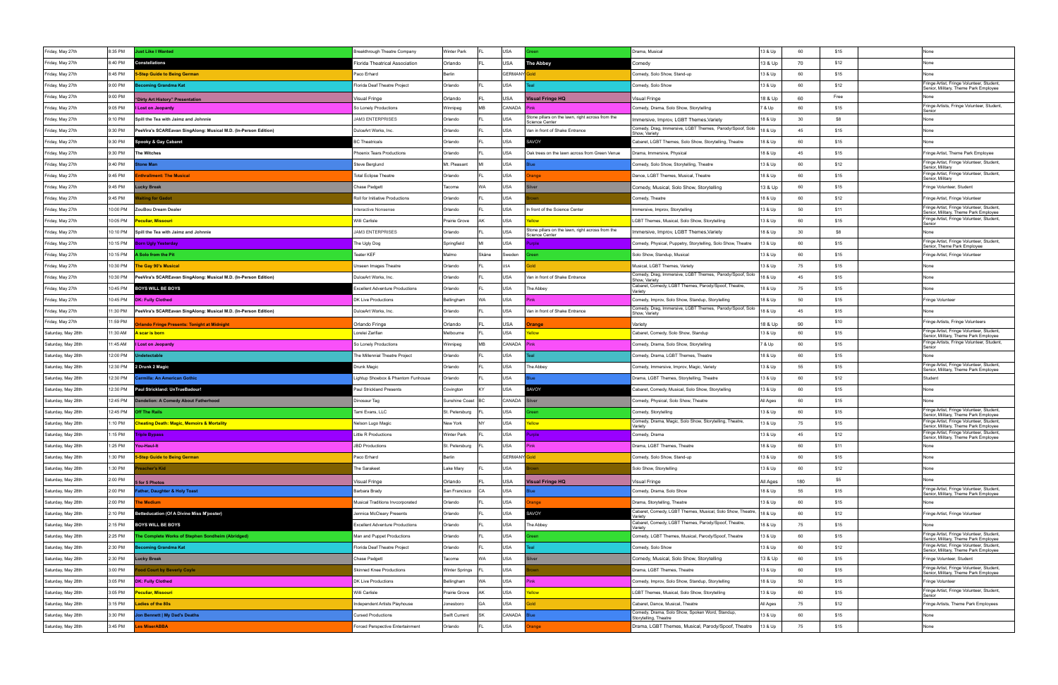| | | | | | | | | | | | | |
|---|---|---|---|---|---|---|---|---|---|---|---|---|
| Friday, May 27th | 8:35 PM | Just Like I Wanted | Breakthrough Theatre Company | Winter Park | FL | USA | Green | Drama, Musical | 13 & Up | 60 | $15 | None |
| Friday, May 27th | 8:40 PM | Constellations | Florida Theatrical Association | Orlando | FL | USA | The Abbey | Comedy | 13 & Up | 70 | $12 | None |
| Friday, May 27th | 8:45 PM | 5-Step Guide to Being German | Paco Erhard | Berlin | | GERMANY | Gold | Comedy, Solo Show, Stand-up | 13 & Up | 60 | $15 | None |
| Friday, May 27th | 9:00 PM | Becoming Grandma Kat | Florida Deaf Theatre Project | Orlando | FL | USA | Teal | Comedy, Solo Show | 13 & Up | 60 | $12 | Fringe Artist, Fringe Volunteer, Student, Senior, Military, Theme Park Employee |
| Friday, May 27th | 9:00 PM | "Dirty Art History" Presentation | Visual Fringe | Orlando | FL | USA | Visual Fringe HQ | Visual Fringe | 18 & Up | 60 | Free | None |
| Friday, May 27th | 9:05 PM | I Lost on Jeopardy | So Lonely Productions | Winnipeg | MB | CANADA | Pink | Comedy, Drama, Solo Show, Storytelling | 7 & Up | 60 | $15 | Fringe Artists, Fringe Volunteer, Student, Senior |
| Friday, May 27th | 9:10 PM | Spill the Tea with Jaimz and Johnnie | JAM3 ENTERPRISES | Orlando | FL | USA | Stone pillars on the lawn, right across from the Science Center | Immersive, Improv, LGBT Themes,Variety | 18 & Up | 30 | $8 | None |
| Friday, May 27th | 9:30 PM | PeeVira's SCAREavan SingAlong: Musical M.D. (In-Person Edition) | DulceArt Works, Inc. | Orlando | FL | USA | Van in front of Shake Entrance | Comedy, Drag, Immersive, LGBT Themes, Parody/Spoof, Solo Show, Variety | 18 & Up | 45 | $15 | None |
| Friday, May 27th | 9:30 PM | Spooky & Gay Cabaret | BC Theatricals | Orlando | FL | USA | SAVOY | Cabaret, LGBT Themes, Solo Show, Storytelling, Theatre | 18 & Up | 60 | $15 | None |
| Friday, May 27th | 9:30 PM | The Witches | Phoenix Tears Productions | Orlando | FL | USA | Oak trees on the lawn across from Green Venue | Drama, Immersive, Physical | 18 & Up | 45 | $15 | Fringe Artist, Theme Park Employee |
| Friday, May 27th | 9:40 PM | Stone Man | Steve Berglund | Mt. Pleasant | MI | USA | Blue | Comedy, Solo Show, Storytelling, Theatre | 13 & Up | 60 | $12 | Fringe Artist, Fringe Volunteer, Student, Senior, Military |
| Friday, May 27th | 9:45 PM | Enthrallment: The Musical | Total Eclipse Theatre | Orlando | FL | USA | Orange | Dance, LGBT Themes, Musical, Theatre | 18 & Up | 60 | $15 | Fringe Artist, Fringe Volunteer, Student, Senior, Military |
| Friday, May 27th | 9:45 PM | Lucky Break | Chase Padgett | Tacoma | WA | USA | Silver | Comedy, Musical, Solo Show, Storytelling | 13 & Up | 60 | $15 | Fringe Volunteer, Student |
| Friday, May 27th | 9:45 PM | Waiting for Gadot | Roll for Initiative Productions | Orlando | FL | USA | Brown | Comedy, Theatre | 18 & Up | 60 | $12 | Fringe Artist, Fringe Volunteer |
| Friday, May 27th | 10:00 PM | ZouBou Dream Dealer | Interactive Nonsense | Orlando | FL | USA | In front of the Science Center | Immersive, Improv, Storytelling | 13 & Up | 50 | $11 | Fringe Artist, Fringe Volunteer, Student, Senior, Military, Theme Park Employee |
| Friday, May 27th | 10:05 PM | Peculiar, Missouri | Willi Carlisle | Prairie Grove | AK | USA | Yellow | LGBT Themes, Musical, Solo Show, Storytelling | 13 & Up | 60 | $15 | Fringe Artist, Fringe Volunteer, Student, Senior |
| Friday, May 27th | 10:10 PM | Spill the Tea with Jaimz and Johnnie | JAM3 ENTERPRISES | Orlando | FL | USA | Stone pillars on the lawn, right across from the Science Center | Immersive, Improv, LGBT Themes,Variety | 18 & Up | 30 | $8 | None |
| Friday, May 27th | 10:15 PM | Born Ugly Yesterday | The Ugly Dog | Springfield | MI | USA | Purple | Comedy, Physical, Puppetry, Storytelling, Solo Show, Theatre | 13 & Up | 60 | $15 | Fringe Artist, Fringe Volunteer, Student, Senior, Theme Park Employee |
| Friday, May 27th | 10:15 PM | A Solo from the Pit | Teater KEF | Malmo | Skåne | Sweden | Green | Solo Show, Standup, Musical | 13 & Up | 60 | $15 | Fringe Artist, Fringe Volunteer |
| Friday, May 27th | 10:30 PM | The Gay 90's Musical | Unseen Images Theatre | Orlando | FL | USA | Gold | Musical, LGBT Themes, Variety | 13 & Up | 75 | $15 | None |
| Friday, May 27th | 10:30 PM | PeeVira's SCAREavan SingAlong: Musical M.D. (In-Person Edition) | DulceArt Works, Inc. | Orlando | FL | USA | Van in front of Shake Entrance | Comedy, Drag, Immersive, LGBT Themes, Parody/Spoof, Solo Show, Variety | 18 & Up | 45 | $15 | None |
| Friday, May 27th | 10:45 PM | BOYS WILL BE BOYS | Excellent Adventure Productions | Orlando | FL | USA | The Abbey | Cabaret, Comedy, LGBT Themes, Parody/Spoof, Theatre, Variety | 18 & Up | 75 | $15 | None |
| Friday, May 27th | 10:45 PM | DK: Fully Clothed | DK Live Productions | Bellingham | WA | USA | Pink | Comedy, Improv, Solo Show, Standup, Storytelling | 18 & Up | 50 | $15 | Fringe Volunteer |
| Friday, May 27th | 11:30 PM | PeeVira's SCAREavan SingAlong: Musical M.D. (In-Person Edition) | DulceArt Works, Inc. | Orlando | FL | USA | Van in front of Shake Entrance | Comedy, Drag, Immersive, LGBT Themes, Parody/Spoof, Solo Show, Variety | 18 & Up | 45 | $15 | None |
| Friday, May 27th | 11:59 PM | Orlando Fringe Presents: Tonight at Midnight | Orlando Fringe | Orlando | FL | USA | Orange | Variety | 18 & Up | 90 | $10 | Fringe Artists, Fringe Volunteers |
| Saturday, May 28th | 11:30 AM | A scar is born | Lorelei Zarillan | Melbourne | FL | USA | Yellow | Cabaret, Comedy, Solo Show, Standup | 13 & Up | 60 | $15 | Fringe Artist, Fringe Volunteer, Student, Senior, Military, Theme Park Employee |
| Saturday, May 28th | 11:45 AM | I Lost on Jeopardy | So Lonely Productions | Winnipeg | MB | CANADA | Pink | Comedy, Drama, Solo Show, Storytelling | 7 & Up | 60 | $15 | Fringe Artists, Fringe Volunteer, Student, Senior |
| Saturday, May 28th | 12:00 PM | Undetectable | The Millennial Theatre Project | Orlando | FL | USA | Teal | Comedy, Drama, LGBT Themes, Theatre | 18 & Up | 60 | $15 | None |
| Saturday, May 28th | 12:30 PM | 2 Drunk 2 Magic | Drunk Magic | Orlando | FL | USA | The Abbey | Comedy, Immersive, Improv, Magic, Variety | 13 & Up | 55 | $15 | Fringe Artist, Fringe Volunteer, Student, Senior, Military, Theme Park Employee |
| Saturday, May 28th | 12:30 PM | Carmilla: An American Gothic | Lightup Shoebox & Phantom Funhouse | Orlando | FL | USA | Blue | Drama, LGBT Themes, Storytelling, Theatre | 13 & Up | 60 | $12 | Student |
| Saturday, May 28th | 12:30 PM | Paul Strickland: UnTrueBadour! | Paul Strickland Presents | Covington | KY | USA | SAVOY | Cabaret, Comedy, Musical, Solo Show, Storytelling | 13 & Up | 60 | $15 | None |
| Saturday, May 28th | 12:45 PM | Dandelion: A Comedy About Fatherhood | Dinosaur Tag | Sunshine Coast | BC | CANADA | Silver | Comedy, Physical, Solo Show, Theatre | All Ages | 60 | $15 | None |
| Saturday, May 28th | 12:45 PM | Off The Rails | Tami Evans, LLC | St. Petersburg | FL | USA | Green | Comedy, Storytelling | 13 & Up | 60 | $15 | Fringe Artist, Fringe Volunteer, Student, Senior, Military, Theme Park Employee |
| Saturday, May 28th | 1:10 PM | Cheating Death: Magic, Memoirs & Mortality | Nelson Lugo Magic | New York | NY | USA | Yellow | Comedy, Drama, Magic, Solo Show, Storytelling, Theatre, Variety | 13 & Up | 75 | $15 | Fringe Artist, Fringe Volunteer, Student, Senior, Military, Theme Park Employee |
| Saturday, May 28th | 1:15 PM | Triple Bypass | Little R Productions | Winter Park | FL | USA | Purple | Comedy, Drama | 13 & Up | 45 | $12 | Fringe Artist, Fringe Volunteer, Student, Senior, Military, Theme Park Employee |
| Saturday, May 28th | 1:25 PM | You-Haul-It | JBD Productions | St. Petersburg | FL | USA | Pink | Drama, LGBT Themes, Theatre | 18 & Up | 60 | $11 | None |
| Saturday, May 28th | 1:30 PM | 5-Step Guide to Being German | Paco Erhard | Berlin | | GERMANY | Gold | Comedy, Solo Show, Stand-up | 13 & Up | 60 | $15 | None |
| Saturday, May 28th | 1:30 PM | Preacher's Kid | The Sarakeet | Lake Mary | FL | USA | Brown | Solo Show, Storytelling | 13 & Up | 60 | $12 | None |
| Saturday, May 28th | 2:00 PM | 5 for 5 Photos | Visual Fringe | Orlando | FL | USA | Visual Fringe HQ | Visual Fringe | All Ages | 180 | $5 | None |
| Saturday, May 28th | 2:00 PM | Father, Daughter & Holy Toast | Barbara Brady | San Francisco | CA | USA | Blue | Comedy, Drama, Solo Show | 18 & Up | 55 | $15 | Fringe Artist, Fringe Volunteer, Student, Senior, Military, Theme Park Employee |
| Saturday, May 28th | 2:00 PM | The Medium | Musical Traditions Invcorporated | Orlando | FL | USA | Orange | Drama, Storytelling, Theatre | 13 & Up | 60 | $15 | None |
| Saturday, May 28th | 2:10 PM | Betteducation (Of A Divine Miss M'poster) | Jennica McCleary Presents | Orlando | FL | USA | SAVOY | Cabaret, Comedy, LGBT Themes, Musical, Solo Show, Theatre, Variety | 18 & Up | 60 | $12 | Fringe Artist, Fringe Volunteer |
| Saturday, May 28th | 2:15 PM | BOYS WILL BE BOYS | Excellent Adventure Productions | Orlando | FL | USA | The Abbey | Cabaret, Comedy, LGBT Themes, Parody/Spoof, Theatre, Variety | 18 & Up | 75 | $15 | None |
| Saturday, May 28th | 2:25 PM | The Complete Works of Stephen Sondheim (Abridged) | Man and Puppet Productions | Orlando | FL | USA | Green | Comedy, LGBT Themes, Musical, Parody/Spoof, Theatre | 13 & Up | 60 | $15 | Fringe Artist, Fringe Volunteer, Student, Senior, Military, Theme Park Employee |
| Saturday, May 28th | 2:30 PM | Becoming Grandma Kat | Florida Deaf Theatre Project | Orlando | FL | USA | Teal | Comedy, Solo Show | 13 & Up | 60 | $12 | Fringe Artist, Fringe Volunteer, Student, Senior, Military, Theme Park Employee |
| Saturday, May 28th | 2:30 PM | Lucky Break | Chase Padgett | Tacoma | WA | USA | Silver | Comedy, Musical, Solo Show, Storytelling | 13 & Up | 60 | $15 | Fringe Volunteer, Student |
| Saturday, May 28th | 3:00 PM | Food Court by Beverly Coyle | Skinned Knee Productions | Winter Springs | FL | USA | Brown | Drama, LGBT Themes, Theatre | 13 & Up | 60 | $15 | Fringe Artist, Fringe Volunteer, Student, Senior, Military, Theme Park Employee |
| Saturday, May 28th | 3:05 PM | DK: Fully Clothed | DK Live Productions | Bellingham | WA | USA | Pink | Comedy, Improv, Solo Show, Standup, Storytelling | 18 & Up | 50 | $15 | Fringe Volunteer |
| Saturday, May 28th | 3:05 PM | Peculiar, Missouri | Willi Carlisle | Prairie Grove | AK | USA | Yellow | LGBT Themes, Musical, Solo Show, Storytelling | 13 & Up | 60 | $15 | Fringe Artist, Fringe Volunteer, Student, Senior |
| Saturday, May 28th | 3:15 PM | Ladies of the 80s | Independent Artists Playhouse | Jonesboro | GA | USA | Gold | Cabaret, Dance, Musical, Theatre | All Ages | 75 | $12 | Fringe Artists, Theme Park Employees |
| Saturday, May 28th | 3:30 PM | Jon Bennett \| My Dad's Deaths | Cursed Productions | Swift Current | SK | CANADA | Blue | Comedy, Drama, Solo Show, Spoken Word, Standup, Storytelling, Theatre | 13 & Up | 60 | $15 | None |
| Saturday, May 28th | 3:45 PM | Les MiserABBA | Forced Perspective Entertainment | Orlando | FL | USA | Orange | Drama, LGBT Themes, Musical, Parody/Spoof, Theatre | 13 & Up | 75 | $15 | None |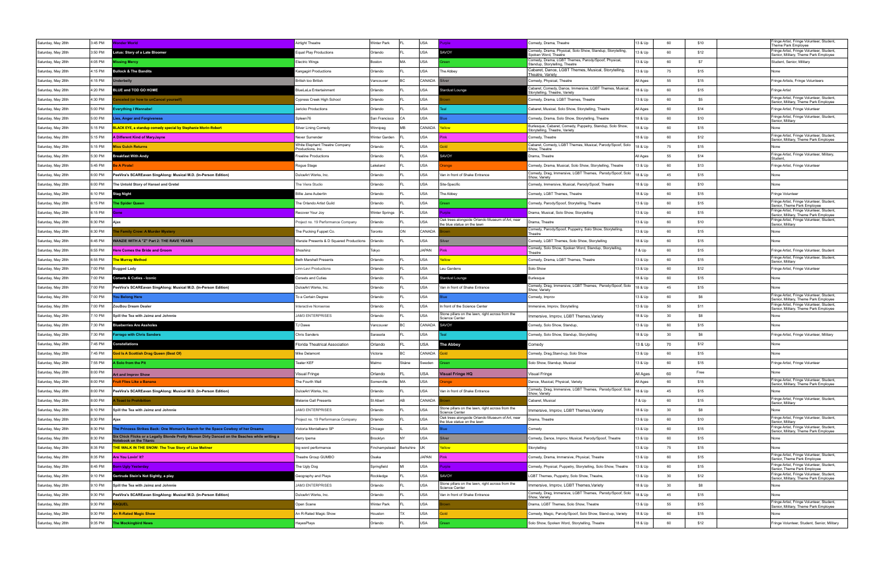| Saturday, May 28th | 3:45 PM | Wonder World | Airtight Theatre | Winter Park | FL | USA | Purple | Comedy, Drama, Theatre | 13 & Up | 60 | $10 | | Fringe Artist, Fringe Volunteer, Student, Theme Park Employee |
|---|---|---|---|---|---|---|---|---|---|---|---|---|---|
| Saturday, May 28th | 3:50 PM | Lotus: Story of a Late Bloomer | Equal Play Productions | Orlando | FL | USA | SAVOY | Comedy, Drama, Physical, Solo Show, Standup, Storytelling, Spoken Word, Theatre | 13 & Up | 60 | $12 | | Fringe Artist, Fringe Volunteer, Student, Senior, Military, Theme Park Employees |
| Saturday, May 28th | 4:05 PM | Missing Mercy | Electric Wings | Boston | MA | USA | Green | Comedy, Drama, LGBT Themes, Parody/Spoof, Physical, Standup, Storytelling, Theatre | 13 & Up | 60 | $7 | | Student, Senior, Military |
| Saturday, May 28th | 4:15 PM | Bullock & The Bandits | Kangagirl Productions | Orlando | FL | USA | The Abbey | Cabaret, Dance, LGBT Themes, Musical, Storytelling, Theatre, Variety | 13 & Up | 75 | $15 | | None |
| Saturday, May 28th | 4:15 PM | Underbelly | British too British | Vancouver | BC | CANADA | Silver | Comedy, Physical, Theatre | All Ages | 55 | $15 | | Fringe Artists, Fringe Volunteers |
| Saturday, May 28th | 4:20 PM | BLUE and TOD GO HOME | BlueLaLa Entertainment | Orlando | FL | USA | Stardust Lounge | Cabaret, Comedy, Dance, Immersive, LGBT Themes, Musical, Storytelling, Theatre, Variety | 18 & Up | 60 | $15 | | Fringe Artist |
| Saturday, May 28th | 4:30 PM | Canceled (or how to unCancel yourself) | Cypress Creek High School | Orlando | FL | USA | Brown | Comedy, Drama, LGBT Themes, Theatre | 13 & Up | 60 | $5 | | Fringe Artist, Fringe Volunteer, Student, Senior, Military, Theme Park Employees |
| Saturday, May 28th | 5:00 PM | Everything I Wannabe! | Jericho Productions | Orlando | FL | USA | Teal | Cabaret, Musical, Solo Show, Storytelling, Theatre | All Ages | 60 | $14 | | Fringe Artist, Fringe Volunteer |
| Saturday, May 28th | 5:00 PM | Lies, Anger and Forgiveness | Spleen76 | San Francisco | CA | USA | Blue | Comedy, Drama, Solo Show, Storytelling, Theatre | 18 & Up | 60 | $10 | | Fringe Artist, Fringe Volunteer, Student, Senior, Military |
| Saturday, May 28th | 5:15 PM | BLACK EYE, a standup comedy special by Stephanie Morin-Robert | Silver Lining Comedy | Winnipeg | MB | CANADA | Yellow | Burlesque, Cabaret, Comedy, Puppetry, Standup, Solo Show, Storytelling, Theatre, Variety | 18 & Up | 60 | $15 | | None |
| Saturday, May 28th | 5:15 PM | A Different Kind of MaryJayne | Never Surrender | Winter Garden | FL | USA | Pink | Comedy, Theatre | 18 & Up | 60 | $12 | | Fringe Artist, Fringe Volunteer, Student, Senior, Military, Theme Park Employees |
| Saturday, May 28th | 5:15 PM | Miss Gulch Returns | White Elephant Theatre Company Productions, Inc. | Orlando | FL | USA | Gold | Cabaret, Comedy, LGBT Themes, Musical, Parody/Spoof, Solo Show, Theatre | 18 & Up | 75 | $15 | | None |
| Saturday, May 28th | 5:30 PM | Breakfast With Andy | Freeline Productions | Orlando | FL | USA | SAVOY | Drama, Theatre | All Ages | 55 | $14 | | Fringe Artist, Fringe Volunteer, Military, Student, |
| Saturday, May 28th | 5:45 PM | Be A Pirate! | Rogue Stage | Lakeland | FL | USA | Orange | Comedy, Drama, Musical, Solo Show, Storytelling, Theatre | 13 & Up | 60 | $13 | | Fringe Artist, Fringe Volunteer |
| Saturday, May 28th | 6:00 PM | PeeVira's SCAREavan SingAlong: Musical M.D. (In-Person Edition) | DulceArt Works, Inc. | Orlando | FL | USA | Van in front of Shake Entrance | Comedy, Drag, Immersive, LGBT Themes, Parody/Spoof, Solo Show, Variety | 18 & Up | 45 | $15 | | None |
| Saturday, May 28th | 6:00 PM | The Untold Story of Hansel and Gretel | The Viera Studio | Orlando | FL | USA | Site-Specific | Comedy, Immersive, Musical, Parody/Spoof, Theatre | 18 & Up | 60 | $10 | | None |
| Saturday, May 28th | 6:10 PM | Stag Night | Billie Jane Aubertin | Orlando | FL | USA | The Abbey | Comedy, LGBT Themes, Theatre | 18 & Up | 60 | $15 | | Fringe Volunteer |
| Saturday, May 28th | 6:15 PM | The Spider Queen | The Orlando Artist Guild | Orlando | FL | USA | Green | Comedy, Parody/Spoof, Storytelling, Theatre | 13 & Up | 60 | $15 | | Fringe Artist, Fringe Volunteer, Student, Senior, Theme Park Employee |
| Saturday, May 28th | 6:15 PM | Dove | Recover Your Joy | Winter Springs | FL | USA | Purple | Drama, Musical, Solo Show, Storytelling | 13 & Up | 60 | $15 | | Fringe Artist, Fringe Volunteer, Student, Senior, Military, Theme Park Employees |
| Saturday, May 28th | 6:30 PM | Ajax | Project no. 19 Performance Company | Orlando | FL | USA | Oak trees alongside Orlando Museum of Art, near the blue statue on the lawn | Drama, Theatre | 13 & Up | 60 | $10 | | Fringe Artist, Fringe Volunteer, Student, Senior, Military |
| Saturday, May 28th | 6:30 PM | The Family Crow: A Murder Mystery | The Pucking Puppet Co. | Toronto | ON | CANADA | Brown | Comedy, Parody/Spoof, Puppetry, Solo Show, Storytelling, Theatre | 13 & Up | 60 | $15 | | None |
| Saturday, May 28th | 6:45 PM | WANZIE WITH A "Z" Part 2: THE RAVE YEARS | Wanzie Presents & D Squared Productions | Orlando | FL | USA | Silver | Comedy, LGBT Themes, Solo Show, Storytelling | 18 & Up | 60 | $15 | | None |
| Saturday, May 28th | 6:55 PM | Here Comes the Bride and Groom | Shoshinz | Tokyo | | JAPAN | Pink | Comedy, Solo Show, Spoken Word, Standup, Storytelling, Theatre | 7 & Up | 60 | $15 | | Fringe Artist, Fringe Volunteer, Student |
| Saturday, May 28th | 6:55 PM | The Murray Method | Beth Marshall Presents | Orlando | FL | USA | Yellow | Comedy, Drama, LGBT Themes, Theatre | 13 & Up | 60 | $15 | | Fringe Artist, Fringe Volunteer, Student, Senior, Military |
| Saturday, May 28th | 7:00 PM | Bugged Lady | Linn-Levi Productions | Orlando | FL | USA | Leu Gardens | Solo Show | 13 & Up | 60 | $12 | | Fringe Artist, Fringe Volunteer |
| Saturday, May 28th | 7:00 PM | Corsets & Cuties - Iconic | Corsets and Cuties | Orlando | FL | USA | Stardust Lounge | Burlesque | 18 & Up | 60 | $15 | | None |
| Saturday, May 28th | 7:00 PM | PeeVira's SCAREavan SingAlong: Musical M.D. (In-Person Edition) | DulceArt Works, Inc. | Orlando | FL | USA | Van in front of Shake Entrance | Comedy, Drag, Immersive, LGBT Themes, Parody/Spoof, Solo Show, Variety | 18 & Up | 45 | $15 | | None |
| Saturday, May 28th | 7:00 PM | You Belong Here | To a Certain Degree | Orlando | FL | USA | Blue | Comedy, Improv | 13 & Up | 60 | $6 | | Fringe Artist, Fringe Volunteer, Student, Senior, Military, Theme Park Employees |
| Saturday, May 28th | 7:00 PM | ZouBou Dream Dealer | Interactive Nonsense | Orlando | FL | USA | In front of the Science Center | Immersive, Improv, Storytelling | 13 & Up | 50 | $11 | | Fringe Artist, Fringe Volunteer, Student, Senior, Military, Theme Park Employees |
| Saturday, May 28th | 7:10 PM | Spill the Tea with Jaimz and Johnnie | JAM3 ENTERPRISES | Orlando | FL | USA | Stone pillars on the lawn, right across from the Science Center | Immersive, Improv, LGBT Themes,Variety | 18 & Up | 30 | $8 | | None |
| Saturday, May 28th | 7:30 PM | Blueberries Are Assholes | TJ Dawe | Vancouver | BC | CANADA | SAVOY | Comedy, Solo Show, Standup, | 13 & Up | 60 | $15 | | None |
| Saturday, May 28th | 7:30 PM | Farrago with Chris Sanders | Chris Sanders | Sarasota | FL | USA | Teal | Comedy, Solo Show, Standup, Storytelling | 18 & Up | 30 | $6 | | Fringe Artist, Fringe Volunteer, Military |
| Saturday, May 28th | 7:45 PM | Constellations | Florida Theatrical Association | Orlando | FL | USA | The Abbey | Comedy | 13 & Up | 70 | $12 | | None |
| Saturday, May 28th | 7:45 PM | God Is A Scottish Drag Queen (Best Of) | Mike Delamont | Victoria | BC | CANADA | Gold | Comedy, Drag,Stand-up, Solo Show | 13 & Up | 60 | $15 | | None |
| Saturday, May 28th | 7:55 PM | A Solo from the Pit | Teater KEF | Malmo | Skåne | Sweden | Green | Solo Show, Standup, Musical | 13 & Up | 60 | $15 | | Fringe Artist, Fringe Volunteer |
| Saturday, May 28th | 8:00 PM | Art and Improv Show | Visual Fringe | Orlando | FL | USA | Visual Fringe HQ | Visual Fringe | All Ages | 60 | Free | | None |
| Saturday, May 28th | 8:00 PM | Fruit Flies Like a Banana | The Fourth Wall | Somerville | MA | USA | Orange | Dance, Musical, Physical, Variety | All Ages | 60 | $15 | | Fringe Artist, Fringe Volunteer, Student, Senior, Military, Theme Park Employees |
| Saturday, May 28th | 8:00 PM | PeeVira's SCAREavan SingAlong: Musical M.D. (In-Person Edition) | DulceArt Works, Inc. | Orlando | FL | USA | Van in front of Shake Entrance | Comedy, Drag, Immersive, LGBT Themes, Parody/Spoof, Solo Show, Variety | 18 & Up | 45 | $15 | | None |
| Saturday, May 28th | 8:00 PM | A Toast to Prohibition | Melanie Gall Presents | St Albert | AB | CANADA | Brown | Cabaret, Musical | 7 & Up | 60 | $15 | | Fringe Artist, Fringe Volunteer, Student, Senior, Military |
| Saturday, May 28th | 8:10 PM | Spill the Tea with Jaimz and Johnnie | JAM3 ENTERPRISES | Orlando | FL | USA | Stone pillars on the lawn, right across from the Science Center | Immersive, Improv, LGBT Themes,Variety | 18 & Up | 30 | $8 | | None |
| Saturday, May 28th | 8:30 PM | Ajax | Project no. 19 Performance Company | Orlando | FL | USA | Oak trees alongside Orlando Museum of Art, near the blue statue on the lawn | Drama, Theatre | 13 & Up | 60 | $10 | | Fringe Artist, Fringe Volunteer, Student, Senior, Military |
| Saturday, May 28th | 8:30 PM | The Princess Strikes Back: One Woman's Search for the Space Cowboy of her Dreams | Victoria Montalbano SP | Chicago | IL | USA | Blue | Comedy | 13 & Up | 60 | $15 | | Fringe Artist, Fringe Volunteer, Student, Senior, Military, Theme Park Employees |
| Saturday, May 28th | 8:30 PM | Six Chick Flicks or a Legally Blonde Pretty Woman Dirty Danced on the Beaches while writing a Notebook on the Titanic | Kerry Ipema | Brooklyn | NY | USA | Silver | Comedy, Dance, Improv, Musical, Parody/Spoof, Theatre | 13 & Up | 60 | $15 | | None |
| Saturday, May 28th | 8:35 PM | THE WALK IN THE SNOW: The True Story of Lise Meitner | big word performance | Finchampstead | Berkshire | UK | Yellow | Storytelling | 13 & Up | 75 | $15 | | None |
| Saturday, May 28th | 8:35 PM | Are You Lovin' It? | Theatre Group GUMBO | Osaka | | JAPAN | Pink | Comedy, Drama, Immersive, Physical, Theatre | 13 & Up | 60 | $15 | | Fringe Artist, Fringe Volunteer, Student, Senior, Theme Park Employee |
| Saturday, May 28th | 8:45 PM | Born Ugly Yesterday | The Ugly Dog | Springfield | MI | USA | Purple | Comedy, Physical, Puppetry, Storytelling, Solo Show, Theatre | 13 & Up | 60 | $15 | | Fringe Artist, Fringe Volunteer, Student, Senior, Theme Park Employee |
| Saturday, May 28th | 9:10 PM | Gertrude Stein's Not Sightly, a play | Geography and Plays | Rockledge | FL | USA | SAVOY | LGBT Themes, Puppetry, Solo Show, Theatre, | 13 & Up | 30 | $12 | | Fringe Artist, Fringe Volunteer, Student, Senior, Military, Theme Park Employees |
| Saturday, May 28th | 9:10 PM | Spill the Tea with Jaimz and Johnnie | JAM3 ENTERPRISES | Orlando | FL | USA | Stone pillars on the lawn, right across from the Science Center | Immersive, Improv, LGBT Themes,Variety | 18 & Up | 30 | $8 | | None |
| Saturday, May 28th | 9:30 PM | PeeVira's SCAREavan SingAlong: Musical M.D. (In-Person Edition) | DulceArt Works, Inc. | Orlando | FL | USA | Van in front of Shake Entrance | Comedy, Drag, Immersive, LGBT Themes, Parody/Spoof, Solo Show, Variety | 18 & Up | 45 | $15 | | None |
| Saturday, May 28th | 9:30 PM | RAQUEL | Open Scene | Winter Park | FL | USA | Brown | Drama, LGBT Themes, Solo Show, Theatre | 13 & Up | 55 | $15 | | Fringe Artist, Fringe Volunteer, Student, Senior, Military, Theme Park Employees |
| Saturday, May 28th | 9:30 PM | An R-Rated Magic Show | An R-Rated Magic Show | Houston | TX | USA | Gold | Comedy, Magic, Parody/Spoof, Solo Show, Stand-up, Variety | 18 & Up | 60 | $15 | | None |
| Saturday, May 28th | 9:35 PM | The Mockingbird News | HayesPlays | Orlando | FL | USA | Green | Solo Show, Spoken Word, Storytelling, Theatre | 18 & Up | 60 | $12 | | Fringe Volunteer, Student, Senior, Military |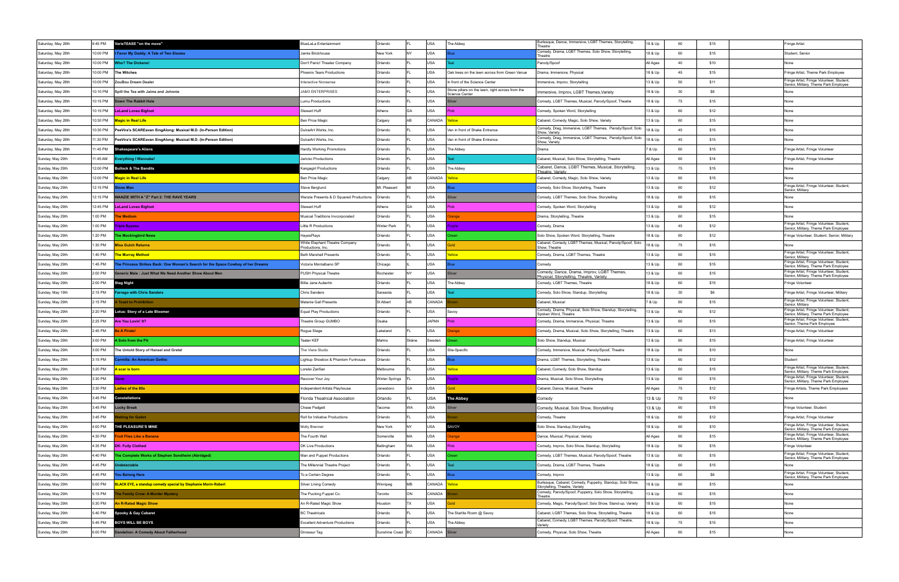| | | | | | | | | | | | | | |
|---|---|---|---|---|---|---|---|---|---|---|---|---|---|
| Saturday, May 28th | 9:45 PM | VarieTEASE "on the move" | BlueLaLa Entertainment | Orlando | FL | USA | The Abbey | Burlesque, Dance, Immersive, LGBT Themes, Storytelling, Theatre | 18 & Up | 60 | $15 | | Fringe Artist |
| Saturday, May 28th | 10:00 PM | I Favor My Daddy: A Tale of Two Sissies | Jamie Brickhouse | New York | NY | USA | Blue | Comedy, Drama, LGBT Themes, Solo Show, Storytelling, Theatre | 18 & Up | 60 | $15 | | Student, Senior |
| Saturday, May 28th | 10:00 PM | Who? The Dickens! | Don't Panic! Theater Company | Orlando | FL | USA | Teal | Parody/Spoof | All Ages | 40 | $10 | | None |
| Saturday, May 28th | 10:00 PM | The Witches | Phoenix Tears Productions | Orlando | FL | USA | Oak trees on the lawn across from Green Venue | Drama, Immersive, Physical | 18 & Up | 45 | $15 | | Fringe Artist, Theme Park Employee |
| Saturday, May 28th | 10:00 PM | ZouBou Dream Dealer | Interactive Nonsense | Orlando | FL | USA | In front of the Science Center | Immersive, Improv, Storytelling | 13 & Up | 50 | $11 | | Fringe Artist, Fringe Volunteer, Student, Senior, Military, Theme Park Employee |
| Saturday, May 28th | 10:10 PM | Spill the Tea with Jaimz and Johnnie | JAM3 ENTERPRISES | Orlando | FL | USA | Stone pillars on the lawn, right across from the Science Center | Immersive, Improv, LGBT Themes,Variety | 18 & Up | 30 | $8 | | None |
| Saturday, May 28th | 10:15 PM | Down The Rabbit Hole | Lumu Productions | Orlando | FL | USA | Silver | Comedy, LGBT Themes, Musical, Parody/Spoof, Theatre | 18 & Up | 75 | $15 | | None |
| Saturday, May 28th | 10:15 PM | LeLand Loves Bigfoot | Stewart Huff | Athens | GA | USA | Pink | Comedy, Spoken Word, Storytelling | 13 & Up | 60 | $12 | | None |
| Saturday, May 28th | 10:30 PM | Magic in Real Life | Ben Price Magic | Calgary | AB | CANADA | Yellow | Cabaret, Comedy, Magic, Solo Show, Variety | 13 & Up | 60 | $15 | | None |
| Saturday, May 28th | 10:30 PM | PeeVira's SCAREavan SingAlong: Musical M.D. (In-Person Edition) | DulceArt Works, Inc. | Orlando | FL | USA | Van in front of Shake Entrance | Comedy, Drag, Immersive, LGBT Themes, Parody/Spoof, Solo Show, Variety | 18 & Up | 45 | $15 | | None |
| Saturday, May 28th | 11:30 PM | PeeVira's SCAREavan SingAlong: Musical M.D. (In-Person Edition) | DulceArt Works, Inc. | Orlando | FL | USA | Van in front of Shake Entrance | Comedy, Drag, Immersive, LGBT Themes, Parody/Spoof, Solo Show, Variety | 18 & Up | 45 | $15 | | None |
| Saturday, May 28th | 11:45 PM | Shakespeare's Aliens | Hardly Working Promotions | Orlando | FL | USA | The Abbey | Drama | 7 & Up | 60 | $15 | | Fringe Artist, Fringe Volunteer |
| Sunday, May 29th | 11:45 AM | Everything I Wannabe! | Jericko Productions | Orlando | FL | USA | Teal | Cabaret, Musical, Solo Show, Storytelling, Theatre | All Ages | 60 | $14 | | Fringe Artist, Fringe Volunteer |
| Sunday, May 29th | 12:00 PM | Bullock & The Bandits | Kangagirl Productions | Orlando | FL | USA | The Abbey | Cabaret, Dance, LGBT Themes, Musical, Storytelling, Theatre, Variety | 13 & Up | 75 | $15 | | None |
| Sunday, May 29th | 12:00 PM | Magic in Real Life | Ben Price Magic | Calgary | AB | CANADA | Yellow | Cabaret, Comedy, Magic, Solo Show, Variety | 13 & Up | 60 | $15 | | None |
| Sunday, May 29th | 12:15 PM | Stone Man | Steve Berglund | Mt. Pleasant | MI | USA | Blue | Comedy, Solo Show, Storytelling, Theatre | 13 & Up | 60 | $12 | | Fringe Artist, Fringe Volunteer, Student, Senior, Military |
| Sunday, May 29th | 12:15 PM | WANZIE WITH A "Z" Part 2: THE RAVE YEARS | Wanzie Presents & D Squared Productions | Orlando | FL | USA | Silver | Comedy, LGBT Themes, Solo Show, Storytelling | 18 & Up | 60 | $15 | | None |
| Sunday, May 29th | 12:45 PM | LeLand Loves Bigfoot | Stewart Huff | Athens | GA | USA | Pink | Comedy, Spoken Word, Storytelling | 13 & Up | 60 | $12 | | None |
| Sunday, May 29th | 1:00 PM | The Medium | Musical Traditions Invcorporated | Orlando | FL | USA | Orange | Drama, Storytelling, Theatre | 13 & Up | 60 | $15 | | None |
| Sunday, May 29th | 1:00 PM | Triple Bypass | Little R Productions | Winter Park | FL | USA | Purple | Comedy, Drama | 13 & Up | 45 | $12 | | Fringe Artist, Fringe Volunteer, Student, Senior, Military, Theme Park Employees |
| Sunday, May 29th | 1:20 PM | The Mockingbird News | HayesPlays | Orlando | FL | USA | Green | Solo Show, Spoken Word, Storytelling, Theatre | 18 & Up | 60 | $12 | | Fringe Volunteer, Student, Senior, Military |
| Sunday, May 29th | 1:30 PM | Miss Gulch Returns | White Elephant Theatre Company Productions, Inc. | Orlando | FL | USA | Gold | Cabaret, Comedy, LGBT Themes, Musical, Parody/Spoof, Solo Show, Theatre | 18 & Up | 75 | $15 | | None |
| Sunday, May 29th | 1:40 PM | The Murray Method | Beth Marshall Presents | Orlando | FL | USA | Yellow | Comedy, Drama, LGBT Themes, Theatre | 13 & Up | 60 | $15 | | Fringe Artist, Fringe Volunteer, Student, Senior, Military |
| Sunday, May 29th | 1:45 PM | The Princess Strikes Back: One Woman's Search for the Space Cowboy of her Dreams | Victoria Montalbano SP | Chicago | IL | USA | Blue | Comedy | 13 & Up | 60 | $15 | | Fringe Artist, Fringe Volunteer, Student, Senior, Military, Theme Park Employees |
| Sunday, May 29th | 2:00 PM | Generic Male : Just What We Need Another Show About Men | PUSH Physical Theatre | Rochester | NY | USA | Silver | Comedy, Dance, Drama, Improv, LGBT Themes, Physical, Storytelling, Theatre, Variety | 13 & Up | 60 | $15 | | Fringe Artist, Fringe Volunteer, Student, Senior, Military, Theme Park Employees |
| Sunday, May 29th | 2:00 PM | Stag Night | Billie Jane Aubertin | Orlando | FL | USA | The Abbey | Comedy, LGBT Themes, Theatre | 18 & Up | 60 | $15 | | Fringe Volunteer |
| Sunday, May 19th | 2:15 PM | Farrago with Chris Sanders | Chris Sanders | Sarasota | FL | USA | Teal | Comedy, Solo Show, Standup, Storytelling | 18 & Up | 30 | $6 | | Fringe Artist, Fringe Volunteer, Military |
| Sunday, May 29th | 2:15 PM | A Toast to Prohibition | Melanie Gall Presents | St Albert | AB | CANADA | Brown | Cabaret, Musical | 7 & Up | 60 | $15 | | Fringe Artist, Fringe Volunteer, Student, Senior, Military |
| Sunday, May 29th | 2:20 PM | Lotus: Story of a Late Bloomer | Equal Play Productions | Orlando | FL | USA | Savoy | Comedy, Drama, Physical, Solo Show, Standup, Storytelling, Spoken Word, Theatre | 13 & Up | 60 | $12 | | Fringe Artist, Fringe Volunteer, Student, Senior, Military, Theme Park Employees |
| Sunday, May 29th | 2:25 PM | Are You Lovin' It? | Theatre Group GUMBO | Osaka | | JAPAN | Pink | Comedy, Drama, Immersive, Physical, Theatre | 13 & Up | 60 | $15 | | Fringe Artist, Fringe Volunteer, Student, Senior, Theme Park Employee |
| Sunday, May 29th | 2:45 PM | Be A Pirate! | Rogue Stage | Lakeland | FL | USA | Orange | Comedy, Drama, Musical, Solo Show, Storytelling, Theatre | 13 & Up | 60 | $13 | | Fringe Artist, Fringe Volunteer |
| Sunday, May 29th | 3:00 PM | A Solo from the Pit | Teater KEF | Malmo | Skåne | Sweden | Green | Solo Show, Standup, Musical | 13 & Up | 60 | $15 | | Fringe Artist, Fringe Volunteer |
| Sunday, May 29th | 3:00 PM | The Untold Story of Hansel and Gretel | The Viera Studio | Orlando | FL | USA | Site-Specific | Comedy, Immersive, Musical, Parody/Spoof, Theatre | 18 & Up | 60 | $10 | | None |
| Sunday, May 29th | 3:15 PM | Carmilla: An American Gothic | Lightup Shoebox & Phantom Funhouse | Orlando | FL | USA | Blue | Drama, LGBT Themes, Storytelling, Theatre | 13 & Up | 60 | $12 | | Student |
| Sunday, May 29th | 3:20 PM | A scar is born | Lorelei Zarifian | Melbourne | FL | USA | Yellow | Cabaret, Comedy, Solo Show, Standup | 13 & Up | 60 | $15 | | Fringe Artist, Fringe Volunteer, Student, Senior, Military, Theme Park Employees |
| Sunday, May 29th | 3:30 PM | Sonia | Recover Your Joy | Winter Springs | FL | USA | Purple | Drama, Musical, Solo Show, Storytelling | 13 & Up | 60 | $15 | | Fringe Artist, Fringe Volunteer, Student, Senior, Military, Theme Park Employees |
| Sunday, May 29th | 3:30 PM | Ladies of the 80s | Independent Artists Playhouse | Jonesboro | GA | USA | Gold | Cabaret, Dance, Musical, Theatre | All Ages | 75 | $12 | | Fringe Artists, Theme Park Employees |
| Sunday, May 29th | 3:45 PM | Constellations | Florida Theatrical Association | Orlando | FL | USA | The Abbey | Comedy | 13 & Up | 70 | $12 | | None |
| Sunday, May 29th | 3:45 PM | Lucky Break | Chase Padgett | Tacoma | WA | USA | Silver | Comedy, Musical, Solo Show, Storytelling | 13 & Up | 60 | $15 | | Fringe Volunteer, Student |
| Sunday, May 29th | 3:45 PM | Waiting for Godot | Roll for Initiative Productions | Orlando | FL | USA | Brown | Comedy, Theatre | 18 & Up | 60 | $12 | | Fringe Artist, Fringe Volunteer |
| Sunday, May 29th | 4:00 PM | THE PLEASURE'S MINE | Molly Brenner | New York | NY | USA | SAVOY | Solo Show, Standup,Storytelling, | 18 & Up | 60 | $10 | | Fringe Artist, Fringe Volunteer, Student, Senior, Military, Theme Park Employees |
| Sunday, May 29th | 4:30 PM | Fruit Flies Like a Banana | The Fourth Wall | Somerville | MA | USA | Orange | Dance, Musical, Physical, Variety | All Ages | 60 | $15 | | Fringe Artist, Fringe Volunteer, Student, Senior, Military, Theme Park Employees |
| Sunday, May 29th | 4:35 PM | DK: Fully Clothed | DK Live Productions | Bellingham | WA | USA | Pink | Comedy, Improv, Solo Show, Standup, Storytelling | 18 & Up | 50 | $15 | | Fringe Volunteer |
| Sunday, May 29th | 4:40 PM | The Complete Works of Stephen Sondheim (Abridged) | Man and Puppet Productions | Orlando | FL | USA | Green | Comedy, LGBT Themes, Musical, Parody/Spoof, Theatre | 13 & Up | 60 | $15 | | Fringe Artist, Fringe Volunteer, Student, Senior, Military, Theme Park Employees |
| Sunday, May 29th | 4:45 PM | Undetectable | The Millennial Theatre Project | Orlando | FL | USA | Teal | Comedy, Drama, LGBT Themes, Theatre | 18 & Up | 60 | $15 | | None |
| Sunday, May 29th | 4:45 PM | You Belong Here | To a Certain Degree | Orlando | FL | USA | Blue | Comedy, Improv | 13 & Up | 60 | $6 | | Fringe Artist, Fringe Volunteer, Student, Senior, Military, Theme Park Employees |
| Sunday, May 29th | 5:00 PM | BLACK EYE, a standup comedy special by Stephanie Morin-Robert | Silver Lining Comedy | Winnipeg | MB | CANADA | Yellow | Burlesque, Cabaret, Comedy, Puppetry, Standup, Solo Show, Storytelling, Theatre, Variety | 18 & Up | 60 | $15 | | None |
| Sunday, May 29th | 5:15 PM | The Family Crow: A Murder Mystery | The Pucking Puppet Co. | Toronto | ON | CANADA | Brown | Comedy, Parody/Spoof, Puppetry, Solo Show, Storytelling, Theatre | 13 & Up | 60 | $15 | | None |
| Sunday, May 29th | 5:30 PM | An R-Rated Magic Show | An R-Rated Magic Show | Houston | TX | USA | Gold | Comedy, Magic, Parody/Spoof, Solo Show, Stand-up, Variety | 18 & Up | 60 | $15 | | None |
| Sunday, May 29th | 5:40 PM | Spooky & Gay Cabaret | BC Theatricals | Orlando | FL | USA | The Starlite Room @ Savoy | Cabaret, LGBT Themes, Solo Show, Storytelling, Theatre | 18 & Up | 60 | $15 | | None |
| Sunday, May 29th | 5:45 PM | BOYS WILL BE BOYS | Excellent Adventure Productions | Orlando | FL | USA | The Abbey | Cabaret, Comedy, LGBT Themes, Parody/Spoof, Theatre, Variety | 18 & Up | 75 | $15 | | None |
| Sunday, May 29th | 6:00 PM | Dandelion: A Comedy About Fatherhood | Dinosaur Tag | Sunshine Coast | BC | CANADA | Silver | Comedy, Physical, Solo Show, Theatre | All Ages | 60 | $15 | | None |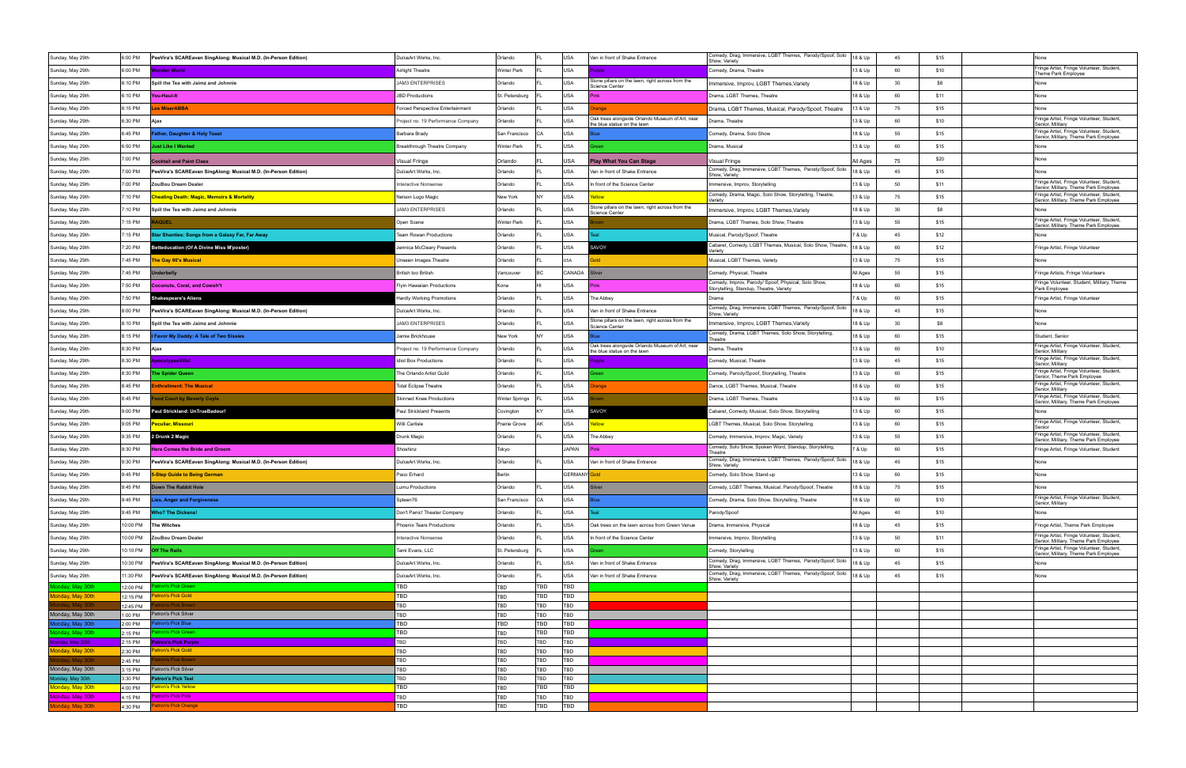| Date | Time | Show | Company | City | State | Country | Venue | Genre | Age | Length | Price | | Discounts |
|---|---|---|---|---|---|---|---|---|---|---|---|---|---|
| Sunday, May 29th | 6:00 PM | PeeVira's SCAREavan SingAlong: Musical M.D. (In-Person Edition) | DulceArt Works, Inc. | Orlando | FL | USA | Van in front of Shake Entrance | Comedy, Drag, Immersive, LGBT Themes, Parody/Spoof, Solo Show, Variety | 18 & Up | 45 | $15 | | None |
| Sunday, May 29th | 6:00 PM | Wonder World | Airtight Theatre | Winter Park | FL | USA | Purple | Comedy, Drama, Theatre | 13 & Up | 60 | $10 | | Fringe Artist, Fringe Volunteer, Student, Theme Park Employee |
| Sunday, May 29th | 6:10 PM | Spill the Tea with Jaimz and Johnnie | JAM3 ENTERPRISES | Orlando | FL | USA | Stone pillars on the lawn, right across from the Science Center | Immersive, Improv, LGBT Themes,Variety | 18 & Up | 30 | $8 | | None |
| Sunday, May 29th | 6:10 PM | You-Haul-It | JBD Productions | St. Petersburg | FL | USA | Pink | Drama, LGBT Themes, Theatre | 18 & Up | 60 | $11 | | None |
| Sunday, May 29th | 6:15 PM | Les MiserABBA | Forced Perspective Entertainment | Orlando | FL | USA | Orange | Drama, LGBT Themes, Musical, Parody/Spoof, Theatre | 13 & Up | 75 | $15 | | None |
| Sunday, May 29th | 6:30 PM | Ajax | Project no. 19 Performance Company | Orlando | FL | USA | Oak trees alongside Orlando Museum of Art, near the blue statue on the lawn | Drama, Theatre | 13 & Up | 60 | $10 | | Fringe Artist, Fringe Volunteer, Student, Senior, Military |
| Sunday, May 29th | 6:45 PM | Father, Daughter & Holy Toast | Barbara Brady | San Francisco | CA | USA | Blue | Comedy, Drama, Solo Show | 18 & Up | 55 | $15 | | Fringe Artist, Fringe Volunteer, Student, Senior, Military, Theme Park Employee |
| Sunday, May 29th | 6:50 PM | Just Like I Wanted | Breakthrough Theatre Company | Winter Park | FL | USA | Green | Drama, Musical | 13 & Up | 60 | $15 | | None |
| Sunday, May 29th | 7:00 PM | Cocktail and Paint Class | Visual Fringe | Orlando | FL | USA | Play What You Can Stage | Visual Fringe | All Ages | 75 | $20 | | None |
| Sunday, May 29th | 7:00 PM | PeeVira's SCAREavan SingAlong: Musical M.D. (In-Person Edition) | DulceArt Works, Inc. | Orlando | FL | USA | Van in front of Shake Entrance | Comedy, Drag, Immersive, LGBT Themes, Parody/Spoof, Solo Show, Variety | 18 & Up | 45 | $15 | | None |
| Sunday, May 29th | 7:00 PM | ZouBou Dream Dealer | Interactive Nonsense | Orlando | FL | USA | In front of the Science Center | Immersive, Improv, Storytelling | 13 & Up | 50 | $11 | | Fringe Artist, Fringe Volunteer, Student, Senior, Military, Theme Park Employee |
| Sunday, May 29th | 7:10 PM | Cheating Death: Magic, Memoirs & Mortality | Nelson Lugo Magic | New York | NY | USA | Yellow | Comedy, Drama, Magic, Solo Show, Storytelling, Theatre, Variety | 13 & Up | 75 | $15 | | Fringe Artist, Fringe Volunteer, Student, Senior, Military, Theme Park Employee |
| Sunday, May 29th | 7:10 PM | Spill the Tea with Jaimz and Johnnie | JAM3 ENTERPRISES | Orlando | FL | USA | Stone pillars on the lawn, right across from the Science Center | Immersive, Improv, LGBT Themes,Variety | 18 & Up | 30 | $8 | | None |
| Sunday, May 29th | 7:15 PM | RAQUEL | Open Scene | Winter Park | FL | USA | Brown | Drama, LGBT Themes, Solo Show, Theatre | 13 & Up | 55 | $15 | | Fringe Artist, Fringe Volunteer, Student, Senior, Military, Theme Park Employee |
| Sunday, May 29th | 7:15 PM | Star Shanties: Songs from a Galaxy Far, Far Away | Team Rowan Productions | Orlando | FL | USA | Teal | Musical, Parody/Spoof, Theatre | 7 & Up | 45 | $12 | | None |
| Sunday, May 29th | 7:20 PM | Betteducation (Of A Divine Miss M'poster) | Jennica McCleary Presents | Orlando | FL | USA | SAVOY | Cabaret, Comedy, LGBT Themes, Musical, Solo Show, Theatre, Variety | 18 & Up | 60 | $12 | | Fringe Artist, Fringe Volunteer |
| Sunday, May 29th | 7:45 PM | The Gay 90's Musical | Unseen Images Theatre | Orlando | FL | USA | Gold | Musical, LGBT Themes, Variety | 13 & Up | 75 | $15 | | None |
| Sunday, May 29th | 7:45 PM | Underbelly | British too British | Vancouver | BC | CANADA | Silver | Comedy, Physical, Theatre | All Ages | 55 | $15 | | Fringe Artists, Fringe Volunteers |
| Sunday, May 29th | 7:50 PM | Coconuts, Coral, and Cowsh*t | Flyin Hawaiian Productions | Kona | HI | USA | Pink | Comedy, Improv, Parody/ Spoof, Physical, Solo Show, Storytelling, Standup, Theatre, Variety | 18 & Up | 60 | $15 | | Fringe Volunteer, Student, Military, Theme Park Employee |
| Sunday, May 29th | 7:50 PM | Shakespeare's Aliens | Hardly Working Promotions | Orlando | FL | USA | The Abbey | Drama | 7 & Up | 60 | $15 | | Fringe Artist, Fringe Volunteer |
| Sunday, May 29th | 8:00 PM | PeeVira's SCAREavan SingAlong: Musical M.D. (In-Person Edition) | DulceArt Works, Inc. | Orlando | FL | USA | Van in front of Shake Entrance | Comedy, Drag, Immersive, LGBT Themes, Parody/Spoof, Solo Show, Variety | 18 & Up | 45 | $15 | | None |
| Sunday, May 29th | 8:10 PM | Spill the Tea with Jaimz and Johnnie | JAM3 ENTERPRISES | Orlando | FL | USA | Stone pillars on the lawn, right across from the Science Center | Immersive, Improv, LGBT Themes,Variety | 18 & Up | 30 | $8 | | None |
| Sunday, May 29th | 8:15 PM | I Favor My Daddy: A Tale of Two Sissies | Jamie Brickhouse | New York | NY | USA | Blue | Comedy, Drama, LGBT Themes, Solo Show, Storytelling, Theatre | 18 & Up | 60 | $15 | | Student, Senior |
| Sunday, May 29th | 8:30 PM | Ajax | Project no. 19 Performance Company | Orlando | FL | USA | Oak trees alongside Orlando Museum of Art, near the blue statue on the lawn | Drama, Theatre | 13 & Up | 60 | $10 | | Fringe Artist, Fringe Volunteer, Student, Senior, Military |
| Sunday, May 29th | 8:30 PM | ApocalypseVille! | Idiot Box Productions | Orlando | FL | USA | Purple | Comedy, Musical, Theatre | 13 & Up | 45 | $15 | | Fringe Artist, Fringe Volunteer, Student, Senior, Military |
| Sunday, May 29th | 8:30 PM | The Spider Queen | The Orlando Artist Guild | Orlando | FL | USA | Green | Comedy, Parody/Spoof, Storytelling, Theatre | 13 & Up | 60 | $15 | | Fringe Artist, Fringe Volunteer, Student, Senior, Theme Park Employee |
| Sunday, May 29th | 8:45 PM | Enthrallment: The Musical | Total Eclipse Theatre | Orlando | FL | USA | Orange | Dance, LGBT Themes, Musical, Theatre | 18 & Up | 60 | $15 | | Fringe Artist, Fringe Volunteer, Student, Senior, Military |
| Sunday, May 29th | 8:45 PM | Food Court by Beverly Coyle | Skinned Knee Productions | Winter Springs | FL | USA | Brown | Drama, LGBT Themes, Theatre | 13 & Up | 60 | $15 | | Fringe Artist, Fringe Volunteer, Student, Senior, Military, Theme Park Employee |
| Sunday, May 29th | 9:00 PM | Paul Strickland: UnTrueBadour! | Paul Strickland Presents | Covington | KY | USA | SAVOY | Cabaret, Comedy, Musical, Solo Show, Storytelling | 13 & Up | 60 | $15 | | None |
| Sunday, May 29th | 9:05 PM | Peculiar, Missouri | Willi Carlisle | Prairie Grove | AK | USA | Yellow | LGBT Themes, Musical, Solo Show, Storytelling | 13 & Up | 60 | $15 | | Fringe Artist, Fringe Volunteer, Student, Senior |
| Sunday, May 29th | 9:35 PM | 2 Drunk 2 Magic | Drunk Magic | Orlando | FL | USA | The Abbey | Comedy, Immersive, Improv, Magic, Variety | 13 & Up | 55 | $15 | | Fringe Artist, Fringe Volunteer, Student, Senior, Military, Theme Park Employee |
| Sunday, May 29th | 9:30 PM | Here Comes the Bride and Groom | Shoshinz | Tokyo | | JAPAN | Pink | Comedy, Solo Show, Spoken Word, Standup, Storytelling, Theatre | 7 & Up | 60 | $15 | | Fringe Artist, Fringe Volunteer, Student |
| Sunday, May 29th | 9:30 PM | PeeVira's SCAREavan SingAlong: Musical M.D. (In-Person Edition) | DulceArt Works, Inc. | Orlando | FL | USA | Van in front of Shake Entrance | Comedy, Drag, Immersive, LGBT Themes, Parody/Spoof, Solo Show, Variety | 18 & Up | 45 | $15 | | None |
| Sunday, May 29th | 9:45 PM | 5-Step Guide to Being German | Paco Erhard | Berlin | | GERMANY | Gold | Comedy, Solo Show, Stand-up | 13 & Up | 60 | $15 | | None |
| Sunday, May 29th | 9:45 PM | Down The Rabbit Hole | Lumu Productions | Orlando | FL | USA | Silver | Comedy, LGBT Themes, Musical, Parody/Spoof, Theatre | 18 & Up | 75 | $15 | | None |
| Sunday, May 29th | 9:45 PM | Lies, Anger and Forgiveness | Spleen76 | San Francisco | CA | USA | Blue | Comedy, Drama, Solo Show, Storytelling, Theatre | 18 & Up | 60 | $10 | | Fringe Artist, Fringe Volunteer, Student, Senior, Military |
| Sunday, May 29th | 9:45 PM | Who? The Dickens! | Don't Panic! Theater Company | Orlando | FL | USA | Teal | Parody/Spoof | All Ages | 40 | $10 | | None |
| Sunday, May 29th | 10:00 PM | The Witches | Phoenix Tears Productions | Orlando | FL | USA | Oak trees on the lawn across from Green Venue | Drama, Immersive, Physical | 18 & Up | 45 | $15 | | Fringe Artist, Theme Park Employee |
| Sunday, May 29th | 10:00 PM | ZouBou Dream Dealer | Interactive Nonsense | Orlando | FL | USA | In front of the Science Center | Immersive, Improv, Storytelling | 13 & Up | 50 | $11 | | Fringe Artist, Fringe Volunteer, Student, Senior, Military, Theme Park Employee |
| Sunday, May 29th | 10:10 PM | Off The Rails | Tami Evans, LLC | St. Petersburg | FL | USA | Green | Comedy, Storytelling | 13 & Up | 60 | $15 | | Fringe Artist, Fringe Volunteer, Student, Senior, Military, Theme Park Employee |
| Sunday, May 29th | 10:30 PM | PeeVira's SCAREavan SingAlong: Musical M.D. (In-Person Edition) | DulceArt Works, Inc. | Orlando | FL | USA | Van in front of Shake Entrance | Comedy, Drag, Immersive, LGBT Themes, Parody/Spoof, Solo Show, Variety | 18 & Up | 45 | $15 | | None |
| Sunday, May 29th | 11:30 PM | PeeVira's SCAREavan SingAlong: Musical M.D. (In-Person Edition) | DulceArt Works, Inc. | Orlando | FL | USA | Van in front of Shake Entrance | Comedy, Drag, Immersive, LGBT Themes, Parody/Spoof, Solo Show, Variety | 18 & Up | 45 | $15 | | None |
| Monday, May 30th | 12:00 PM | Patron's Pick Green | TBD | TBD | TBD | TBD | | | | | | | |
| Monday, May 30th | 12:15 PM | Patron's Pick Gold | TBD | TBD | TBD | TBD | | | | | | | |
| Monday, May 30th | 12:45 PM | Patron's Pick Brown | TBD | TBD | TBD | TBD | | | | | | | |
| Monday, May 30th | 1:00 PM | Patron's Pick Silver | TBD | TBD | TBD | TBD | | | | | | | |
| Monday, May 30th | 2:00 PM | Patron's Pick Blue | TBD | TBD | TBD | TBD | | | | | | | |
| Monday, May 30th | 2:15 PM | Patron's Pick Green | TBD | TBD | TBD | TBD | | | | | | | |
| Monday, May 30th | 2:15 PM | Patron's Pick Purple | TBD | TBD | TBD | TBD | | | | | | | |
| Monday, May 30th | 2:30 PM | Patron's Pick Gold | TBD | TBD | TBD | TBD | | | | | | | |
| Monday, May 30th | 2:45 PM | Patron's Pick Brown | TBD | TBD | TBD | TBD | | | | | | | |
| Monday, May 30th | 3:15 PM | Patron's Pick Silver | TBD | TBD | TBD | TBD | | | | | | | |
| Monday, May 30th | 3:30 PM | Patron's Pick Teal | TBD | TBD | TBD | TBD | | | | | | | |
| Monday, May 30th | 4:00 PM | Patron's Pick Yellow | TBD | TBD | TBD | TBD | | | | | | | |
| Monday, May 30th | 4:15 PM | Patron's Pick Pink | TBD | TBD | TBD | TBD | | | | | | | |
| Monday, May 30th | 4:30 PM | Patron's Pick Orange | TBD | TBD | TBD | TBD | | | | | | | |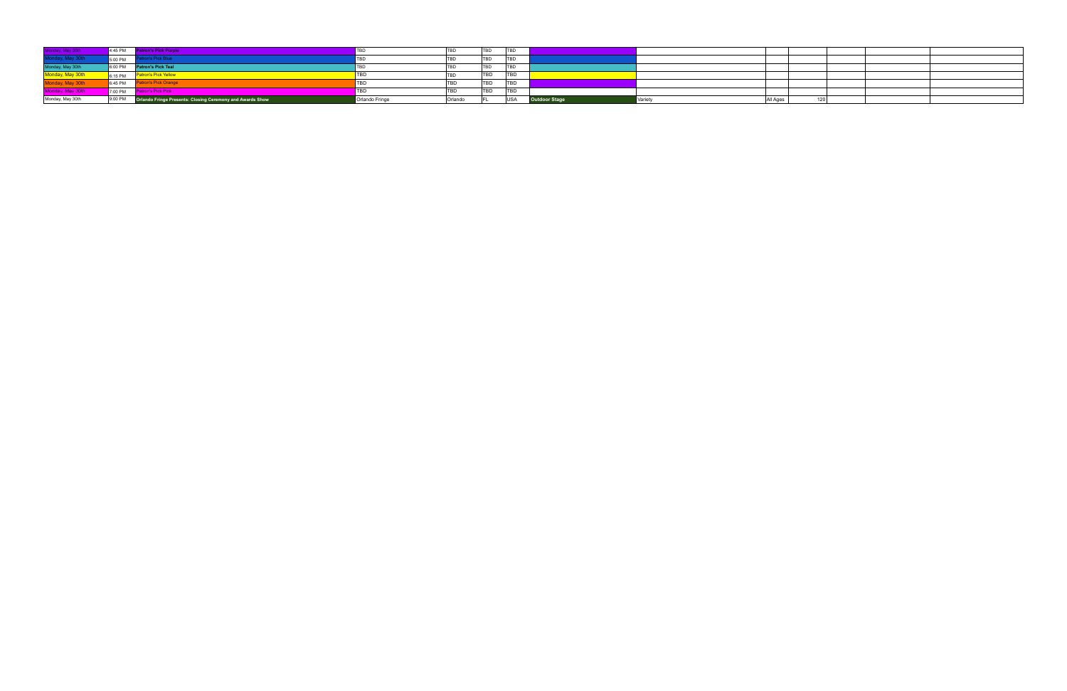| | | | | | | | | | | | | | |
|---|---|---|---|---|---|---|---|---|---|---|---|---|---|
| Monday, May 30th | 4:45 PM | **Patron's Pick** Purple | TBD | TBD | TBD | TBD | | | | | | | |
| Monday, May 30th | 5:00 PM | Patron's Pick Blue | TBD | TBD | TBD | TBD | | | | | | | |
| Monday, May 30th | 6:00 PM | **Patron's Pick Teal** | TBD | TBD | TBD | TBD | | | | | | | |
| Monday, May 30th | 6:15 PM | Patron's Pick Yellow | TBD | TBD | TBD | TBD | | | | | | | |
| Monday, May 30th | 6:45 PM | Patron's Pick Orange | TBD | TBD | TBD | TBD | | | | | | | |
| Monday, May 30th | 7:00 PM | Patron's Pick Pink | TBD | TBD | TBD | TBD | | | | | | | |
| Monday, May 30th | 9:00 PM | **Orlando Fringe Presents: Closing Ceremony and Awards Show** | Orlando Fringe | Orlando | FL | USA | **Outdoor Stage** | Variety | All Ages | 120 | | | |